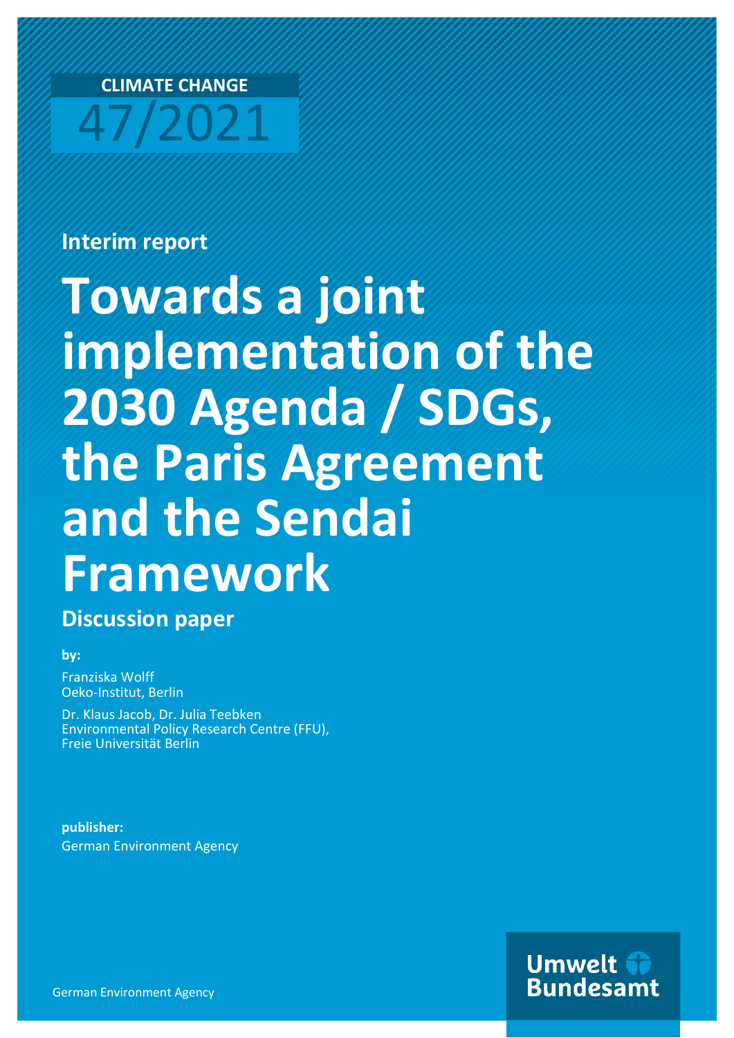CLIMATE CHANGE

47/2021

**Interim report**

# Towards a joint implementation of the 2030 Agenda / SDGs, the Paris Agreement and the Sendai Framework

## Discussion paper

**by:**

Franziska Wolff
Oeko-Institut, Berlin

Dr. Klaus Jacob, Dr. Julia Teebken
Environmental Policy Research Centre (FFU),
Freie Universität Berlin

**publisher:**
German Environment Agency

German Environment Agency

Umwelt Bundesamt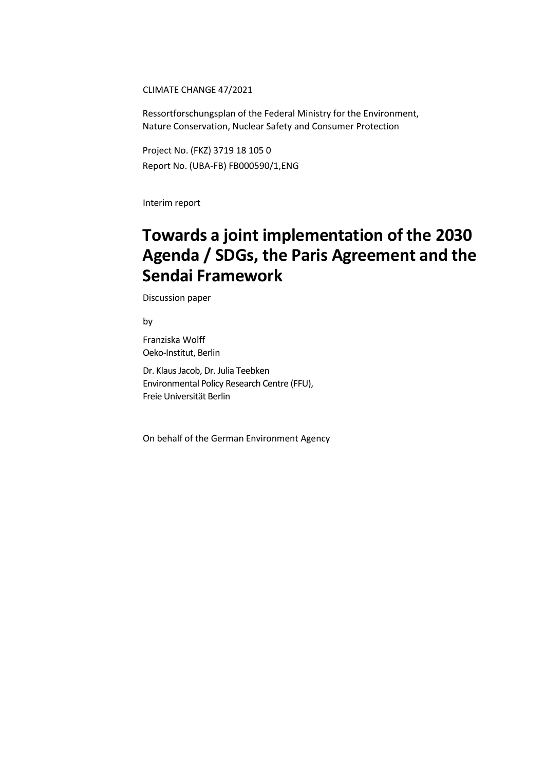CLIMATE CHANGE 47/2021

Ressortforschungsplan of the Federal Ministry for the Environment, Nature Conservation, Nuclear Safety and Consumer Protection

Project No. (FKZ) 3719 18 105 0
Report No. (UBA-FB) FB000590/1,ENG

Interim report

# Towards a joint implementation of the 2030 Agenda / SDGs, the Paris Agreement and the Sendai Framework

Discussion paper

by

Franziska Wolff
Oeko-Institut, Berlin

Dr. Klaus Jacob, Dr. Julia Teebken
Environmental Policy Research Centre (FFU),
Freie Universität Berlin

On behalf of the German Environment Agency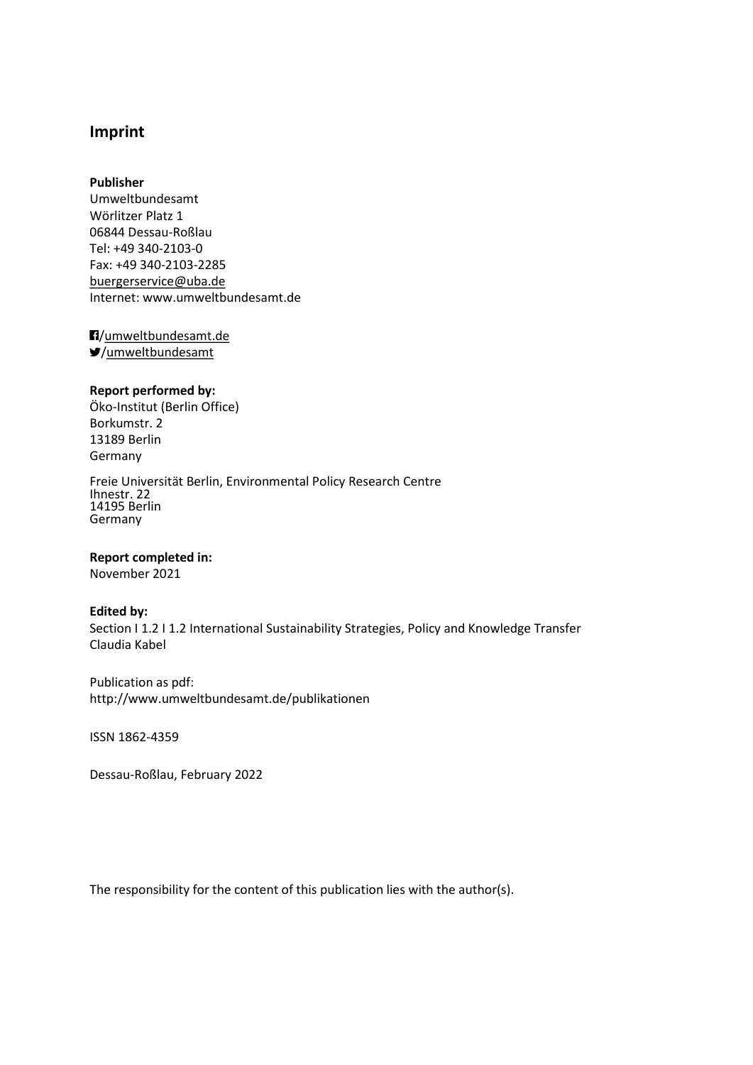## Imprint

**Publisher**
Umweltbundesamt
Wörlitzer Platz 1
06844 Dessau-Roßlau
Tel: +49 340-2103-0
Fax: +49 340-2103-2285
buergerservice@uba.de
Internet: www.umweltbundesamt.de

/umweltbundesamt.de
/umweltbundesamt

**Report performed by:**
Öko-Institut (Berlin Office)
Borkumstr. 2
13189 Berlin
Germany

Freie Universität Berlin, Environmental Policy Research Centre
Ihnestr. 22
14195 Berlin
Germany

**Report completed in:**
November 2021

**Edited by:**
Section I 1.2 I 1.2 International Sustainability Strategies, Policy and Knowledge Transfer
Claudia Kabel

Publication as pdf:
http://www.umweltbundesamt.de/publikationen

ISSN 1862-4359

Dessau-Roßlau, February 2022

The responsibility for the content of this publication lies with the author(s).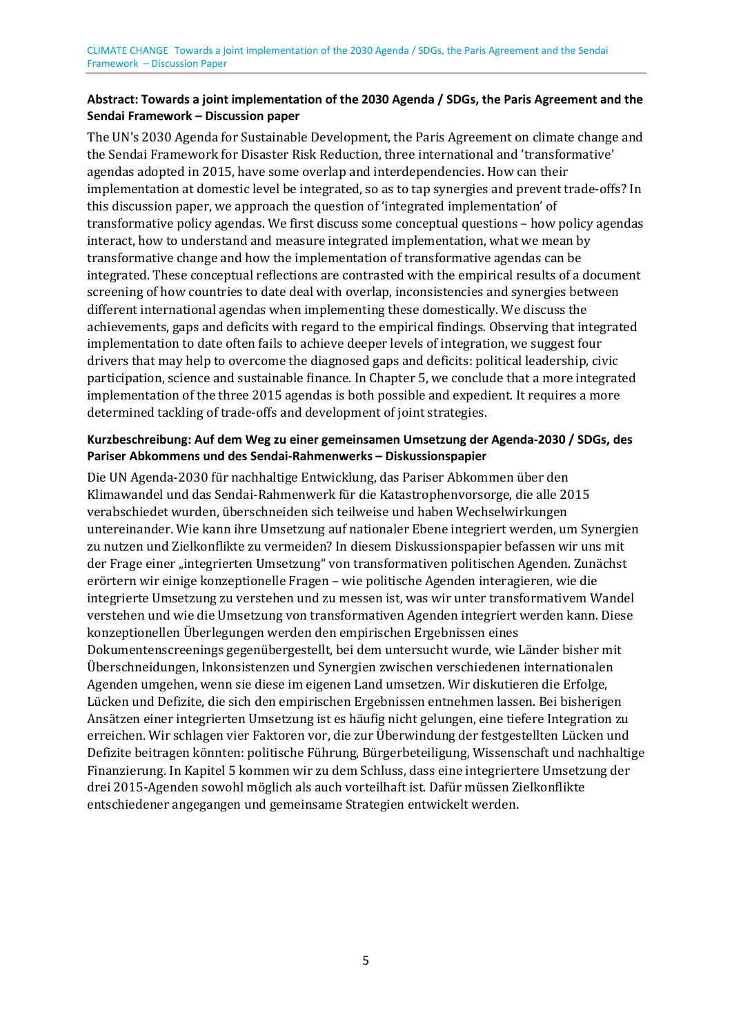**Abstract: Towards a joint implementation of the 2030 Agenda / SDGs, the Paris Agreement and the Sendai Framework – Discussion paper**

The UN's 2030 Agenda for Sustainable Development, the Paris Agreement on climate change and the Sendai Framework for Disaster Risk Reduction, three international and 'transformative' agendas adopted in 2015, have some overlap and interdependencies. How can their implementation at domestic level be integrated, so as to tap synergies and prevent trade-offs? In this discussion paper, we approach the question of 'integrated implementation' of transformative policy agendas. We first discuss some conceptual questions – how policy agendas interact, how to understand and measure integrated implementation, what we mean by transformative change and how the implementation of transformative agendas can be integrated. These conceptual reflections are contrasted with the empirical results of a document screening of how countries to date deal with overlap, inconsistencies and synergies between different international agendas when implementing these domestically. We discuss the achievements, gaps and deficits with regard to the empirical findings. Observing that integrated implementation to date often fails to achieve deeper levels of integration, we suggest four drivers that may help to overcome the diagnosed gaps and deficits: political leadership, civic participation, science and sustainable finance. In Chapter 5, we conclude that a more integrated implementation of the three 2015 agendas is both possible and expedient. It requires a more determined tackling of trade-offs and development of joint strategies.

**Kurzbeschreibung: Auf dem Weg zu einer gemeinsamen Umsetzung der Agenda-2030 / SDGs, des Pariser Abkommens und des Sendai-Rahmenwerks – Diskussionspapier**

Die UN Agenda-2030 für nachhaltige Entwicklung, das Pariser Abkommen über den Klimawandel und das Sendai-Rahmenwerk für die Katastrophenvorsorge, die alle 2015 verabschiedet wurden, überschneiden sich teilweise und haben Wechselwirkungen untereinander. Wie kann ihre Umsetzung auf nationaler Ebene integriert werden, um Synergien zu nutzen und Zielkonflikte zu vermeiden? In diesem Diskussionspapier befassen wir uns mit der Frage einer „integrierten Umsetzung" von transformativen politischen Agenden. Zunächst erörtern wir einige konzeptionelle Fragen – wie politische Agenden interagieren, wie die integrierte Umsetzung zu verstehen und zu messen ist, was wir unter transformativem Wandel verstehen und wie die Umsetzung von transformativen Agenden integriert werden kann. Diese konzeptionellen Überlegungen werden den empirischen Ergebnissen eines Dokumentenscreenings gegenübergestellt, bei dem untersucht wurde, wie Länder bisher mit Überschneidungen, Inkonsistenzen und Synergien zwischen verschiedenen internationalen Agenden umgehen, wenn sie diese im eigenen Land umsetzen. Wir diskutieren die Erfolge, Lücken und Defizite, die sich den empirischen Ergebnissen entnehmen lassen. Bei bisherigen Ansätzen einer integrierten Umsetzung ist es häufig nicht gelungen, eine tiefere Integration zu erreichen. Wir schlagen vier Faktoren vor, die zur Überwindung der festgestellten Lücken und Defizite beitragen könnten: politische Führung, Bürgerbeteiligung, Wissenschaft und nachhaltige Finanzierung. In Kapitel 5 kommen wir zu dem Schluss, dass eine integriertere Umsetzung der drei 2015-Agenden sowohl möglich als auch vorteilhaft ist. Dafür müssen Zielkonflikte entschiedener angegangen und gemeinsame Strategien entwickelt werden.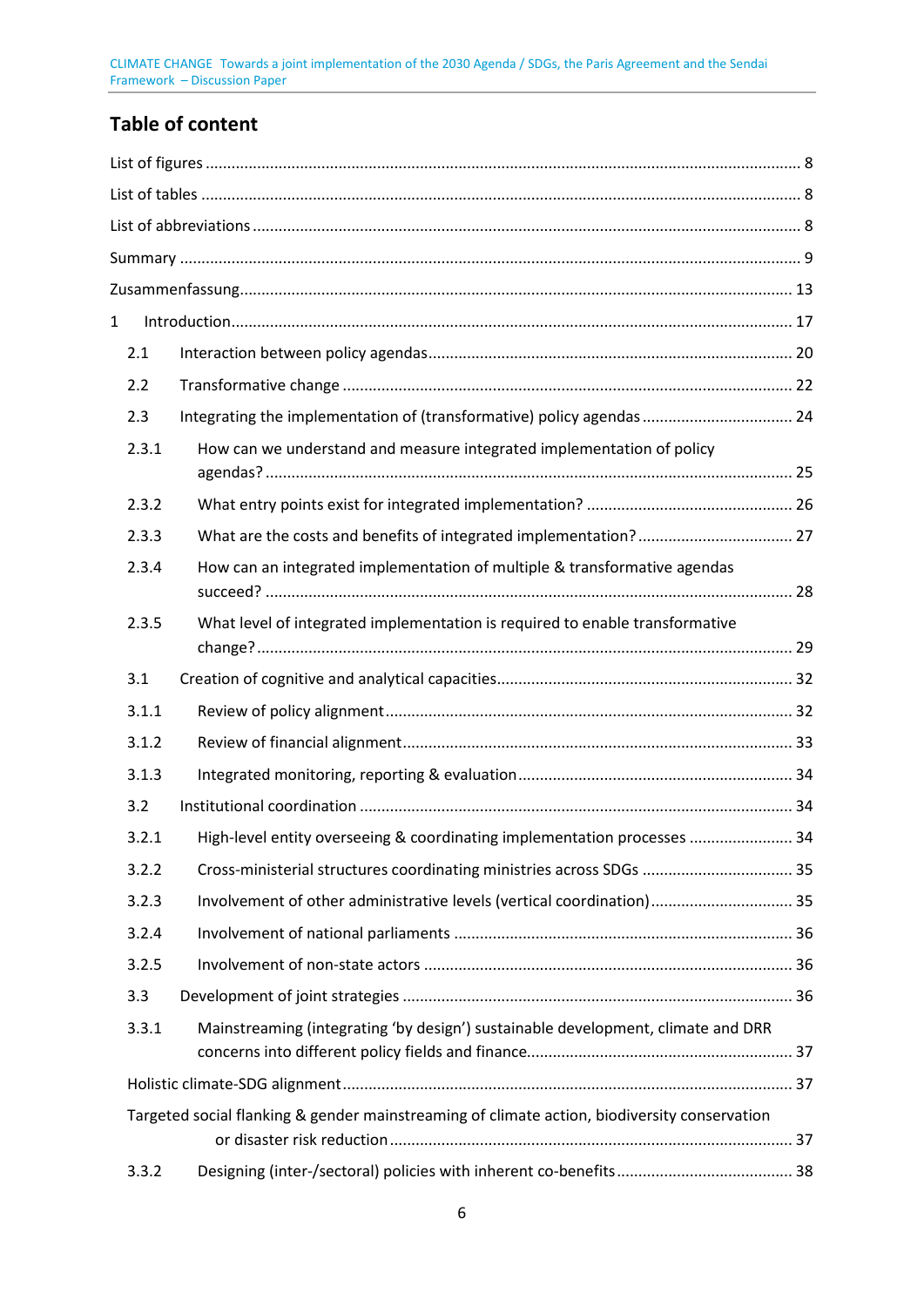## Table of content

List of figures ........................................................................................................................................ 8

List of tables .......................................................................................................................................... 8

List of abbreviations ............................................................................................................................. 8

Summary ............................................................................................................................................... 9

Zusammenfassung............................................................................................................................... 13

1 Introduction.................................................................................................................................. 17

2.1 Interaction between policy agendas .................................................................................... 20

2.2 Transformative change ........................................................................................................ 22

2.3 Integrating the implementation of (transformative) policy agendas .................................. 24

2.3.1 How can we understand and measure integrated implementation of policy agendas? .......................................................................................................................... 25

2.3.2 What entry points exist for integrated implementation? ............................................... 26

2.3.3 What are the costs and benefits of integrated implementation? ................................... 27

2.3.4 How can an integrated implementation of multiple & transformative agendas succeed? ......................................................................................................................... 28

2.3.5 What level of integrated implementation is required to enable transformative change? ........................................................................................................................... 29

3.1 Creation of cognitive and analytical capacities.................................................................... 32

3.1.1 Review of policy alignment ............................................................................................. 32

3.1.2 Review of financial alignment......................................................................................... 33

3.1.3 Integrated monitoring, reporting & evaluation ............................................................... 34

3.2 Institutional coordination .................................................................................................... 34

3.2.1 High-level entity overseeing & coordinating implementation processes ........................ 34

3.2.2 Cross-ministerial structures coordinating ministries across SDGs .................................. 35

3.2.3 Involvement of other administrative levels (vertical coordination)................................ 35

3.2.4 Involvement of national parliaments .............................................................................. 36

3.2.5 Involvement of non-state actors ..................................................................................... 36

3.3 Development of joint strategies .......................................................................................... 36

3.3.1 Mainstreaming (integrating ‘by design’) sustainable development, climate and DRR concerns into different policy fields and finance............................................................. 37

Holistic climate-SDG alignment ....................................................................................................... 37

Targeted social flanking & gender mainstreaming of climate action, biodiversity conservation or disaster risk reduction ............................................................................................. 37

3.3.2 Designing (inter-/sectoral) policies with inherent co-benefits ........................................ 38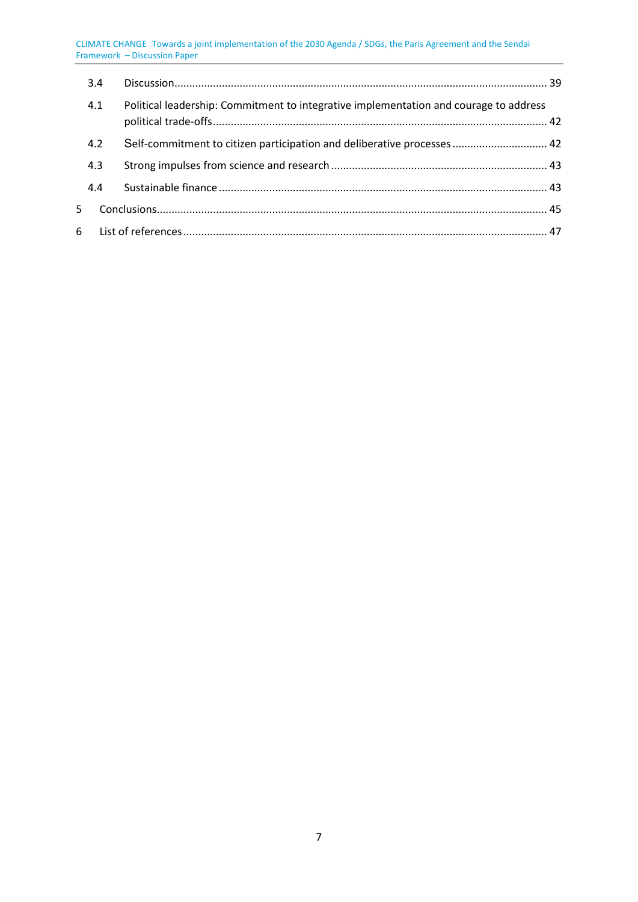3.4 Discussion ... 39

4.1 Political leadership: Commitment to integrative implementation and courage to address political trade-offs ... 42

4.2 Self-commitment to citizen participation and deliberative processes ... 42

4.3 Strong impulses from science and research ... 43

4.4 Sustainable finance ... 43

5 Conclusions ... 45

6 List of references ... 47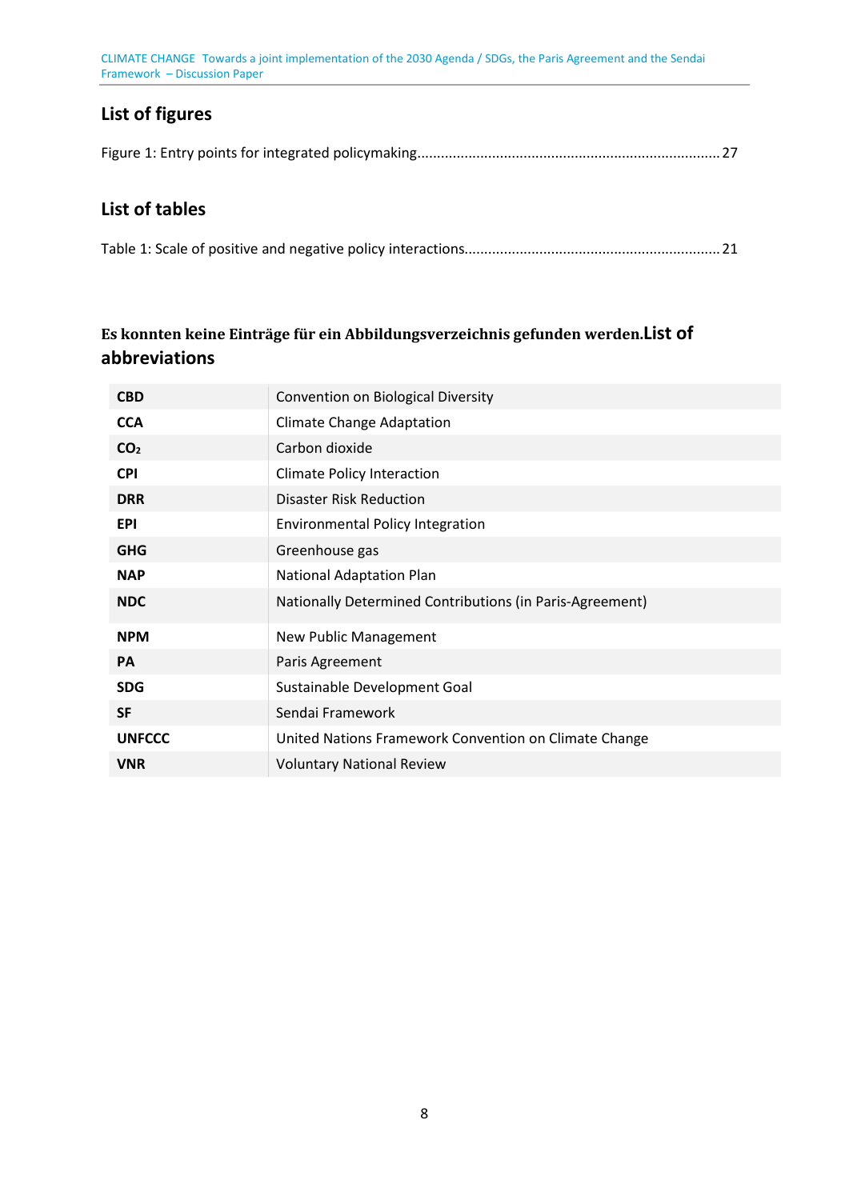## List of figures

Figure 1: Entry points for integrated policymaking............................................................................ 27

## List of tables

Table 1: Scale of positive and negative policy interactions................................................................ 21

**Es konnten keine Einträge für ein Abbildungsverzeichnis gefunden werden.**

## List of abbreviations

| | |
|---|---|
| **CBD** | Convention on Biological Diversity |
| **CCA** | Climate Change Adaptation |
| **$CO_2$** | Carbon dioxide |
| **CPI** | Climate Policy Interaction |
| **DRR** | Disaster Risk Reduction |
| **EPI** | Environmental Policy Integration |
| **GHG** | Greenhouse gas |
| **NAP** | National Adaptation Plan |
| **NDC** | Nationally Determined Contributions (in Paris-Agreement) |
| **NPM** | New Public Management |
| **PA** | Paris Agreement |
| **SDG** | Sustainable Development Goal |
| **SF** | Sendai Framework |
| **UNFCCC** | United Nations Framework Convention on Climate Change |
| **VNR** | Voluntary National Review |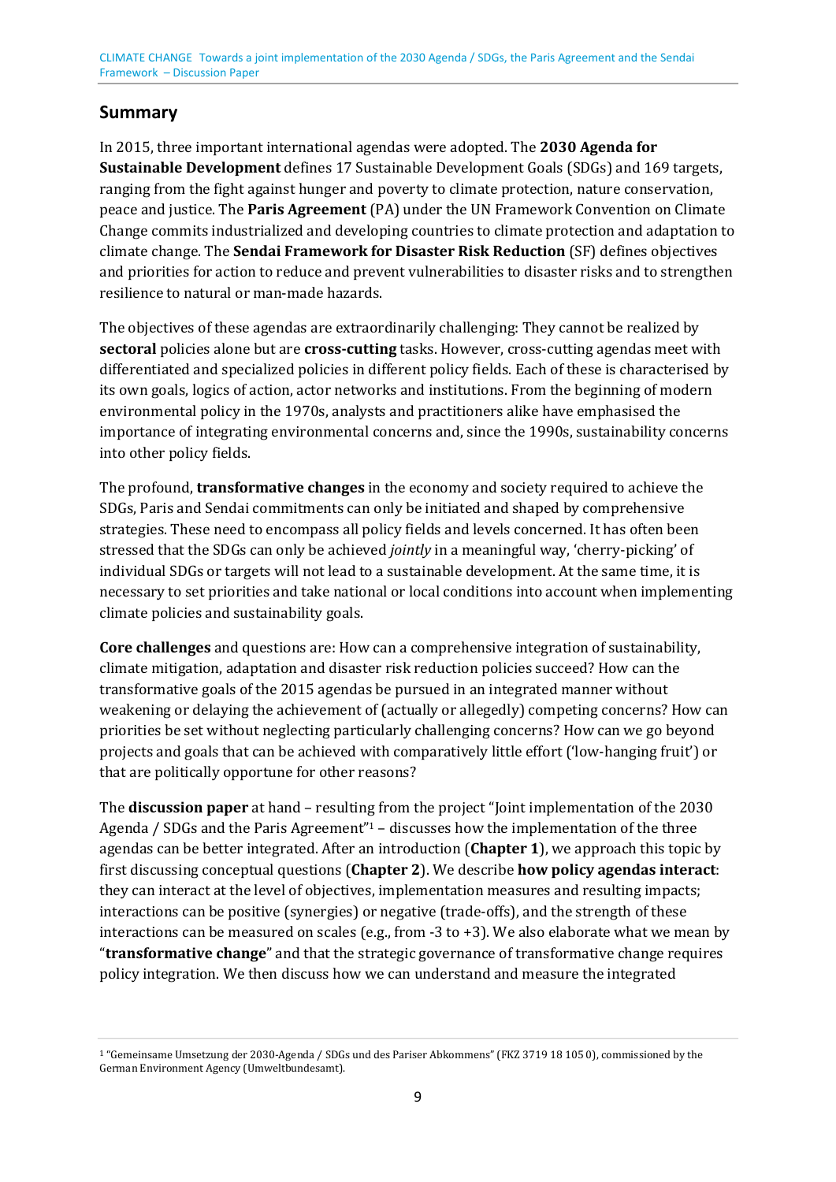## Summary

In 2015, three important international agendas were adopted. The **2030 Agenda for Sustainable Development** defines 17 Sustainable Development Goals (SDGs) and 169 targets, ranging from the fight against hunger and poverty to climate protection, nature conservation, peace and justice. The **Paris Agreement** (PA) under the UN Framework Convention on Climate Change commits industrialized and developing countries to climate protection and adaptation to climate change. The **Sendai Framework for Disaster Risk Reduction** (SF) defines objectives and priorities for action to reduce and prevent vulnerabilities to disaster risks and to strengthen resilience to natural or man-made hazards.

The objectives of these agendas are extraordinarily challenging: They cannot be realized by **sectoral** policies alone but are **cross-cutting** tasks. However, cross-cutting agendas meet with differentiated and specialized policies in different policy fields. Each of these is characterised by its own goals, logics of action, actor networks and institutions. From the beginning of modern environmental policy in the 1970s, analysts and practitioners alike have emphasised the importance of integrating environmental concerns and, since the 1990s, sustainability concerns into other policy fields.

The profound, **transformative changes** in the economy and society required to achieve the SDGs, Paris and Sendai commitments can only be initiated and shaped by comprehensive strategies. These need to encompass all policy fields and levels concerned. It has often been stressed that the SDGs can only be achieved *jointly* in a meaningful way, 'cherry-picking' of individual SDGs or targets will not lead to a sustainable development. At the same time, it is necessary to set priorities and take national or local conditions into account when implementing climate policies and sustainability goals.

**Core challenges** and questions are: How can a comprehensive integration of sustainability, climate mitigation, adaptation and disaster risk reduction policies succeed? How can the transformative goals of the 2015 agendas be pursued in an integrated manner without weakening or delaying the achievement of (actually or allegedly) competing concerns? How can priorities be set without neglecting particularly challenging concerns? How can we go beyond projects and goals that can be achieved with comparatively little effort ('low-hanging fruit') or that are politically opportune for other reasons?

The **discussion paper** at hand – resulting from the project "Joint implementation of the 2030 Agenda / SDGs and the Paris Agreement"[1] – discusses how the implementation of the three agendas can be better integrated. After an introduction (**Chapter 1**), we approach this topic by first discussing conceptual questions (**Chapter 2**). We describe **how policy agendas interact**: they can interact at the level of objectives, implementation measures and resulting impacts; interactions can be positive (synergies) or negative (trade-offs), and the strength of these interactions can be measured on scales (e.g., from -3 to +3). We also elaborate what we mean by "**transformative change**" and that the strategic governance of transformative change requires policy integration. We then discuss how we can understand and measure the integrated

[1] "Gemeinsame Umsetzung der 2030-Agenda / SDGs und des Pariser Abkommens" (FKZ 3719 18 105 0), commissioned by the German Environment Agency (Umweltbundesamt).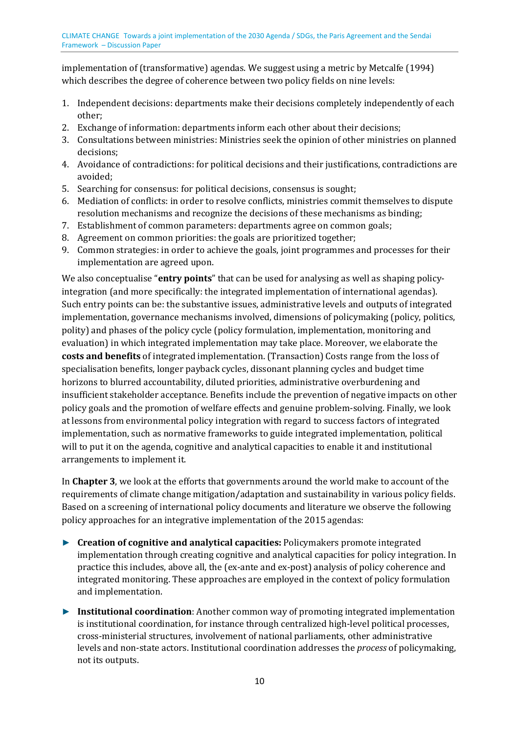implementation of (transformative) agendas. We suggest using a metric by Metcalfe (1994) which describes the degree of coherence between two policy fields on nine levels:

1. Independent decisions: departments make their decisions completely independently of each other;
2. Exchange of information: departments inform each other about their decisions;
3. Consultations between ministries: Ministries seek the opinion of other ministries on planned decisions;
4. Avoidance of contradictions: for political decisions and their justifications, contradictions are avoided;
5. Searching for consensus: for political decisions, consensus is sought;
6. Mediation of conflicts: in order to resolve conflicts, ministries commit themselves to dispute resolution mechanisms and recognize the decisions of these mechanisms as binding;
7. Establishment of common parameters: departments agree on common goals;
8. Agreement on common priorities: the goals are prioritized together;
9. Common strategies: in order to achieve the goals, joint programmes and processes for their implementation are agreed upon.

We also conceptualise "**entry points**" that can be used for analysing as well as shaping policy-integration (and more specifically: the integrated implementation of international agendas). Such entry points can be: the substantive issues, administrative levels and outputs of integrated implementation, governance mechanisms involved, dimensions of policymaking (policy, politics, polity) and phases of the policy cycle (policy formulation, implementation, monitoring and evaluation) in which integrated implementation may take place. Moreover, we elaborate the **costs and benefits** of integrated implementation. (Transaction) Costs range from the loss of specialisation benefits, longer payback cycles, dissonant planning cycles and budget time horizons to blurred accountability, diluted priorities, administrative overburdening and insufficient stakeholder acceptance. Benefits include the prevention of negative impacts on other policy goals and the promotion of welfare effects and genuine problem-solving. Finally, we look at lessons from environmental policy integration with regard to success factors of integrated implementation, such as normative frameworks to guide integrated implementation, political will to put it on the agenda, cognitive and analytical capacities to enable it and institutional arrangements to implement it.

In **Chapter 3**, we look at the efforts that governments around the world make to account of the requirements of climate change mitigation/adaptation and sustainability in various policy fields. Based on a screening of international policy documents and literature we observe the following policy approaches for an integrative implementation of the 2015 agendas:

- **Creation of cognitive and analytical capacities:** Policymakers promote integrated implementation through creating cognitive and analytical capacities for policy integration. In practice this includes, above all, the (ex-ante and ex-post) analysis of policy coherence and integrated monitoring. These approaches are employed in the context of policy formulation and implementation.

- **Institutional coordination**: Another common way of promoting integrated implementation is institutional coordination, for instance through centralized high-level political processes, cross-ministerial structures, involvement of national parliaments, other administrative levels and non-state actors. Institutional coordination addresses the *process* of policymaking, not its outputs.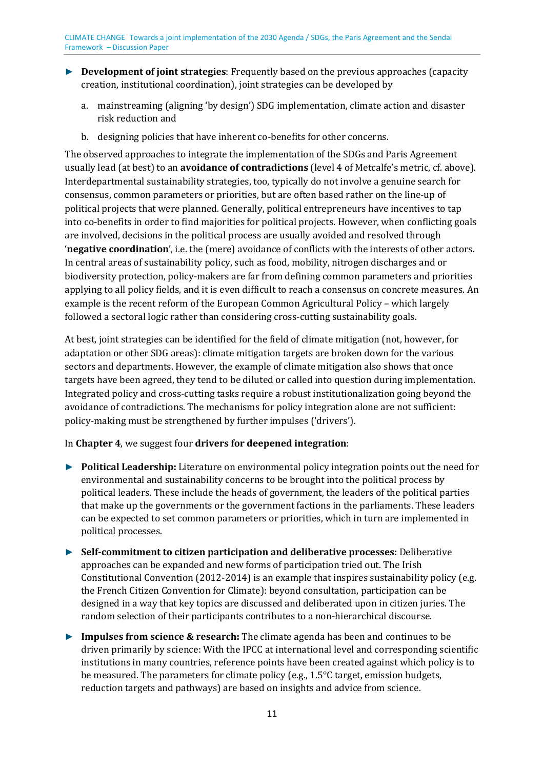- **Development of joint strategies**: Frequently based on the previous approaches (capacity creation, institutional coordination), joint strategies can be developed by

  a. mainstreaming (aligning 'by design') SDG implementation, climate action and disaster risk reduction and

  b. designing policies that have inherent co-benefits for other concerns.

The observed approaches to integrate the implementation of the SDGs and Paris Agreement usually lead (at best) to an **avoidance of contradictions** (level 4 of Metcalfe's metric, cf. above). Interdepartmental sustainability strategies, too, typically do not involve a genuine search for consensus, common parameters or priorities, but are often based rather on the line-up of political projects that were planned. Generally, political entrepreneurs have incentives to tap into co-benefits in order to find majorities for political projects. However, when conflicting goals are involved, decisions in the political process are usually avoided and resolved through '**negative coordination**', i.e. the (mere) avoidance of conflicts with the interests of other actors. In central areas of sustainability policy, such as food, mobility, nitrogen discharges and or biodiversity protection, policy-makers are far from defining common parameters and priorities applying to all policy fields, and it is even difficult to reach a consensus on concrete measures. An example is the recent reform of the European Common Agricultural Policy – which largely followed a sectoral logic rather than considering cross-cutting sustainability goals.

At best, joint strategies can be identified for the field of climate mitigation (not, however, for adaptation or other SDG areas): climate mitigation targets are broken down for the various sectors and departments. However, the example of climate mitigation also shows that once targets have been agreed, they tend to be diluted or called into question during implementation. Integrated policy and cross-cutting tasks require a robust institutionalization going beyond the avoidance of contradictions. The mechanisms for policy integration alone are not sufficient: policy-making must be strengthened by further impulses ('drivers').

In **Chapter 4**, we suggest four **drivers for deepened integration**:

- **Political Leadership:** Literature on environmental policy integration points out the need for environmental and sustainability concerns to be brought into the political process by political leaders. These include the heads of government, the leaders of the political parties that make up the governments or the government factions in the parliaments. These leaders can be expected to set common parameters or priorities, which in turn are implemented in political processes.

- **Self-commitment to citizen participation and deliberative processes:** Deliberative approaches can be expanded and new forms of participation tried out. The Irish Constitutional Convention (2012-2014) is an example that inspires sustainability policy (e.g. the French Citizen Convention for Climate): beyond consultation, participation can be designed in a way that key topics are discussed and deliberated upon in citizen juries. The random selection of their participants contributes to a non-hierarchical discourse.

- **Impulses from science & research:** The climate agenda has been and continues to be driven primarily by science: With the IPCC at international level and corresponding scientific institutions in many countries, reference points have been created against which policy is to be measured. The parameters for climate policy (e.g., 1.5°C target, emission budgets, reduction targets and pathways) are based on insights and advice from science.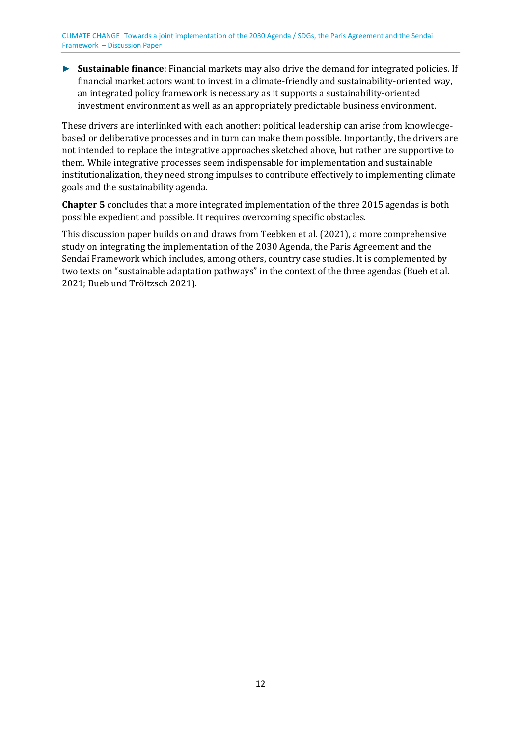- **Sustainable finance**: Financial markets may also drive the demand for integrated policies. If financial market actors want to invest in a climate-friendly and sustainability-oriented way, an integrated policy framework is necessary as it supports a sustainability-oriented investment environment as well as an appropriately predictable business environment.

These drivers are interlinked with each another: political leadership can arise from knowledge-based or deliberative processes and in turn can make them possible. Importantly, the drivers are not intended to replace the integrative approaches sketched above, but rather are supportive to them. While integrative processes seem indispensable for implementation and sustainable institutionalization, they need strong impulses to contribute effectively to implementing climate goals and the sustainability agenda.

**Chapter 5** concludes that a more integrated implementation of the three 2015 agendas is both possible expedient and possible. It requires overcoming specific obstacles.

This discussion paper builds on and draws from Teebken et al. (2021), a more comprehensive study on integrating the implementation of the 2030 Agenda, the Paris Agreement and the Sendai Framework which includes, among others, country case studies. It is complemented by two texts on "sustainable adaptation pathways" in the context of the three agendas (Bueb et al. 2021; Bueb und Tröltzsch 2021).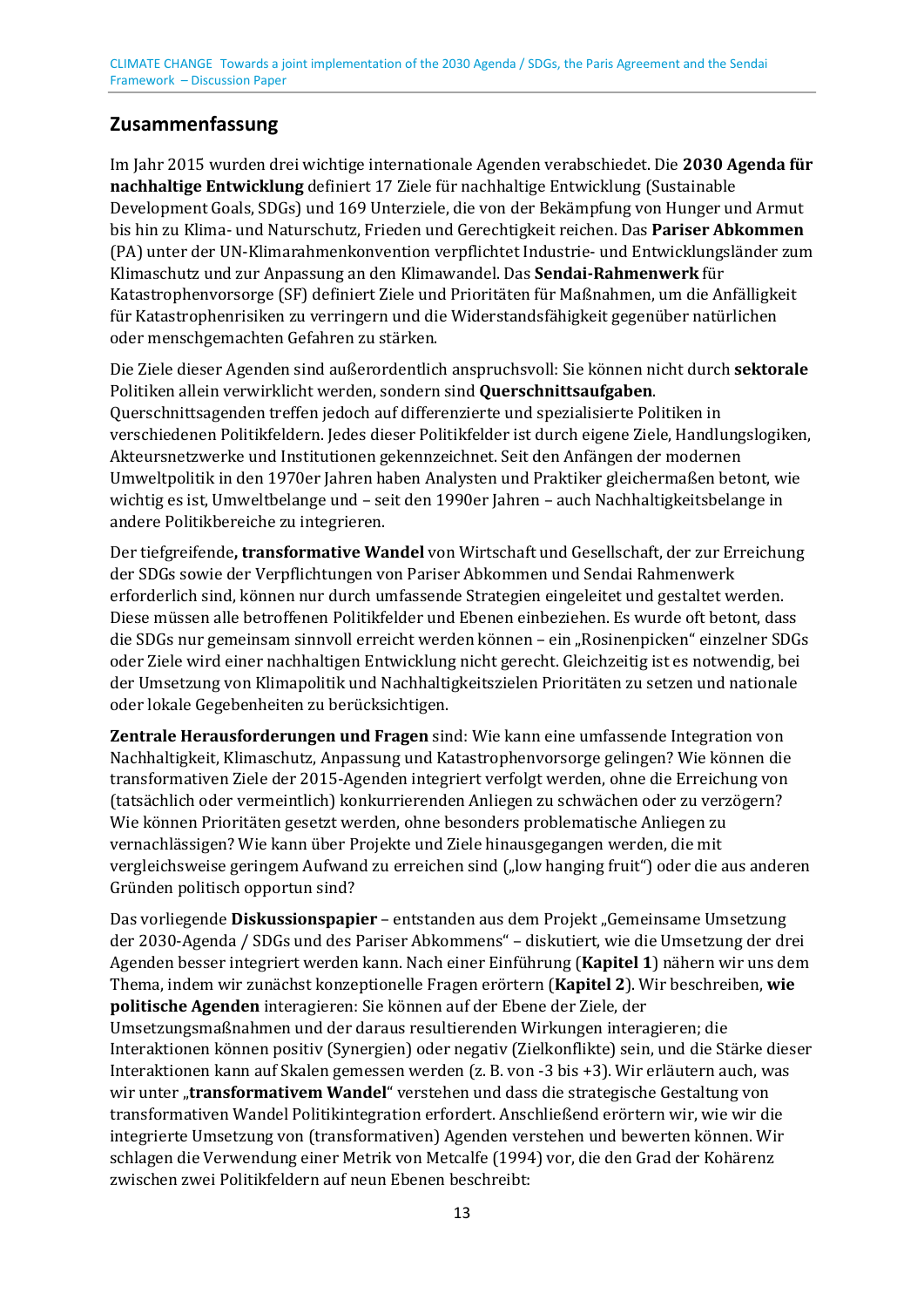## Zusammenfassung

Im Jahr 2015 wurden drei wichtige internationale Agenden verabschiedet. Die **2030 Agenda für nachhaltige Entwicklung** definiert 17 Ziele für nachhaltige Entwicklung (Sustainable Development Goals, SDGs) und 169 Unterziele, die von der Bekämpfung von Hunger und Armut bis hin zu Klima- und Naturschutz, Frieden und Gerechtigkeit reichen. Das **Pariser Abkommen** (PA) unter der UN-Klimarahmenkonvention verpflichtet Industrie- und Entwicklungsländer zum Klimaschutz und zur Anpassung an den Klimawandel. Das **Sendai-Rahmenwerk** für Katastrophenvorsorge (SF) definiert Ziele und Prioritäten für Maßnahmen, um die Anfälligkeit für Katastrophenrisiken zu verringern und die Widerstandsfähigkeit gegenüber natürlichen oder menschgemachten Gefahren zu stärken.

Die Ziele dieser Agenden sind außerordentlich anspruchsvoll: Sie können nicht durch **sektorale** Politiken allein verwirklicht werden, sondern sind **Querschnittsaufgaben**. Querschnittsagenden treffen jedoch auf differenzierte und spezialisierte Politiken in verschiedenen Politikfeldern. Jedes dieser Politikfelder ist durch eigene Ziele, Handlungslogiken, Akteursnetzwerke und Institutionen gekennzeichnet. Seit den Anfängen der modernen Umweltpolitik in den 1970er Jahren haben Analysten und Praktiker gleichermaßen betont, wie wichtig es ist, Umweltbelange und – seit den 1990er Jahren – auch Nachhaltigkeitsbelange in andere Politikbereiche zu integrieren.

Der tiefgreifende**, transformative Wandel** von Wirtschaft und Gesellschaft, der zur Erreichung der SDGs sowie der Verpflichtungen von Pariser Abkommen und Sendai Rahmenwerk erforderlich sind, können nur durch umfassende Strategien eingeleitet und gestaltet werden. Diese müssen alle betroffenen Politikfelder und Ebenen einbeziehen. Es wurde oft betont, dass die SDGs nur gemeinsam sinnvoll erreicht werden können – ein „Rosinenpicken“ einzelner SDGs oder Ziele wird einer nachhaltigen Entwicklung nicht gerecht. Gleichzeitig ist es notwendig, bei der Umsetzung von Klimapolitik und Nachhaltigkeitszielen Prioritäten zu setzen und nationale oder lokale Gegebenheiten zu berücksichtigen.

**Zentrale Herausforderungen und Fragen** sind: Wie kann eine umfassende Integration von Nachhaltigkeit, Klimaschutz, Anpassung und Katastrophenvorsorge gelingen? Wie können die transformativen Ziele der 2015-Agenden integriert verfolgt werden, ohne die Erreichung von (tatsächlich oder vermeintlich) konkurrierenden Anliegen zu schwächen oder zu verzögern? Wie können Prioritäten gesetzt werden, ohne besonders problematische Anliegen zu vernachlässigen? Wie kann über Projekte und Ziele hinausgegangen werden, die mit vergleichsweise geringem Aufwand zu erreichen sind („low hanging fruit“) oder die aus anderen Gründen politisch opportun sind?

Das vorliegende **Diskussionspapier** – entstanden aus dem Projekt „Gemeinsame Umsetzung der 2030-Agenda / SDGs und des Pariser Abkommens“ – diskutiert, wie die Umsetzung der drei Agenden besser integriert werden kann. Nach einer Einführung (**Kapitel 1**) nähern wir uns dem Thema, indem wir zunächst konzeptionelle Fragen erörtern (**Kapitel 2**). Wir beschreiben, **wie politische Agenden** interagieren: Sie können auf der Ebene der Ziele, der Umsetzungsmaßnahmen und der daraus resultierenden Wirkungen interagieren; die Interaktionen können positiv (Synergien) oder negativ (Zielkonflikte) sein, und die Stärke dieser Interaktionen kann auf Skalen gemessen werden (z. B. von -3 bis +3). Wir erläutern auch, was wir unter „**transformativem Wandel**“ verstehen und dass die strategische Gestaltung von transformativen Wandel Politikintegration erfordert. Anschließend erörtern wir, wie wir die integrierte Umsetzung von (transformativen) Agenden verstehen und bewerten können. Wir schlagen die Verwendung einer Metrik von Metcalfe (1994) vor, die den Grad der Kohärenz zwischen zwei Politikfeldern auf neun Ebenen beschreibt: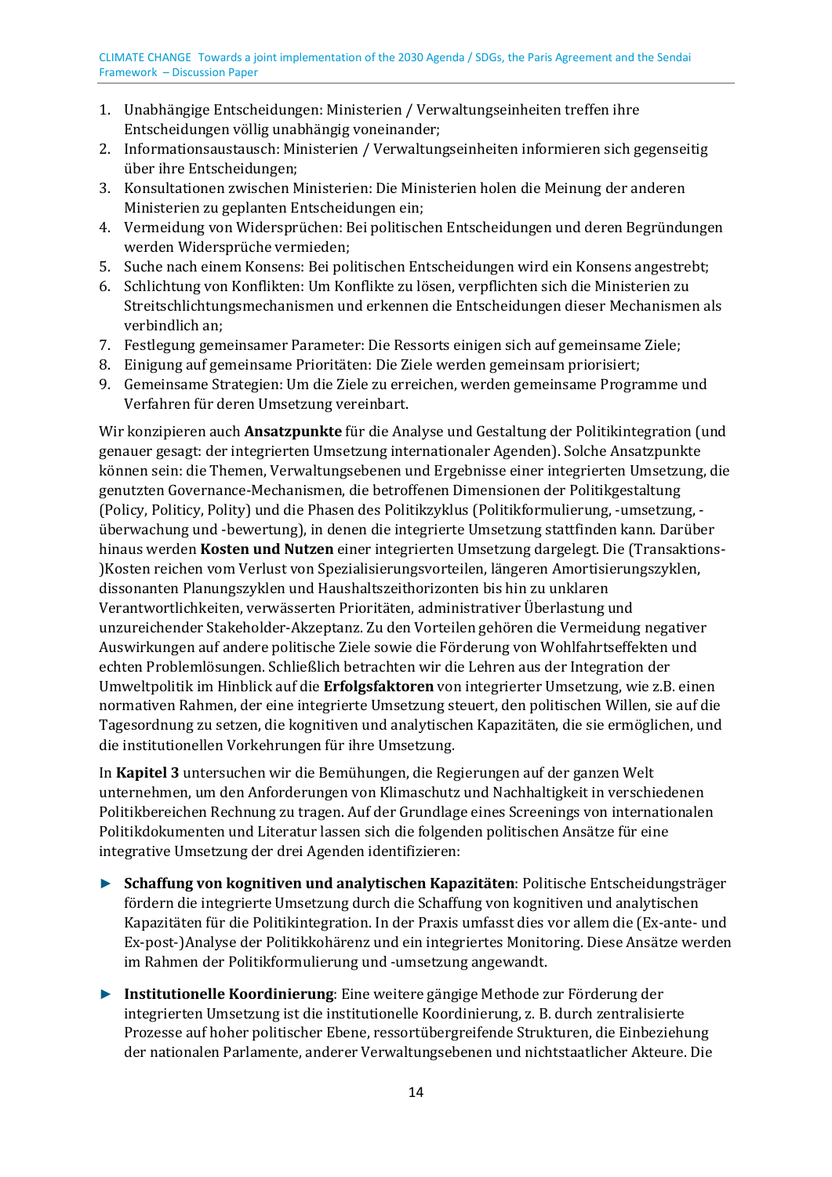1. Unabhängige Entscheidungen: Ministerien / Verwaltungseinheiten treffen ihre Entscheidungen völlig unabhängig voneinander;
2. Informationsaustausch: Ministerien / Verwaltungseinheiten informieren sich gegenseitig über ihre Entscheidungen;
3. Konsultationen zwischen Ministerien: Die Ministerien holen die Meinung der anderen Ministerien zu geplanten Entscheidungen ein;
4. Vermeidung von Widersprüchen: Bei politischen Entscheidungen und deren Begründungen werden Widersprüche vermieden;
5. Suche nach einem Konsens: Bei politischen Entscheidungen wird ein Konsens angestrebt;
6. Schlichtung von Konflikten: Um Konflikte zu lösen, verpflichten sich die Ministerien zu Streitschlichtungsmechanismen und erkennen die Entscheidungen dieser Mechanismen als verbindlich an;
7. Festlegung gemeinsamer Parameter: Die Ressorts einigen sich auf gemeinsame Ziele;
8. Einigung auf gemeinsame Prioritäten: Die Ziele werden gemeinsam priorisiert;
9. Gemeinsame Strategien: Um die Ziele zu erreichen, werden gemeinsame Programme und Verfahren für deren Umsetzung vereinbart.

Wir konzipieren auch **Ansatzpunkte** für die Analyse und Gestaltung der Politikintegration (und genauer gesagt: der integrierten Umsetzung internationaler Agenden). Solche Ansatzpunkte können sein: die Themen, Verwaltungsebenen und Ergebnisse einer integrierten Umsetzung, die genutzten Governance-Mechanismen, die betroffenen Dimensionen der Politikgestaltung (Policy, Politicy, Polity) und die Phasen des Politikzyklus (Politikformulierung, -umsetzung, -überwachung und -bewertung), in denen die integrierte Umsetzung stattfinden kann. Darüber hinaus werden **Kosten und Nutzen** einer integrierten Umsetzung dargelegt. Die (Transaktions-)Kosten reichen vom Verlust von Spezialisierungsvorteilen, längeren Amortisierungszyklen, dissonanten Planungszyklen und Haushaltszeithorizonten bis hin zu unklaren Verantwortlichkeiten, verwässerten Prioritäten, administrativer Überlastung und unzureichender Stakeholder-Akzeptanz. Zu den Vorteilen gehören die Vermeidung negativer Auswirkungen auf andere politische Ziele sowie die Förderung von Wohlfahrtseffekten und echten Problemlösungen. Schließlich betrachten wir die Lehren aus der Integration der Umweltpolitik im Hinblick auf die **Erfolgsfaktoren** von integrierter Umsetzung, wie z.B. einen normativen Rahmen, der eine integrierte Umsetzung steuert, den politischen Willen, sie auf die Tagesordnung zu setzen, die kognitiven und analytischen Kapazitäten, die sie ermöglichen, und die institutionellen Vorkehrungen für ihre Umsetzung.

In **Kapitel 3** untersuchen wir die Bemühungen, die Regierungen auf der ganzen Welt unternehmen, um den Anforderungen von Klimaschutz und Nachhaltigkeit in verschiedenen Politikbereichen Rechnung zu tragen. Auf der Grundlage eines Screenings von internationalen Politikdokumenten und Literatur lassen sich die folgenden politischen Ansätze für eine integrative Umsetzung der drei Agenden identifizieren:

- **Schaffung von kognitiven und analytischen Kapazitäten**: Politische Entscheidungsträger fördern die integrierte Umsetzung durch die Schaffung von kognitiven und analytischen Kapazitäten für die Politikintegration. In der Praxis umfasst dies vor allem die (Ex-ante- und Ex-post-)Analyse der Politikkohärenz und ein integriertes Monitoring. Diese Ansätze werden im Rahmen der Politikformulierung und -umsetzung angewandt.
- **Institutionelle Koordinierung**: Eine weitere gängige Methode zur Förderung der integrierten Umsetzung ist die institutionelle Koordinierung, z. B. durch zentralisierte Prozesse auf hoher politischer Ebene, ressortübergreifende Strukturen, die Einbeziehung der nationalen Parlamente, anderer Verwaltungsebenen und nichtstaatlicher Akteure. Die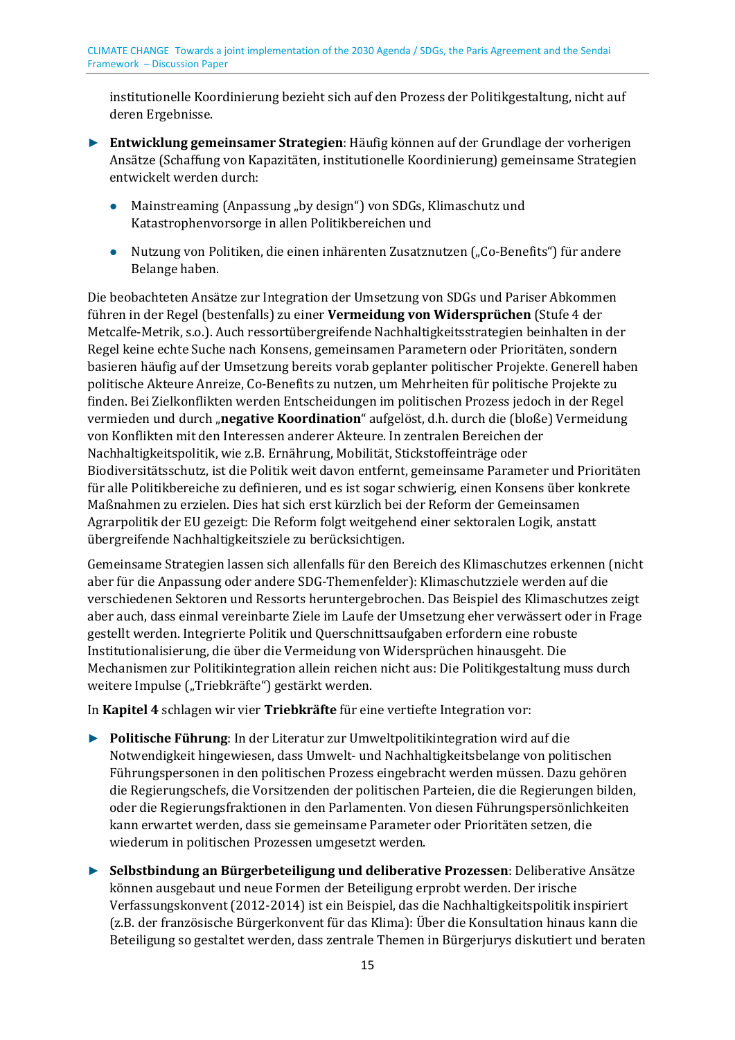institutionelle Koordinierung bezieht sich auf den Prozess der Politikgestaltung, nicht auf deren Ergebnisse.

- **Entwicklung gemeinsamer Strategien**: Häufig können auf der Grundlage der vorherigen Ansätze (Schaffung von Kapazitäten, institutionelle Koordinierung) gemeinsame Strategien entwickelt werden durch:
  - Mainstreaming (Anpassung „by design") von SDGs, Klimaschutz und Katastrophenvorsorge in allen Politikbereichen und
  - Nutzung von Politiken, die einen inhärenten Zusatznutzen („Co-Benefits") für andere Belange haben.

Die beobachteten Ansätze zur Integration der Umsetzung von SDGs und Pariser Abkommen führen in der Regel (bestenfalls) zu einer **Vermeidung von Widersprüchen** (Stufe 4 der Metcalfe-Metrik, s.o.). Auch ressortübergreifende Nachhaltigkeitsstrategien beinhalten in der Regel keine echte Suche nach Konsens, gemeinsamen Parametern oder Prioritäten, sondern basieren häufig auf der Umsetzung bereits vorab geplanter politischer Projekte. Generell haben politische Akteure Anreize, Co-Benefits zu nutzen, um Mehrheiten für politische Projekte zu finden. Bei Zielkonflikten werden Entscheidungen im politischen Prozess jedoch in der Regel vermieden und durch „**negative Koordination**" aufgelöst, d.h. durch die (bloße) Vermeidung von Konflikten mit den Interessen anderer Akteure. In zentralen Bereichen der Nachhaltigkeitspolitik, wie z.B. Ernährung, Mobilität, Stickstoffeinträge oder Biodiversitätsschutz, ist die Politik weit davon entfernt, gemeinsame Parameter und Prioritäten für alle Politikbereiche zu definieren, und es ist sogar schwierig, einen Konsens über konkrete Maßnahmen zu erzielen. Dies hat sich erst kürzlich bei der Reform der Gemeinsamen Agrarpolitik der EU gezeigt: Die Reform folgt weitgehend einer sektoralen Logik, anstatt übergreifende Nachhaltigkeitsziele zu berücksichtigen.

Gemeinsame Strategien lassen sich allenfalls für den Bereich des Klimaschutzes erkennen (nicht aber für die Anpassung oder andere SDG-Themenfelder): Klimaschutzziele werden auf die verschiedenen Sektoren und Ressorts heruntergebrochen. Das Beispiel des Klimaschutzes zeigt aber auch, dass einmal vereinbarte Ziele im Laufe der Umsetzung eher verwässert oder in Frage gestellt werden. Integrierte Politik und Querschnittsaufgaben erfordern eine robuste Institutionalisierung, die über die Vermeidung von Widersprüchen hinausgeht. Die Mechanismen zur Politikintegration allein reichen nicht aus: Die Politikgestaltung muss durch weitere Impulse („Triebkräfte") gestärkt werden.

In **Kapitel 4** schlagen wir vier **Triebkräfte** für eine vertiefte Integration vor:

- **Politische Führung**: In der Literatur zur Umweltpolitikintegration wird auf die Notwendigkeit hingewiesen, dass Umwelt- und Nachhaltigkeitsbelange von politischen Führungspersonen in den politischen Prozess eingebracht werden müssen. Dazu gehören die Regierungschefs, die Vorsitzenden der politischen Parteien, die die Regierungen bilden, oder die Regierungsfraktionen in den Parlamenten. Von diesen Führungspersönlichkeiten kann erwartet werden, dass sie gemeinsame Parameter oder Prioritäten setzen, die wiederum in politischen Prozessen umgesetzt werden.
- **Selbstbindung an Bürgerbeteiligung und deliberative Prozessen**: Deliberative Ansätze können ausgebaut und neue Formen der Beteiligung erprobt werden. Der irische Verfassungskonvent (2012-2014) ist ein Beispiel, das die Nachhaltigkeitspolitik inspiriert (z.B. der französische Bürgerkonvent für das Klima): Über die Konsultation hinaus kann die Beteiligung so gestaltet werden, dass zentrale Themen in Bürgerjurys diskutiert und beraten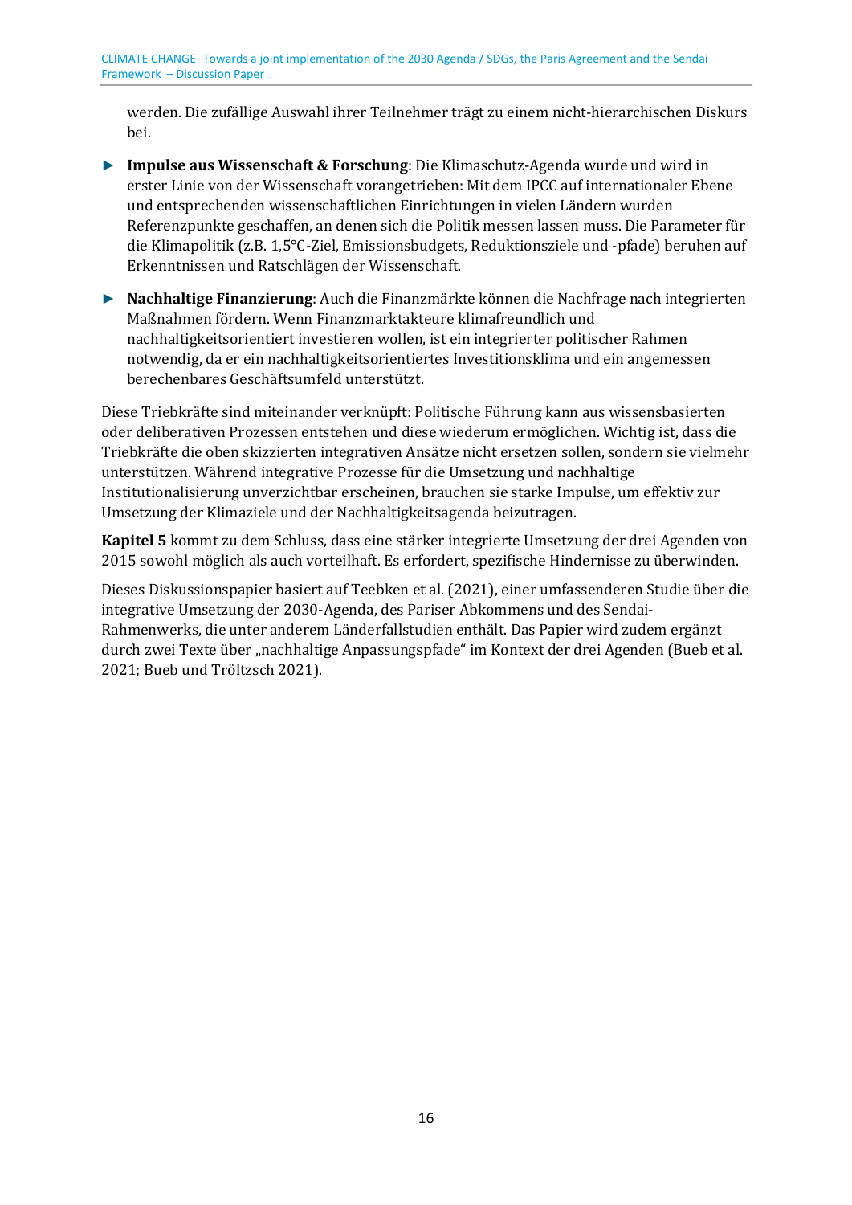werden. Die zufällige Auswahl ihrer Teilnehmer trägt zu einem nicht-hierarchischen Diskurs bei.

- **Impulse aus Wissenschaft & Forschung**: Die Klimaschutz-Agenda wurde und wird in erster Linie von der Wissenschaft vorangetrieben: Mit dem IPCC auf internationaler Ebene und entsprechenden wissenschaftlichen Einrichtungen in vielen Ländern wurden Referenzpunkte geschaffen, an denen sich die Politik messen lassen muss. Die Parameter für die Klimapolitik (z.B. 1,5°C-Ziel, Emissionsbudgets, Reduktionsziele und -pfade) beruhen auf Erkenntnissen und Ratschlägen der Wissenschaft.
- **Nachhaltige Finanzierung**: Auch die Finanzmärkte können die Nachfrage nach integrierten Maßnahmen fördern. Wenn Finanzmarktakteure klimafreundlich und nachhaltigkeitsorientiert investieren wollen, ist ein integrierter politischer Rahmen notwendig, da er ein nachhaltigkeitsorientiertes Investitionsklima und ein angemessen berechenbares Geschäftsumfeld unterstützt.

Diese Triebkräfte sind miteinander verknüpft: Politische Führung kann aus wissensbasierten oder deliberativen Prozessen entstehen und diese wiederum ermöglichen. Wichtig ist, dass die Triebkräfte die oben skizzierten integrativen Ansätze nicht ersetzen sollen, sondern sie vielmehr unterstützen. Während integrative Prozesse für die Umsetzung und nachhaltige Institutionalisierung unverzichtbar erscheinen, brauchen sie starke Impulse, um effektiv zur Umsetzung der Klimaziele und der Nachhaltigkeitsagenda beizutragen.

**Kapitel 5** kommt zu dem Schluss, dass eine stärker integrierte Umsetzung der drei Agenden von 2015 sowohl möglich als auch vorteilhaft. Es erfordert, spezifische Hindernisse zu überwinden.

Dieses Diskussionspapier basiert auf Teebken et al. (2021), einer umfassenderen Studie über die integrative Umsetzung der 2030-Agenda, des Pariser Abkommens und des Sendai-Rahmenwerks, die unter anderem Länderfallstudien enthält. Das Papier wird zudem ergänzt durch zwei Texte über „nachhaltige Anpassungspfade" im Kontext der drei Agenden (Bueb et al. 2021; Bueb und Tröltzsch 2021).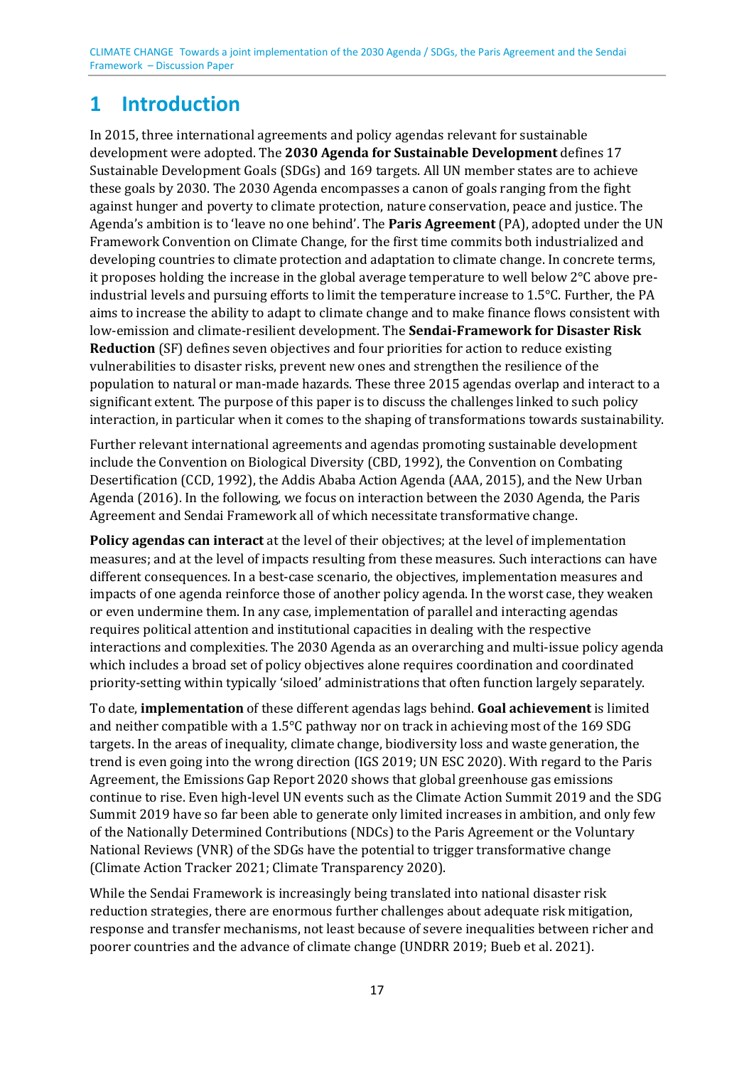# 1 Introduction

In 2015, three international agreements and policy agendas relevant for sustainable development were adopted. The **2030 Agenda for Sustainable Development** defines 17 Sustainable Development Goals (SDGs) and 169 targets. All UN member states are to achieve these goals by 2030. The 2030 Agenda encompasses a canon of goals ranging from the fight against hunger and poverty to climate protection, nature conservation, peace and justice. The Agenda's ambition is to 'leave no one behind'. The **Paris Agreement** (PA), adopted under the UN Framework Convention on Climate Change, for the first time commits both industrialized and developing countries to climate protection and adaptation to climate change. In concrete terms, it proposes holding the increase in the global average temperature to well below 2°C above pre-industrial levels and pursuing efforts to limit the temperature increase to 1.5°C. Further, the PA aims to increase the ability to adapt to climate change and to make finance flows consistent with low-emission and climate-resilient development. The **Sendai-Framework for Disaster Risk Reduction** (SF) defines seven objectives and four priorities for action to reduce existing vulnerabilities to disaster risks, prevent new ones and strengthen the resilience of the population to natural or man-made hazards. These three 2015 agendas overlap and interact to a significant extent. The purpose of this paper is to discuss the challenges linked to such policy interaction, in particular when it comes to the shaping of transformations towards sustainability.

Further relevant international agreements and agendas promoting sustainable development include the Convention on Biological Diversity (CBD, 1992), the Convention on Combating Desertification (CCD, 1992), the Addis Ababa Action Agenda (AAA, 2015), and the New Urban Agenda (2016). In the following, we focus on interaction between the 2030 Agenda, the Paris Agreement and Sendai Framework all of which necessitate transformative change.

**Policy agendas can interact** at the level of their objectives; at the level of implementation measures; and at the level of impacts resulting from these measures. Such interactions can have different consequences. In a best-case scenario, the objectives, implementation measures and impacts of one agenda reinforce those of another policy agenda. In the worst case, they weaken or even undermine them. In any case, implementation of parallel and interacting agendas requires political attention and institutional capacities in dealing with the respective interactions and complexities. The 2030 Agenda as an overarching and multi-issue policy agenda which includes a broad set of policy objectives alone requires coordination and coordinated priority-setting within typically 'siloed' administrations that often function largely separately.

To date, **implementation** of these different agendas lags behind. **Goal achievement** is limited and neither compatible with a 1.5°C pathway nor on track in achieving most of the 169 SDG targets. In the areas of inequality, climate change, biodiversity loss and waste generation, the trend is even going into the wrong direction (IGS 2019; UN ESC 2020). With regard to the Paris Agreement, the Emissions Gap Report 2020 shows that global greenhouse gas emissions continue to rise. Even high-level UN events such as the Climate Action Summit 2019 and the SDG Summit 2019 have so far been able to generate only limited increases in ambition, and only few of the Nationally Determined Contributions (NDCs) to the Paris Agreement or the Voluntary National Reviews (VNR) of the SDGs have the potential to trigger transformative change (Climate Action Tracker 2021; Climate Transparency 2020).

While the Sendai Framework is increasingly being translated into national disaster risk reduction strategies, there are enormous further challenges about adequate risk mitigation, response and transfer mechanisms, not least because of severe inequalities between richer and poorer countries and the advance of climate change (UNDRR 2019; Bueb et al. 2021).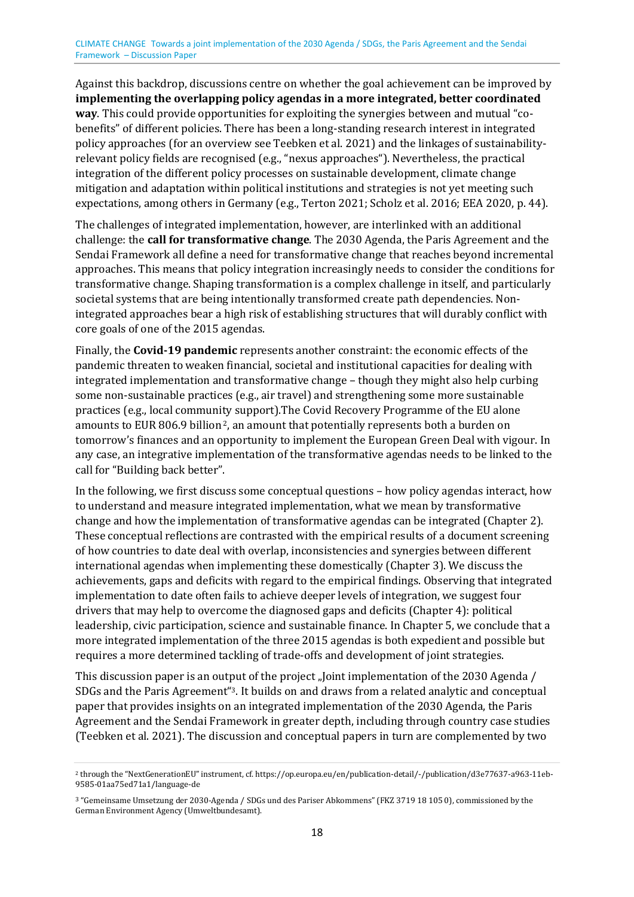Against this backdrop, discussions centre on whether the goal achievement can be improved by **implementing the overlapping policy agendas in a more integrated, better coordinated way**. This could provide opportunities for exploiting the synergies between and mutual "co-benefits" of different policies. There has been a long-standing research interest in integrated policy approaches (for an overview see Teebken et al. 2021) and the linkages of sustainability-relevant policy fields are recognised (e.g., "nexus approaches"). Nevertheless, the practical integration of the different policy processes on sustainable development, climate change mitigation and adaptation within political institutions and strategies is not yet meeting such expectations, among others in Germany (e.g., Terton 2021; Scholz et al. 2016; EEA 2020, p. 44).

The challenges of integrated implementation, however, are interlinked with an additional challenge: the **call for transformative change**. The 2030 Agenda, the Paris Agreement and the Sendai Framework all define a need for transformative change that reaches beyond incremental approaches. This means that policy integration increasingly needs to consider the conditions for transformative change. Shaping transformation is a complex challenge in itself, and particularly societal systems that are being intentionally transformed create path dependencies. Non-integrated approaches bear a high risk of establishing structures that will durably conflict with core goals of one of the 2015 agendas.

Finally, the **Covid-19 pandemic** represents another constraint: the economic effects of the pandemic threaten to weaken financial, societal and institutional capacities for dealing with integrated implementation and transformative change – though they might also help curbing some non-sustainable practices (e.g., air travel) and strengthening some more sustainable practices (e.g., local community support).The Covid Recovery Programme of the EU alone amounts to EUR 806.9 billion[2], an amount that potentially represents both a burden on tomorrow's finances and an opportunity to implement the European Green Deal with vigour. In any case, an integrative implementation of the transformative agendas needs to be linked to the call for "Building back better".

In the following, we first discuss some conceptual questions – how policy agendas interact, how to understand and measure integrated implementation, what we mean by transformative change and how the implementation of transformative agendas can be integrated (Chapter 2). These conceptual reflections are contrasted with the empirical results of a document screening of how countries to date deal with overlap, inconsistencies and synergies between different international agendas when implementing these domestically (Chapter 3). We discuss the achievements, gaps and deficits with regard to the empirical findings. Observing that integrated implementation to date often fails to achieve deeper levels of integration, we suggest four drivers that may help to overcome the diagnosed gaps and deficits (Chapter 4): political leadership, civic participation, science and sustainable finance. In Chapter 5, we conclude that a more integrated implementation of the three 2015 agendas is both expedient and possible but requires a more determined tackling of trade-offs and development of joint strategies.

This discussion paper is an output of the project „Joint implementation of the 2030 Agenda / SDGs and the Paris Agreement"[3]. It builds on and draws from a related analytic and conceptual paper that provides insights on an integrated implementation of the 2030 Agenda, the Paris Agreement and the Sendai Framework in greater depth, including through country case studies (Teebken et al. 2021). The discussion and conceptual papers in turn are complemented by two

[2] through the "NextGenerationEU" instrument, cf. https://op.europa.eu/en/publication-detail/-/publication/d3e77637-a963-11eb-9585-01aa75ed71a1/language-de

[3] "Gemeinsame Umsetzung der 2030-Agenda / SDGs und des Pariser Abkommens" (FKZ 3719 18 105 0), commissioned by the German Environment Agency (Umweltbundesamt).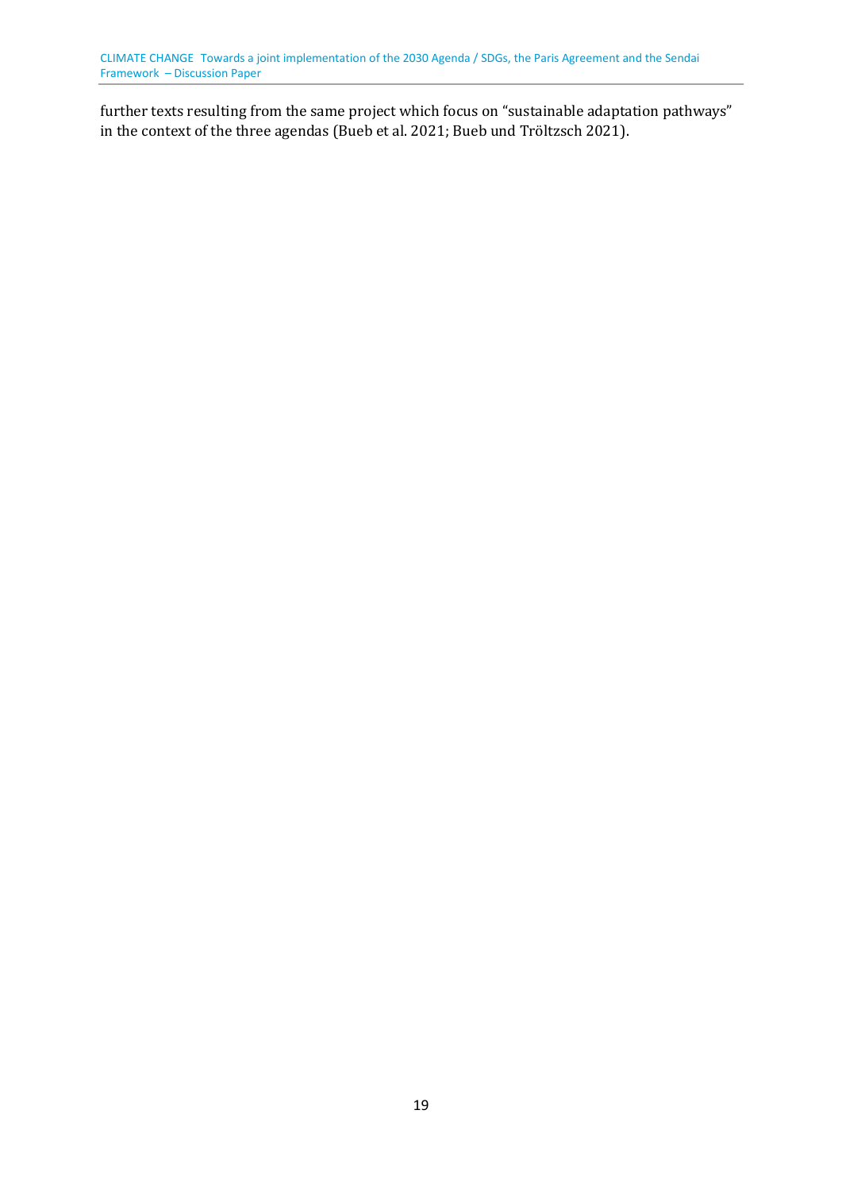further texts resulting from the same project which focus on "sustainable adaptation pathways" in the context of the three agendas (Bueb et al. 2021; Bueb und Tröltzsch 2021).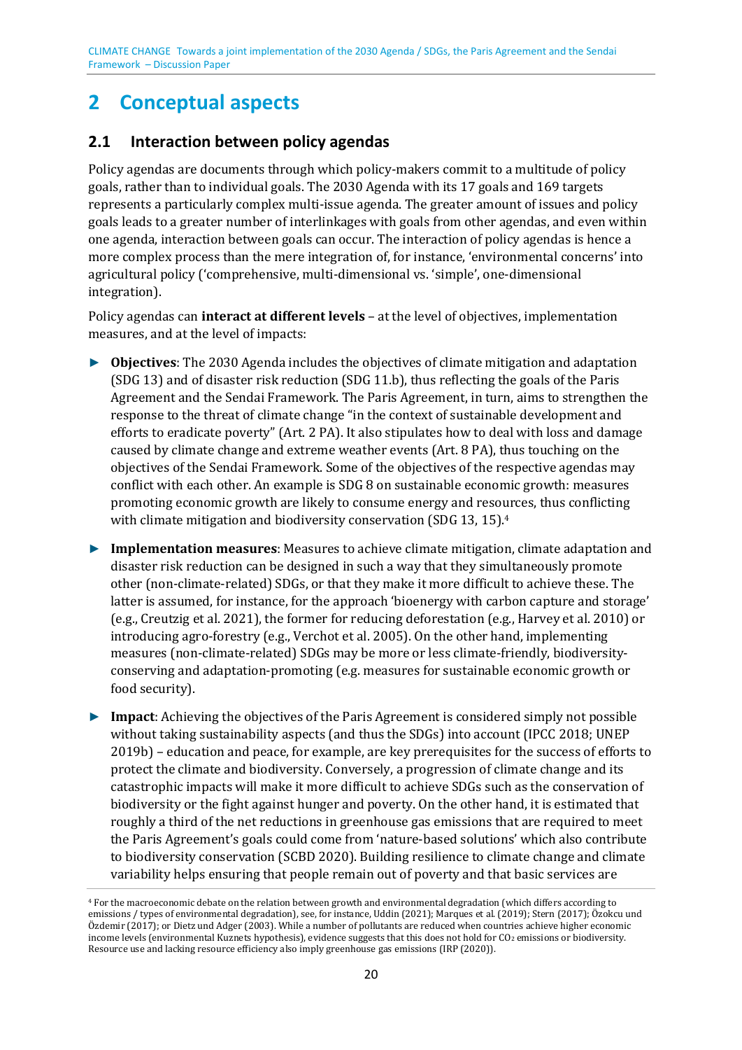# 2 Conceptual aspects

## 2.1 Interaction between policy agendas

Policy agendas are documents through which policy-makers commit to a multitude of policy goals, rather than to individual goals. The 2030 Agenda with its 17 goals and 169 targets represents a particularly complex multi-issue agenda. The greater amount of issues and policy goals leads to a greater number of interlinkages with goals from other agendas, and even within one agenda, interaction between goals can occur. The interaction of policy agendas is hence a more complex process than the mere integration of, for instance, 'environmental concerns' into agricultural policy ('comprehensive, multi-dimensional vs. 'simple', one-dimensional integration).

Policy agendas can **interact at different levels** – at the level of objectives, implementation measures, and at the level of impacts:

- **Objectives**: The 2030 Agenda includes the objectives of climate mitigation and adaptation (SDG 13) and of disaster risk reduction (SDG 11.b), thus reflecting the goals of the Paris Agreement and the Sendai Framework. The Paris Agreement, in turn, aims to strengthen the response to the threat of climate change "in the context of sustainable development and efforts to eradicate poverty" (Art. 2 PA). It also stipulates how to deal with loss and damage caused by climate change and extreme weather events (Art. 8 PA), thus touching on the objectives of the Sendai Framework. Some of the objectives of the respective agendas may conflict with each other. An example is SDG 8 on sustainable economic growth: measures promoting economic growth are likely to consume energy and resources, thus conflicting with climate mitigation and biodiversity conservation (SDG 13, 15).[4]
- **Implementation measures**: Measures to achieve climate mitigation, climate adaptation and disaster risk reduction can be designed in such a way that they simultaneously promote other (non-climate-related) SDGs, or that they make it more difficult to achieve these. The latter is assumed, for instance, for the approach 'bioenergy with carbon capture and storage' (e.g., Creutzig et al. 2021), the former for reducing deforestation (e.g., Harvey et al. 2010) or introducing agro-forestry (e.g., Verchot et al. 2005). On the other hand, implementing measures (non-climate-related) SDGs may be more or less climate-friendly, biodiversity-conserving and adaptation-promoting (e.g. measures for sustainable economic growth or food security).
- **Impact**: Achieving the objectives of the Paris Agreement is considered simply not possible without taking sustainability aspects (and thus the SDGs) into account (IPCC 2018; UNEP 2019b) – education and peace, for example, are key prerequisites for the success of efforts to protect the climate and biodiversity. Conversely, a progression of climate change and its catastrophic impacts will make it more difficult to achieve SDGs such as the conservation of biodiversity or the fight against hunger and poverty. On the other hand, it is estimated that roughly a third of the net reductions in greenhouse gas emissions that are required to meet the Paris Agreement's goals could come from 'nature-based solutions' which also contribute to biodiversity conservation (SCBD 2020). Building resilience to climate change and climate variability helps ensuring that people remain out of poverty and that basic services are

[4] For the macroeconomic debate on the relation between growth and environmental degradation (which differs according to emissions / types of environmental degradation), see, for instance, Uddin (2021); Marques et al. (2019); Stern (2017); Özokcu und Özdemir (2017); or Dietz und Adger (2003). While a number of pollutants are reduced when countries achieve higher economic income levels (environmental Kuznets hypothesis), evidence suggests that this does not hold for $CO_2$ emissions or biodiversity. Resource use and lacking resource efficiency also imply greenhouse gas emissions (IRP (2020)).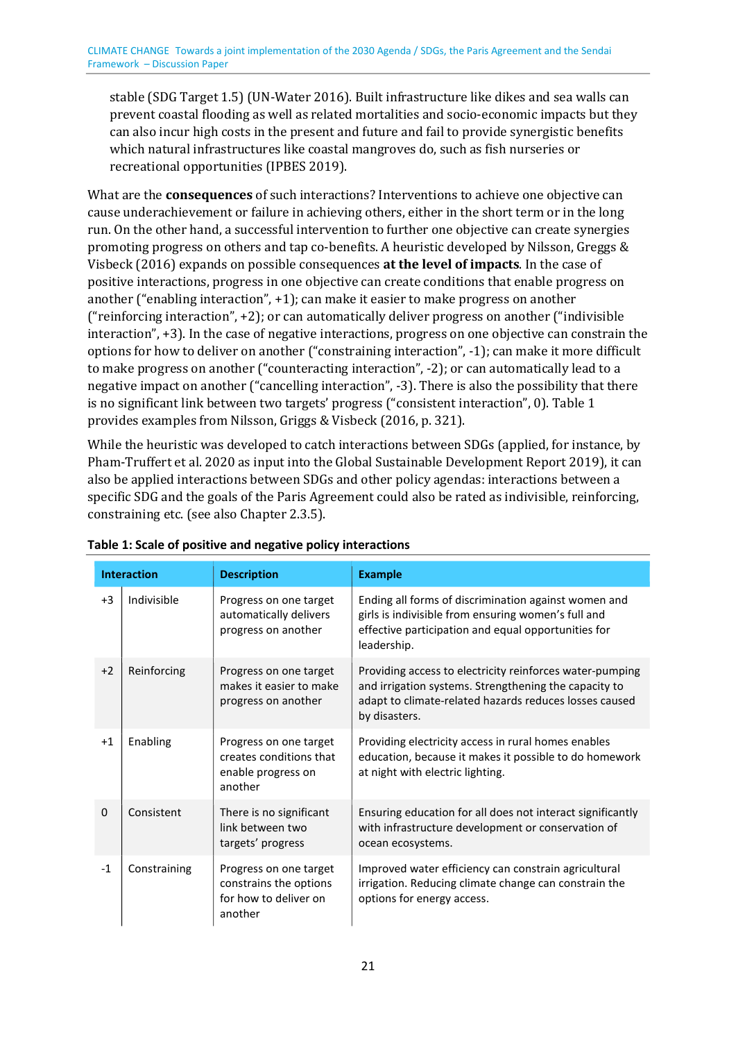stable (SDG Target 1.5) (UN-Water 2016). Built infrastructure like dikes and sea walls can prevent coastal flooding as well as related mortalities and socio-economic impacts but they can also incur high costs in the present and future and fail to provide synergistic benefits which natural infrastructures like coastal mangroves do, such as fish nurseries or recreational opportunities (IPBES 2019).

What are the **consequences** of such interactions? Interventions to achieve one objective can cause underachievement or failure in achieving others, either in the short term or in the long run. On the other hand, a successful intervention to further one objective can create synergies promoting progress on others and tap co-benefits. A heuristic developed by Nilsson, Greggs & Visbeck (2016) expands on possible consequences **at the level of impacts**. In the case of positive interactions, progress in one objective can create conditions that enable progress on another ("enabling interaction", +1); can make it easier to make progress on another ("reinforcing interaction", +2); or can automatically deliver progress on another ("indivisible interaction", +3). In the case of negative interactions, progress on one objective can constrain the options for how to deliver on another ("constraining interaction", -1); can make it more difficult to make progress on another ("counteracting interaction", -2); or can automatically lead to a negative impact on another ("cancelling interaction", -3). There is also the possibility that there is no significant link between two targets' progress ("consistent interaction", 0). Table 1 provides examples from Nilsson, Griggs & Visbeck (2016, p. 321).

While the heuristic was developed to catch interactions between SDGs (applied, for instance, by Pham-Truffert et al. 2020 as input into the Global Sustainable Development Report 2019), it can also be applied interactions between SDGs and other policy agendas: interactions between a specific SDG and the goals of the Paris Agreement could also be rated as indivisible, reinforcing, constraining etc. (see also Chapter 2.3.5).

**Table 1: Scale of positive and negative policy interactions**

| Interaction | | Description | Example |
|---|---|---|---|
| +3 | Indivisible | Progress on one target automatically delivers progress on another | Ending all forms of discrimination against women and girls is indivisible from ensuring women's full and effective participation and equal opportunities for leadership. |
| +2 | Reinforcing | Progress on one target makes it easier to make progress on another | Providing access to electricity reinforces water-pumping and irrigation systems. Strengthening the capacity to adapt to climate-related hazards reduces losses caused by disasters. |
| +1 | Enabling | Progress on one target creates conditions that enable progress on another | Providing electricity access in rural homes enables education, because it makes it possible to do homework at night with electric lighting. |
| 0 | Consistent | There is no significant link between two targets' progress | Ensuring education for all does not interact significantly with infrastructure development or conservation of ocean ecosystems. |
| -1 | Constraining | Progress on one target constrains the options for how to deliver on another | Improved water efficiency can constrain agricultural irrigation. Reducing climate change can constrain the options for energy access. |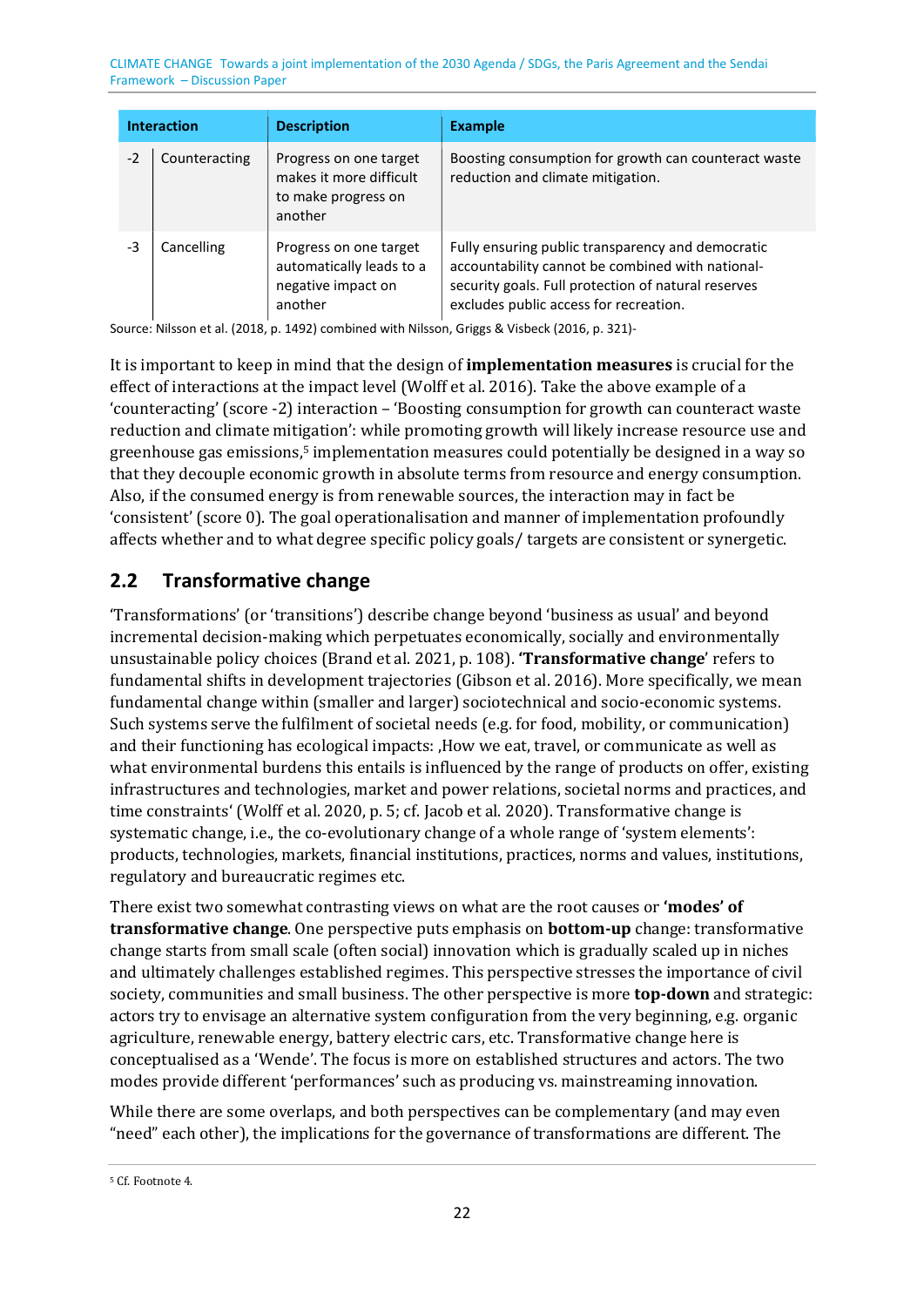| Interaction | | Description | Example |
|---|---|---|---|
| -2 | Counteracting | Progress on one target makes it more difficult to make progress on another | Boosting consumption for growth can counteract waste reduction and climate mitigation. |
| -3 | Cancelling | Progress on one target automatically leads to a negative impact on another | Fully ensuring public transparency and democratic accountability cannot be combined with national-security goals. Full protection of natural reserves excludes public access for recreation. |

Source: Nilsson et al. (2018, p. 1492) combined with Nilsson, Griggs & Visbeck (2016, p. 321)-

It is important to keep in mind that the design of **implementation measures** is crucial for the effect of interactions at the impact level (Wolff et al. 2016). Take the above example of a 'counteracting' (score -2) interaction – 'Boosting consumption for growth can counteract waste reduction and climate mitigation': while promoting growth will likely increase resource use and greenhouse gas emissions,[5] implementation measures could potentially be designed in a way so that they decouple economic growth in absolute terms from resource and energy consumption. Also, if the consumed energy is from renewable sources, the interaction may in fact be 'consistent' (score 0). The goal operationalisation and manner of implementation profoundly affects whether and to what degree specific policy goals/ targets are consistent or synergetic.

## 2.2 Transformative change

'Transformations' (or 'transitions') describe change beyond 'business as usual' and beyond incremental decision-making which perpetuates economically, socially and environmentally unsustainable policy choices (Brand et al. 2021, p. 108). **'Transformative change**' refers to fundamental shifts in development trajectories (Gibson et al. 2016). More specifically, we mean fundamental change within (smaller and larger) sociotechnical and socio-economic systems. Such systems serve the fulfilment of societal needs (e.g. for food, mobility, or communication) and their functioning has ecological impacts: ,How we eat, travel, or communicate as well as what environmental burdens this entails is influenced by the range of products on offer, existing infrastructures and technologies, market and power relations, societal norms and practices, and time constraints' (Wolff et al. 2020, p. 5; cf. Jacob et al. 2020). Transformative change is systematic change, i.e., the co-evolutionary change of a whole range of 'system elements': products, technologies, markets, financial institutions, practices, norms and values, institutions, regulatory and bureaucratic regimes etc.

There exist two somewhat contrasting views on what are the root causes or **'modes' of transformative change**. One perspective puts emphasis on **bottom-up** change: transformative change starts from small scale (often social) innovation which is gradually scaled up in niches and ultimately challenges established regimes. This perspective stresses the importance of civil society, communities and small business. The other perspective is more **top-down** and strategic: actors try to envisage an alternative system configuration from the very beginning, e.g. organic agriculture, renewable energy, battery electric cars, etc. Transformative change here is conceptualised as a 'Wende'. The focus is more on established structures and actors. The two modes provide different 'performances' such as producing vs. mainstreaming innovation.

While there are some overlaps, and both perspectives can be complementary (and may even "need" each other), the implications for the governance of transformations are different. The

[5] Cf. Footnote 4.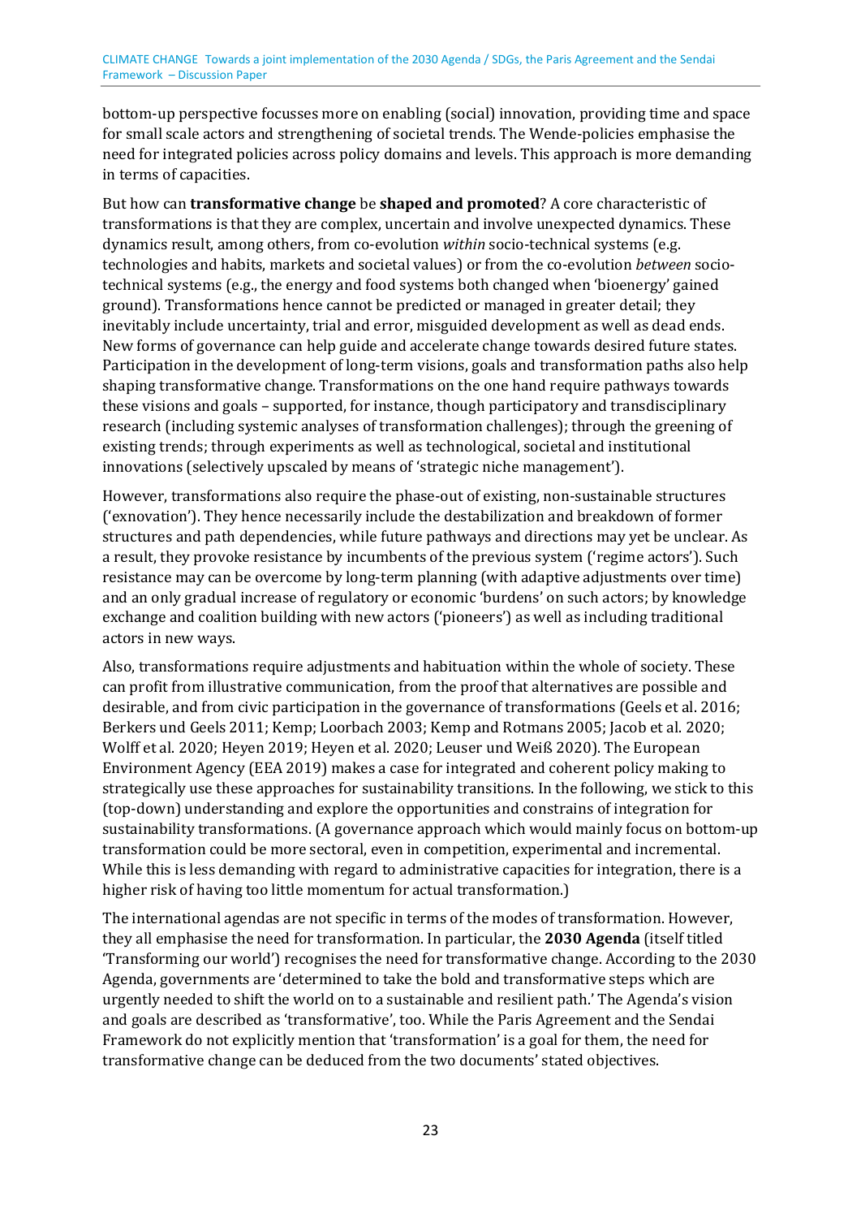bottom-up perspective focusses more on enabling (social) innovation, providing time and space for small scale actors and strengthening of societal trends. The Wende-policies emphasise the need for integrated policies across policy domains and levels. This approach is more demanding in terms of capacities.

But how can **transformative change** be **shaped and promoted**? A core characteristic of transformations is that they are complex, uncertain and involve unexpected dynamics. These dynamics result, among others, from co-evolution *within* socio-technical systems (e.g. technologies and habits, markets and societal values) or from the co-evolution *between* socio-technical systems (e.g., the energy and food systems both changed when 'bioenergy' gained ground). Transformations hence cannot be predicted or managed in greater detail; they inevitably include uncertainty, trial and error, misguided development as well as dead ends. New forms of governance can help guide and accelerate change towards desired future states. Participation in the development of long-term visions, goals and transformation paths also help shaping transformative change. Transformations on the one hand require pathways towards these visions and goals – supported, for instance, though participatory and transdisciplinary research (including systemic analyses of transformation challenges); through the greening of existing trends; through experiments as well as technological, societal and institutional innovations (selectively upscaled by means of 'strategic niche management').

However, transformations also require the phase-out of existing, non-sustainable structures ('exnovation'). They hence necessarily include the destabilization and breakdown of former structures and path dependencies, while future pathways and directions may yet be unclear. As a result, they provoke resistance by incumbents of the previous system ('regime actors'). Such resistance may can be overcome by long-term planning (with adaptive adjustments over time) and an only gradual increase of regulatory or economic 'burdens' on such actors; by knowledge exchange and coalition building with new actors ('pioneers') as well as including traditional actors in new ways.

Also, transformations require adjustments and habituation within the whole of society. These can profit from illustrative communication, from the proof that alternatives are possible and desirable, and from civic participation in the governance of transformations (Geels et al. 2016; Berkers und Geels 2011; Kemp; Loorbach 2003; Kemp and Rotmans 2005; Jacob et al. 2020; Wolff et al. 2020; Heyen 2019; Heyen et al. 2020; Leuser und Weiß 2020). The European Environment Agency (EEA 2019) makes a case for integrated and coherent policy making to strategically use these approaches for sustainability transitions. In the following, we stick to this (top-down) understanding and explore the opportunities and constrains of integration for sustainability transformations. (A governance approach which would mainly focus on bottom-up transformation could be more sectoral, even in competition, experimental and incremental. While this is less demanding with regard to administrative capacities for integration, there is a higher risk of having too little momentum for actual transformation.)

The international agendas are not specific in terms of the modes of transformation. However, they all emphasise the need for transformation. In particular, the **2030 Agenda** (itself titled 'Transforming our world') recognises the need for transformative change. According to the 2030 Agenda, governments are 'determined to take the bold and transformative steps which are urgently needed to shift the world on to a sustainable and resilient path.' The Agenda's vision and goals are described as 'transformative', too. While the Paris Agreement and the Sendai Framework do not explicitly mention that 'transformation' is a goal for them, the need for transformative change can be deduced from the two documents' stated objectives.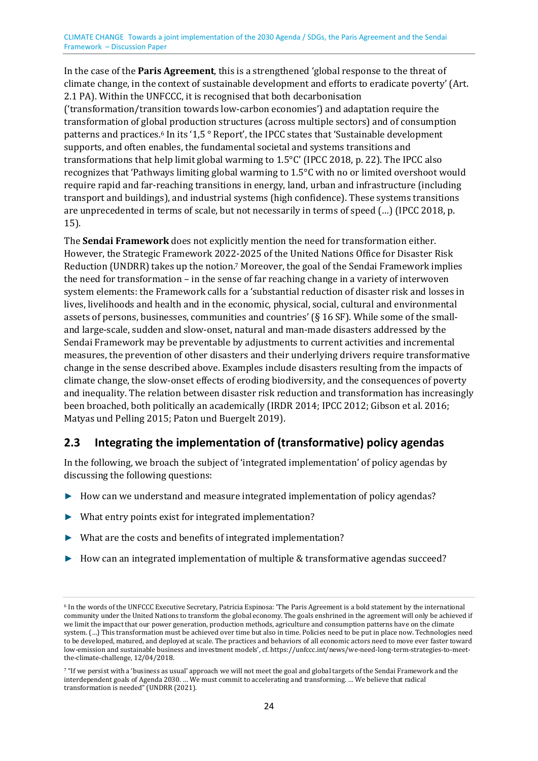In the case of the **Paris Agreement**, this is a strengthened 'global response to the threat of climate change, in the context of sustainable development and efforts to eradicate poverty' (Art. 2.1 PA). Within the UNFCCC, it is recognised that both decarbonisation ('transformation/transition towards low-carbon economies') and adaptation require the transformation of global production structures (across multiple sectors) and of consumption patterns and practices.[6] In its '1,5 ° Report', the IPCC states that 'Sustainable development supports, and often enables, the fundamental societal and systems transitions and transformations that help limit global warming to 1.5°C' (IPCC 2018, p. 22). The IPCC also recognizes that 'Pathways limiting global warming to 1.5°C with no or limited overshoot would require rapid and far-reaching transitions in energy, land, urban and infrastructure (including transport and buildings), and industrial systems (high confidence). These systems transitions are unprecedented in terms of scale, but not necessarily in terms of speed (…) (IPCC 2018, p. 15).

The **Sendai Framework** does not explicitly mention the need for transformation either. However, the Strategic Framework 2022-2025 of the United Nations Office for Disaster Risk Reduction (UNDRR) takes up the notion.[7] Moreover, the goal of the Sendai Framework implies the need for transformation – in the sense of far reaching change in a variety of interwoven system elements: the Framework calls for a 'substantial reduction of disaster risk and losses in lives, livelihoods and health and in the economic, physical, social, cultural and environmental assets of persons, businesses, communities and countries' (§ 16 SF). While some of the small- and large-scale, sudden and slow-onset, natural and man-made disasters addressed by the Sendai Framework may be preventable by adjustments to current activities and incremental measures, the prevention of other disasters and their underlying drivers require transformative change in the sense described above. Examples include disasters resulting from the impacts of climate change, the slow-onset effects of eroding biodiversity, and the consequences of poverty and inequality. The relation between disaster risk reduction and transformation has increasingly been broached, both politically an academically (IRDR 2014; IPCC 2012; Gibson et al. 2016; Matyas und Pelling 2015; Paton und Buergelt 2019).

## 2.3 Integrating the implementation of (transformative) policy agendas

In the following, we broach the subject of 'integrated implementation' of policy agendas by discussing the following questions:

- How can we understand and measure integrated implementation of policy agendas?
- What entry points exist for integrated implementation?
- What are the costs and benefits of integrated implementation?
- How can an integrated implementation of multiple & transformative agendas succeed?

---

[6] In the words of the UNFCCC Executive Secretary, Patricia Espinosa: 'The Paris Agreement is a bold statement by the international community under the United Nations to transform the global economy. The goals enshrined in the agreement will only be achieved if we limit the impact that our power generation, production methods, agriculture and consumption patterns have on the climate system. (…) This transformation must be achieved over time but also in time. Policies need to be put in place now. Technologies need to be developed, matured, and deployed at scale. The practices and behaviors of all economic actors need to move ever faster toward low-emission and sustainable business and investment models', cf. https://unfccc.int/news/we-need-long-term-strategies-to-meet-the-climate-challenge, 12/04/2018.

[7] "If we persist with a 'business as usual' approach we will not meet the goal and global targets of the Sendai Framework and the interdependent goals of Agenda 2030. … We must commit to accelerating and transforming. … We believe that radical transformation is needed" (UNDRR (2021).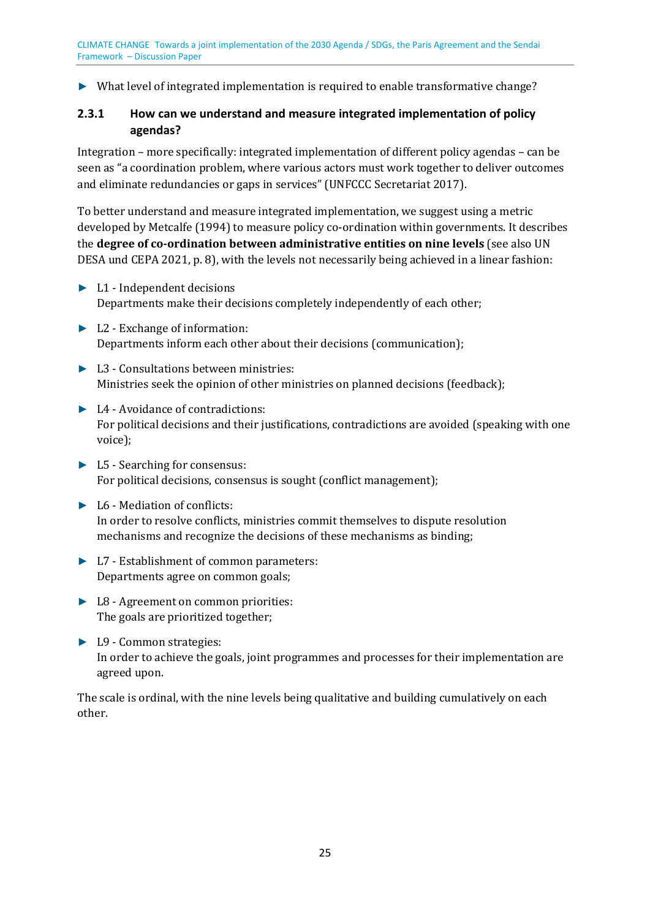- What level of integrated implementation is required to enable transformative change?

### 2.3.1 How can we understand and measure integrated implementation of policy agendas?

Integration – more specifically: integrated implementation of different policy agendas – can be seen as "a coordination problem, where various actors must work together to deliver outcomes and eliminate redundancies or gaps in services" (UNFCCC Secretariat 2017).

To better understand and measure integrated implementation, we suggest using a metric developed by Metcalfe (1994) to measure policy co-ordination within governments. It describes the **degree of co-ordination between administrative entities on nine levels** (see also UN DESA und CEPA 2021, p. 8), with the levels not necessarily being achieved in a linear fashion:

- L1 - Independent decisions
  Departments make their decisions completely independently of each other;
- L2 - Exchange of information:
  Departments inform each other about their decisions (communication);
- L3 - Consultations between ministries:
  Ministries seek the opinion of other ministries on planned decisions (feedback);
- L4 - Avoidance of contradictions:
  For political decisions and their justifications, contradictions are avoided (speaking with one voice);
- L5 - Searching for consensus:
  For political decisions, consensus is sought (conflict management);
- L6 - Mediation of conflicts:
  In order to resolve conflicts, ministries commit themselves to dispute resolution mechanisms and recognize the decisions of these mechanisms as binding;
- L7 - Establishment of common parameters:
  Departments agree on common goals;
- L8 - Agreement on common priorities:
  The goals are prioritized together;
- L9 - Common strategies:
  In order to achieve the goals, joint programmes and processes for their implementation are agreed upon.

The scale is ordinal, with the nine levels being qualitative and building cumulatively on each other.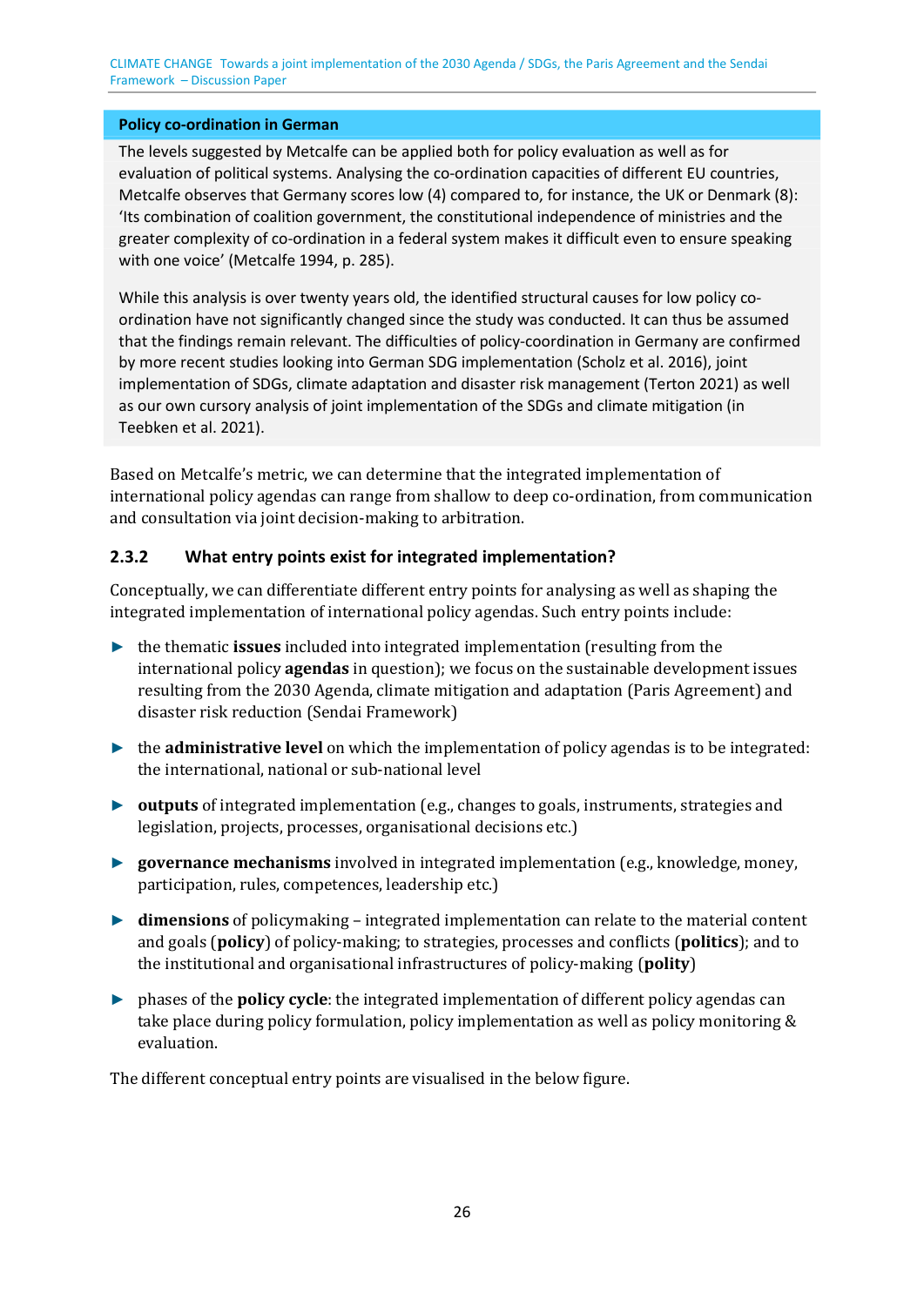**Policy co-ordination in German**

The levels suggested by Metcalfe can be applied both for policy evaluation as well as for evaluation of political systems. Analysing the co-ordination capacities of different EU countries, Metcalfe observes that Germany scores low (4) compared to, for instance, the UK or Denmark (8): 'Its combination of coalition government, the constitutional independence of ministries and the greater complexity of co-ordination in a federal system makes it difficult even to ensure speaking with one voice' (Metcalfe 1994, p. 285).

While this analysis is over twenty years old, the identified structural causes for low policy co-ordination have not significantly changed since the study was conducted. It can thus be assumed that the findings remain relevant. The difficulties of policy-coordination in Germany are confirmed by more recent studies looking into German SDG implementation (Scholz et al. 2016), joint implementation of SDGs, climate adaptation and disaster risk management (Terton 2021) as well as our own cursory analysis of joint implementation of the SDGs and climate mitigation (in Teebken et al. 2021).

Based on Metcalfe's metric, we can determine that the integrated implementation of international policy agendas can range from shallow to deep co-ordination, from communication and consultation via joint decision-making to arbitration.

### 2.3.2 What entry points exist for integrated implementation?

Conceptually, we can differentiate different entry points for analysing as well as shaping the integrated implementation of international policy agendas. Such entry points include:

- the thematic **issues** included into integrated implementation (resulting from the international policy **agendas** in question); we focus on the sustainable development issues resulting from the 2030 Agenda, climate mitigation and adaptation (Paris Agreement) and disaster risk reduction (Sendai Framework)
- the **administrative level** on which the implementation of policy agendas is to be integrated: the international, national or sub-national level
- **outputs** of integrated implementation (e.g., changes to goals, instruments, strategies and legislation, projects, processes, organisational decisions etc.)
- **governance mechanisms** involved in integrated implementation (e.g., knowledge, money, participation, rules, competences, leadership etc.)
- **dimensions** of policymaking – integrated implementation can relate to the material content and goals (**policy**) of policy-making; to strategies, processes and conflicts (**politics**); and to the institutional and organisational infrastructures of policy-making (**polity**)
- phases of the **policy cycle**: the integrated implementation of different policy agendas can take place during policy formulation, policy implementation as well as policy monitoring & evaluation.

The different conceptual entry points are visualised in the below figure.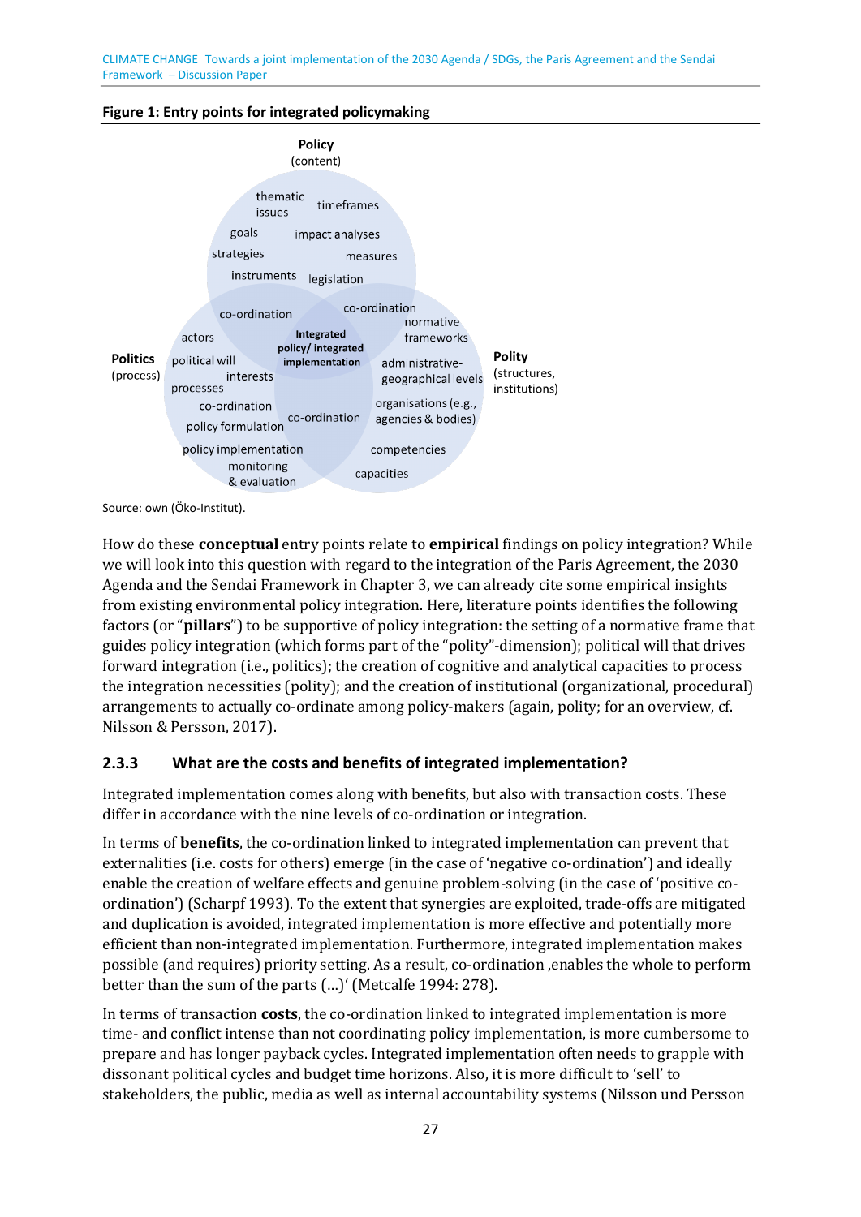**Figure 1: Entry points for integrated policymaking**

Policy (content): thematic issues, timeframes, goals, impact analyses, strategies, measures, instruments, legislation

Politics (process): actors, political will, interests, processes, co-ordination, policy formulation, policy implementation, monitoring & evaluation

Polity (structures, institutions): normative frameworks, administrative-geographical levels, organisations (e.g., agencies & bodies), competencies, capacities

Overlaps: co-ordination; Integrated policy/ integrated implementation

Source: own (Öko-Institut).

How do these **conceptual** entry points relate to **empirical** findings on policy integration? While we will look into this question with regard to the integration of the Paris Agreement, the 2030 Agenda and the Sendai Framework in Chapter 3, we can already cite some empirical insights from existing environmental policy integration. Here, literature points identifies the following factors (or "**pillars**") to be supportive of policy integration: the setting of a normative frame that guides policy integration (which forms part of the "polity"-dimension); political will that drives forward integration (i.e., politics); the creation of cognitive and analytical capacities to process the integration necessities (polity); and the creation of institutional (organizational, procedural) arrangements to actually co-ordinate among policy-makers (again, polity; for an overview, cf. Nilsson & Persson, 2017).

### 2.3.3 What are the costs and benefits of integrated implementation?

Integrated implementation comes along with benefits, but also with transaction costs. These differ in accordance with the nine levels of co-ordination or integration.

In terms of **benefits**, the co-ordination linked to integrated implementation can prevent that externalities (i.e. costs for others) emerge (in the case of 'negative co-ordination') and ideally enable the creation of welfare effects and genuine problem-solving (in the case of 'positive co-ordination') (Scharpf 1993). To the extent that synergies are exploited, trade-offs are mitigated and duplication is avoided, integrated implementation is more effective and potentially more efficient than non-integrated implementation. Furthermore, integrated implementation makes possible (and requires) priority setting. As a result, co-ordination ‚enables the whole to perform better than the sum of the parts (…)' (Metcalfe 1994: 278).

In terms of transaction **costs**, the co-ordination linked to integrated implementation is more time- and conflict intense than not coordinating policy implementation, is more cumbersome to prepare and has longer payback cycles. Integrated implementation often needs to grapple with dissonant political cycles and budget time horizons. Also, it is more difficult to 'sell' to stakeholders, the public, media as well as internal accountability systems (Nilsson und Persson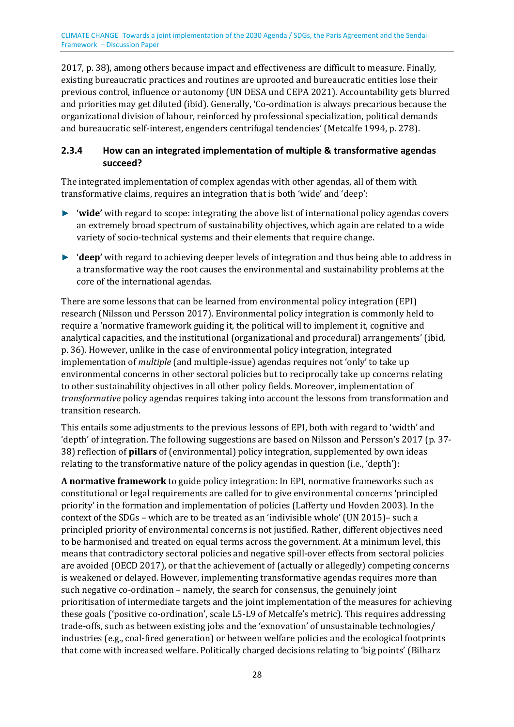2017, p. 38), among others because impact and effectiveness are difficult to measure. Finally, existing bureaucratic practices and routines are uprooted and bureaucratic entities lose their previous control, influence or autonomy (UN DESA und CEPA 2021). Accountability gets blurred and priorities may get diluted (ibid). Generally, 'Co-ordination is always precarious because the organizational division of labour, reinforced by professional specialization, political demands and bureaucratic self-interest, engenders centrifugal tendencies' (Metcalfe 1994, p. 278).

### 2.3.4 How can an integrated implementation of multiple & transformative agendas succeed?

The integrated implementation of complex agendas with other agendas, all of them with transformative claims, requires an integration that is both 'wide' and 'deep':

- '**wide**' with regard to scope: integrating the above list of international policy agendas covers an extremely broad spectrum of sustainability objectives, which again are related to a wide variety of socio-technical systems and their elements that require change.
- '**deep**' with regard to achieving deeper levels of integration and thus being able to address in a transformative way the root causes the environmental and sustainability problems at the core of the international agendas.

There are some lessons that can be learned from environmental policy integration (EPI) research (Nilsson und Persson 2017). Environmental policy integration is commonly held to require a 'normative framework guiding it, the political will to implement it, cognitive and analytical capacities, and the institutional (organizational and procedural) arrangements' (ibid, p. 36). However, unlike in the case of environmental policy integration, integrated implementation of *multiple* (and multiple-issue) agendas requires not 'only' to take up environmental concerns in other sectoral policies but to reciprocally take up concerns relating to other sustainability objectives in all other policy fields. Moreover, implementation of *transformative* policy agendas requires taking into account the lessons from transformation and transition research.

This entails some adjustments to the previous lessons of EPI, both with regard to 'width' and 'depth' of integration. The following suggestions are based on Nilsson and Persson's 2017 (p. 37-38) reflection of **pillars** of (environmental) policy integration, supplemented by own ideas relating to the transformative nature of the policy agendas in question (i.e., 'depth'):

**A normative framework** to guide policy integration: In EPI, normative frameworks such as constitutional or legal requirements are called for to give environmental concerns 'principled priority' in the formation and implementation of policies (Lafferty und Hovden 2003). In the context of the SDGs – which are to be treated as an 'indivisible whole' (UN 2015)– such a principled priority of environmental concerns is not justified. Rather, different objectives need to be harmonised and treated on equal terms across the government. At a minimum level, this means that contradictory sectoral policies and negative spill-over effects from sectoral policies are avoided (OECD 2017), or that the achievement of (actually or allegedly) competing concerns is weakened or delayed. However, implementing transformative agendas requires more than such negative co-ordination – namely, the search for consensus, the genuinely joint prioritisation of intermediate targets and the joint implementation of the measures for achieving these goals ('positive co-ordination', scale L5-L9 of Metcalfe's metric). This requires addressing trade-offs, such as between existing jobs and the 'exnovation' of unsustainable technologies/ industries (e.g., coal-fired generation) or between welfare policies and the ecological footprints that come with increased welfare. Politically charged decisions relating to 'big points' (Bilharz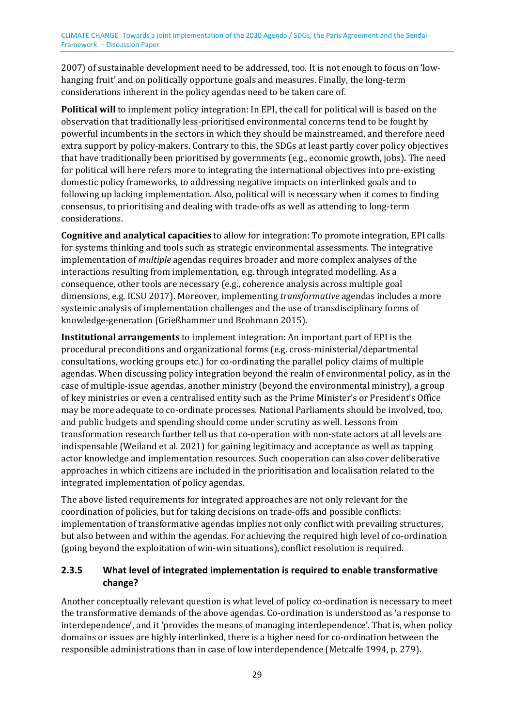2007) of sustainable development need to be addressed, too. It is not enough to focus on 'low-hanging fruit' and on politically opportune goals and measures. Finally, the long-term considerations inherent in the policy agendas need to be taken care of.

**Political will** to implement policy integration: In EPI, the call for political will is based on the observation that traditionally less-prioritised environmental concerns tend to be fought by powerful incumbents in the sectors in which they should be mainstreamed, and therefore need extra support by policy-makers. Contrary to this, the SDGs at least partly cover policy objectives that have traditionally been prioritised by governments (e.g., economic growth, jobs). The need for political will here refers more to integrating the international objectives into pre-existing domestic policy frameworks, to addressing negative impacts on interlinked goals and to following up lacking implementation. Also, political will is necessary when it comes to finding consensus, to prioritising and dealing with trade-offs as well as attending to long-term considerations.

**Cognitive and analytical capacities** to allow for integration: To promote integration, EPI calls for systems thinking and tools such as strategic environmental assessments. The integrative implementation of *multiple* agendas requires broader and more complex analyses of the interactions resulting from implementation, e.g. through integrated modelling. As a consequence, other tools are necessary (e.g., coherence analysis across multiple goal dimensions, e.g. ICSU 2017). Moreover, implementing *transformative* agendas includes a more systemic analysis of implementation challenges and the use of transdisciplinary forms of knowledge-generation (Grießhammer und Brohmann 2015).

**Institutional arrangements** to implement integration: An important part of EPI is the procedural preconditions and organizational forms (e.g. cross-ministerial/departmental consultations, working groups etc.) for co-ordinating the parallel policy claims of multiple agendas. When discussing policy integration beyond the realm of environmental policy, as in the case of multiple-issue agendas, another ministry (beyond the environmental ministry), a group of key ministries or even a centralised entity such as the Prime Minister's or President's Office may be more adequate to co-ordinate processes. National Parliaments should be involved, too, and public budgets and spending should come under scrutiny as well. Lessons from transformation research further tell us that co-operation with non-state actors at all levels are indispensable (Weiland et al. 2021) for gaining legitimacy and acceptance as well as tapping actor knowledge and implementation resources. Such cooperation can also cover deliberative approaches in which citizens are included in the prioritisation and localisation related to the integrated implementation of policy agendas.

The above listed requirements for integrated approaches are not only relevant for the coordination of policies, but for taking decisions on trade-offs and possible conflicts: implementation of transformative agendas implies not only conflict with prevailing structures, but also between and within the agendas. For achieving the required high level of co-ordination (going beyond the exploitation of win-win situations), conflict resolution is required.

### 2.3.5 What level of integrated implementation is required to enable transformative change?

Another conceptually relevant question is what level of policy co-ordination is necessary to meet the transformative demands of the above agendas. Co-ordination is understood as 'a response to interdependence', and it 'provides the means of managing interdependence'. That is, when policy domains or issues are highly interlinked, there is a higher need for co-ordination between the responsible administrations than in case of low interdependence (Metcalfe 1994, p. 279).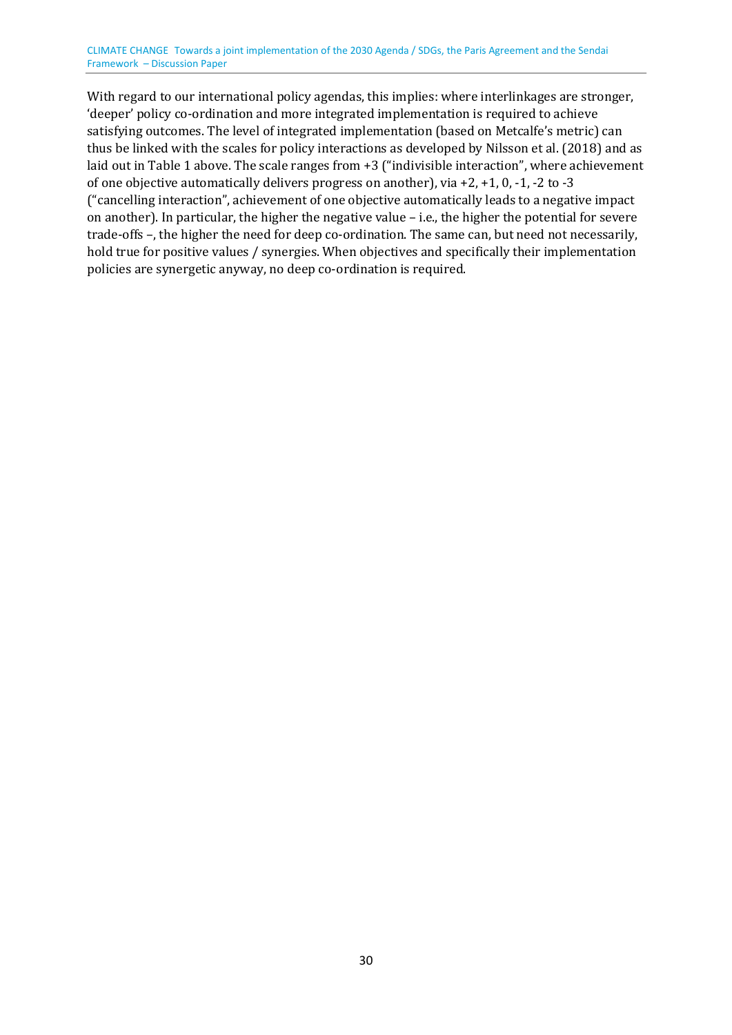With regard to our international policy agendas, this implies: where interlinkages are stronger, 'deeper' policy co-ordination and more integrated implementation is required to achieve satisfying outcomes. The level of integrated implementation (based on Metcalfe's metric) can thus be linked with the scales for policy interactions as developed by Nilsson et al. (2018) and as laid out in Table 1 above. The scale ranges from +3 ("indivisible interaction", where achievement of one objective automatically delivers progress on another), via +2, +1, 0, -1, -2 to -3 ("cancelling interaction", achievement of one objective automatically leads to a negative impact on another). In particular, the higher the negative value – i.e., the higher the potential for severe trade-offs –, the higher the need for deep co-ordination. The same can, but need not necessarily, hold true for positive values / synergies. When objectives and specifically their implementation policies are synergetic anyway, no deep co-ordination is required.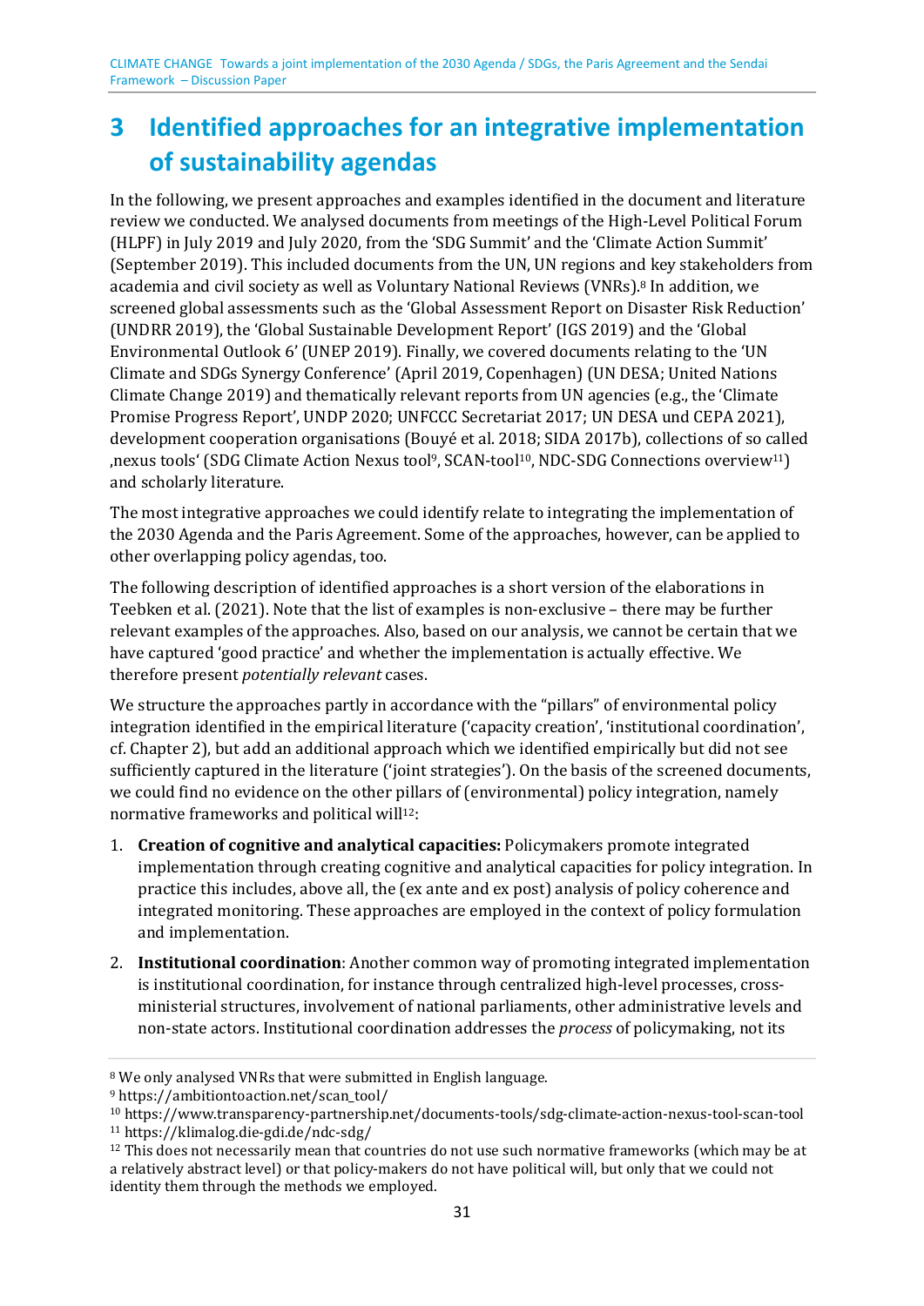# 3 Identified approaches for an integrative implementation of sustainability agendas

In the following, we present approaches and examples identified in the document and literature review we conducted. We analysed documents from meetings of the High-Level Political Forum (HLPF) in July 2019 and July 2020, from the 'SDG Summit' and the 'Climate Action Summit' (September 2019). This included documents from the UN, UN regions and key stakeholders from academia and civil society as well as Voluntary National Reviews (VNRs).[8] In addition, we screened global assessments such as the 'Global Assessment Report on Disaster Risk Reduction' (UNDRR 2019), the 'Global Sustainable Development Report' (IGS 2019) and the 'Global Environmental Outlook 6' (UNEP 2019). Finally, we covered documents relating to the 'UN Climate and SDGs Synergy Conference' (April 2019, Copenhagen) (UN DESA; United Nations Climate Change 2019) and thematically relevant reports from UN agencies (e.g., the 'Climate Promise Progress Report', UNDP 2020; UNFCCC Secretariat 2017; UN DESA und CEPA 2021), development cooperation organisations (Bouyé et al. 2018; SIDA 2017b), collections of so called ‚nexus tools' (SDG Climate Action Nexus tool[9], SCAN-tool[10], NDC-SDG Connections overview[11]) and scholarly literature.

The most integrative approaches we could identify relate to integrating the implementation of the 2030 Agenda and the Paris Agreement. Some of the approaches, however, can be applied to other overlapping policy agendas, too.

The following description of identified approaches is a short version of the elaborations in Teebken et al. (2021). Note that the list of examples is non-exclusive – there may be further relevant examples of the approaches. Also, based on our analysis, we cannot be certain that we have captured 'good practice' and whether the implementation is actually effective. We therefore present *potentially relevant* cases.

We structure the approaches partly in accordance with the "pillars" of environmental policy integration identified in the empirical literature ('capacity creation', 'institutional coordination', cf. Chapter 2), but add an additional approach which we identified empirically but did not see sufficiently captured in the literature ('joint strategies'). On the basis of the screened documents, we could find no evidence on the other pillars of (environmental) policy integration, namely normative frameworks and political will[12]:

1. **Creation of cognitive and analytical capacities:** Policymakers promote integrated implementation through creating cognitive and analytical capacities for policy integration. In practice this includes, above all, the (ex ante and ex post) analysis of policy coherence and integrated monitoring. These approaches are employed in the context of policy formulation and implementation.
2. **Institutional coordination**: Another common way of promoting integrated implementation is institutional coordination, for instance through centralized high-level processes, cross-ministerial structures, involvement of national parliaments, other administrative levels and non-state actors. Institutional coordination addresses the *process* of policymaking, not its

[8] We only analysed VNRs that were submitted in English language.

[9] https://ambitiontoaction.net/scan_tool/

[10] https://www.transparency-partnership.net/documents-tools/sdg-climate-action-nexus-tool-scan-tool

[11] https://klimalog.die-gdi.de/ndc-sdg/

[12] This does not necessarily mean that countries do not use such normative frameworks (which may be at a relatively abstract level) or that policy-makers do not have political will, but only that we could not identity them through the methods we employed.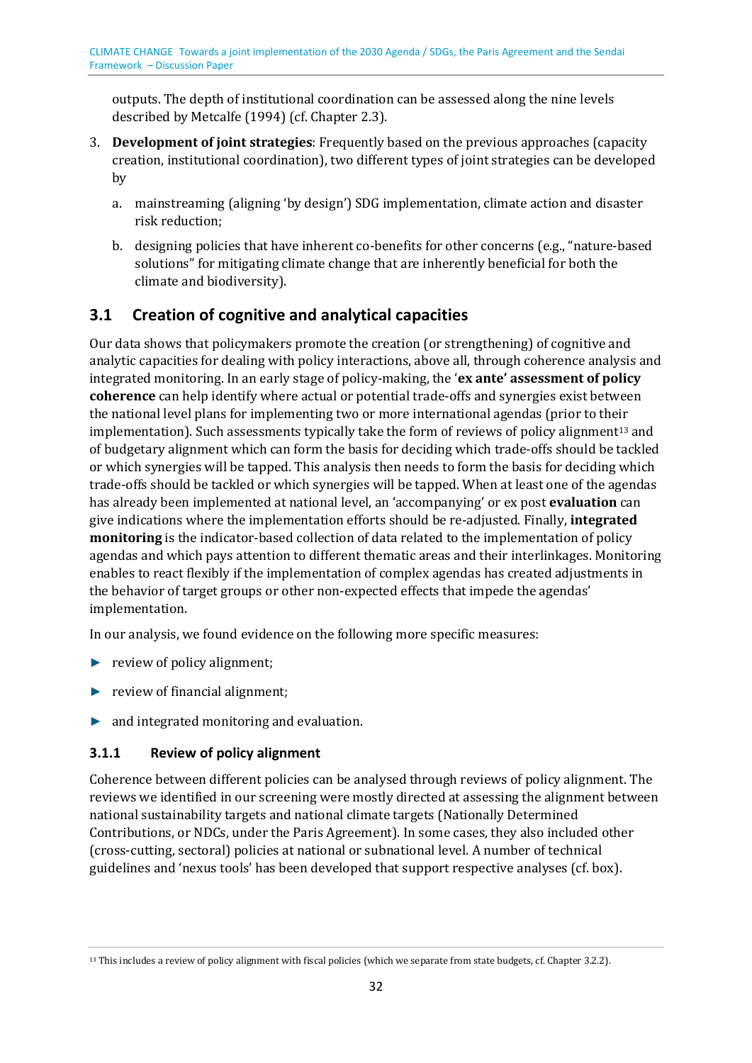outputs. The depth of institutional coordination can be assessed along the nine levels described by Metcalfe (1994) (cf. Chapter 2.3).

3. **Development of joint strategies**: Frequently based on the previous approaches (capacity creation, institutional coordination), two different types of joint strategies can be developed by

   a. mainstreaming (aligning 'by design') SDG implementation, climate action and disaster risk reduction;

   b. designing policies that have inherent co-benefits for other concerns (e.g., "nature-based solutions" for mitigating climate change that are inherently beneficial for both the climate and biodiversity).

## 3.1 Creation of cognitive and analytical capacities

Our data shows that policymakers promote the creation (or strengthening) of cognitive and analytic capacities for dealing with policy interactions, above all, through coherence analysis and integrated monitoring. In an early stage of policy-making, the '**ex ante' assessment of policy coherence** can help identify where actual or potential trade-offs and synergies exist between the national level plans for implementing two or more international agendas (prior to their implementation). Such assessments typically take the form of reviews of policy alignment[13] and of budgetary alignment which can form the basis for deciding which trade-offs should be tackled or which synergies will be tapped. This analysis then needs to form the basis for deciding which trade-offs should be tackled or which synergies will be tapped. When at least one of the agendas has already been implemented at national level, an 'accompanying' or ex post **evaluation** can give indications where the implementation efforts should be re-adjusted. Finally, **integrated monitoring** is the indicator-based collection of data related to the implementation of policy agendas and which pays attention to different thematic areas and their interlinkages. Monitoring enables to react flexibly if the implementation of complex agendas has created adjustments in the behavior of target groups or other non-expected effects that impede the agendas' implementation.

In our analysis, we found evidence on the following more specific measures:

- review of policy alignment;
- review of financial alignment;
- and integrated monitoring and evaluation.

### 3.1.1 Review of policy alignment

Coherence between different policies can be analysed through reviews of policy alignment. The reviews we identified in our screening were mostly directed at assessing the alignment between national sustainability targets and national climate targets (Nationally Determined Contributions, or NDCs, under the Paris Agreement). In some cases, they also included other (cross-cutting, sectoral) policies at national or subnational level. A number of technical guidelines and 'nexus tools' has been developed that support respective analyses (cf. box).

[13] This includes a review of policy alignment with fiscal policies (which we separate from state budgets, cf. Chapter 3.2.2).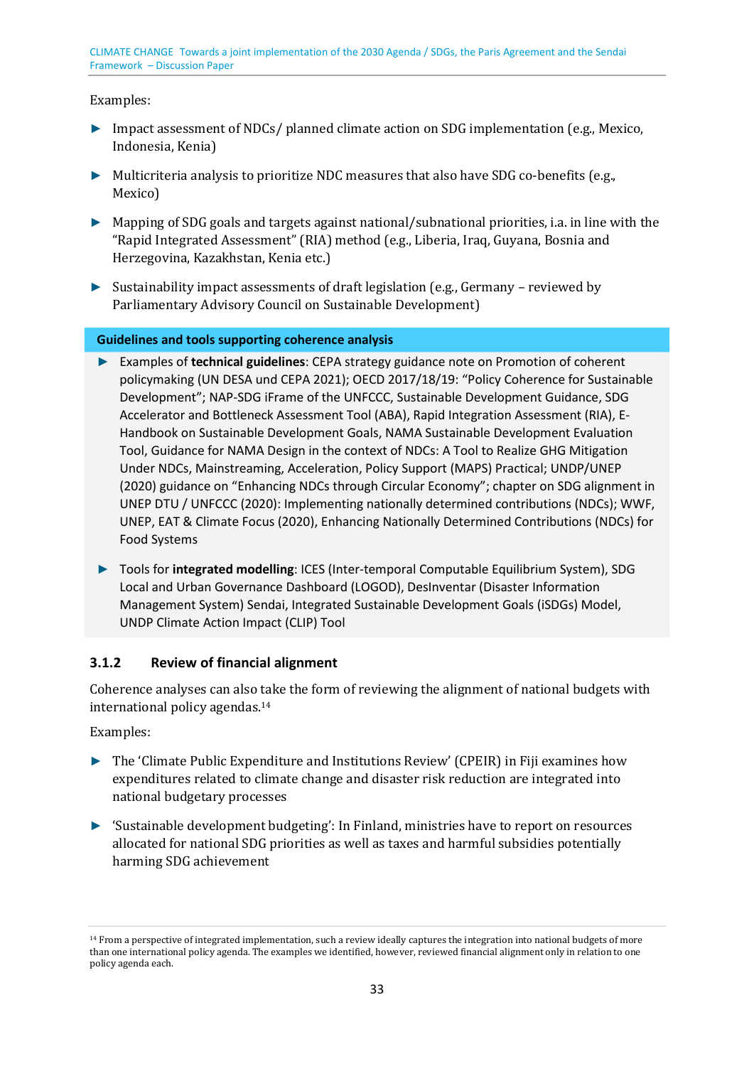Examples:

- Impact assessment of NDCs/ planned climate action on SDG implementation (e.g., Mexico, Indonesia, Kenia)
- Multicriteria analysis to prioritize NDC measures that also have SDG co-benefits (e.g., Mexico)
- Mapping of SDG goals and targets against national/subnational priorities, i.a. in line with the "Rapid Integrated Assessment" (RIA) method (e.g., Liberia, Iraq, Guyana, Bosnia and Herzegovina, Kazakhstan, Kenia etc.)
- Sustainability impact assessments of draft legislation (e.g., Germany – reviewed by Parliamentary Advisory Council on Sustainable Development)

**Guidelines and tools supporting coherence analysis**

- Examples of **technical guidelines**: CEPA strategy guidance note on Promotion of coherent policymaking (UN DESA und CEPA 2021); OECD 2017/18/19: "Policy Coherence for Sustainable Development"; NAP-SDG iFrame of the UNFCCC, Sustainable Development Guidance, SDG Accelerator and Bottleneck Assessment Tool (ABA), Rapid Integration Assessment (RIA), E-Handbook on Sustainable Development Goals, NAMA Sustainable Development Evaluation Tool, Guidance for NAMA Design in the context of NDCs: A Tool to Realize GHG Mitigation Under NDCs, Mainstreaming, Acceleration, Policy Support (MAPS) Practical; UNDP/UNEP (2020) guidance on "Enhancing NDCs through Circular Economy"; chapter on SDG alignment in UNEP DTU / UNFCCC (2020): Implementing nationally determined contributions (NDCs); WWF, UNEP, EAT & Climate Focus (2020), Enhancing Nationally Determined Contributions (NDCs) for Food Systems
- Tools for **integrated modelling**: ICES (Inter-temporal Computable Equilibrium System), SDG Local and Urban Governance Dashboard (LOGOD), DesInventar (Disaster Information Management System) Sendai, Integrated Sustainable Development Goals (iSDGs) Model, UNDP Climate Action Impact (CLIP) Tool

### 3.1.2 Review of financial alignment

Coherence analyses can also take the form of reviewing the alignment of national budgets with international policy agendas.[14]

Examples:

- The 'Climate Public Expenditure and Institutions Review' (CPEIR) in Fiji examines how expenditures related to climate change and disaster risk reduction are integrated into national budgetary processes
- 'Sustainable development budgeting': In Finland, ministries have to report on resources allocated for national SDG priorities as well as taxes and harmful subsidies potentially harming SDG achievement

[14] From a perspective of integrated implementation, such a review ideally captures the integration into national budgets of more than one international policy agenda. The examples we identified, however, reviewed financial alignment only in relation to one policy agenda each.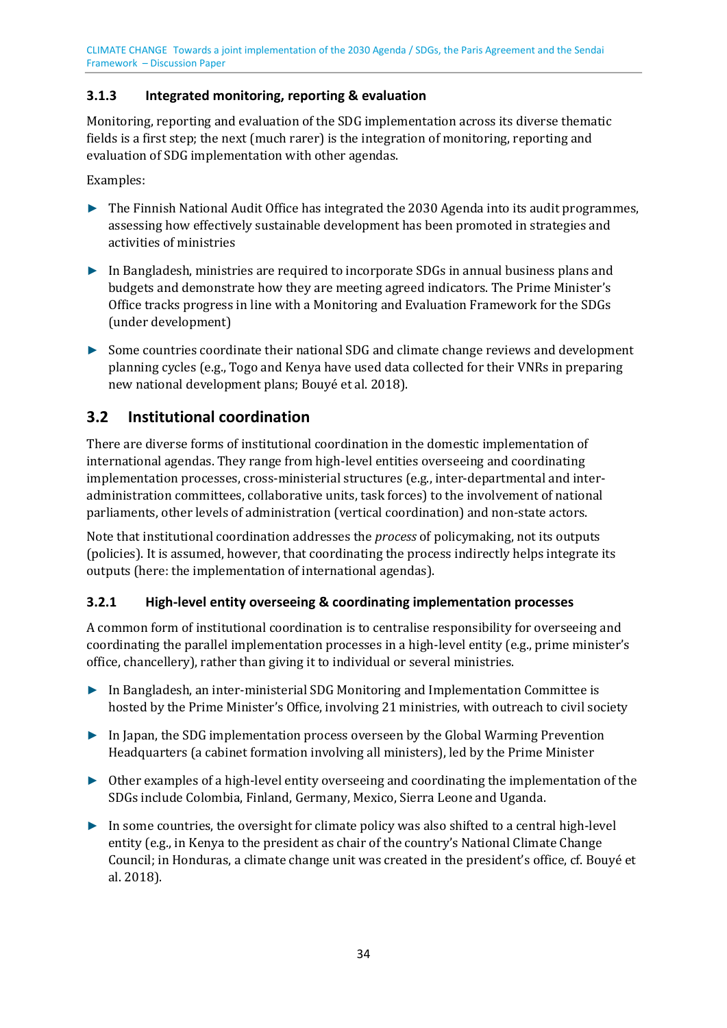### 3.1.3 Integrated monitoring, reporting & evaluation

Monitoring, reporting and evaluation of the SDG implementation across its diverse thematic fields is a first step; the next (much rarer) is the integration of monitoring, reporting and evaluation of SDG implementation with other agendas.

Examples:

- The Finnish National Audit Office has integrated the 2030 Agenda into its audit programmes, assessing how effectively sustainable development has been promoted in strategies and activities of ministries
- In Bangladesh, ministries are required to incorporate SDGs in annual business plans and budgets and demonstrate how they are meeting agreed indicators. The Prime Minister's Office tracks progress in line with a Monitoring and Evaluation Framework for the SDGs (under development)
- Some countries coordinate their national SDG and climate change reviews and development planning cycles (e.g., Togo and Kenya have used data collected for their VNRs in preparing new national development plans; Bouyé et al. 2018).

## 3.2 Institutional coordination

There are diverse forms of institutional coordination in the domestic implementation of international agendas. They range from high-level entities overseeing and coordinating implementation processes, cross-ministerial structures (e.g., inter-departmental and inter-administration committees, collaborative units, task forces) to the involvement of national parliaments, other levels of administration (vertical coordination) and non-state actors.

Note that institutional coordination addresses the *process* of policymaking, not its outputs (policies). It is assumed, however, that coordinating the process indirectly helps integrate its outputs (here: the implementation of international agendas).

### 3.2.1 High-level entity overseeing & coordinating implementation processes

A common form of institutional coordination is to centralise responsibility for overseeing and coordinating the parallel implementation processes in a high-level entity (e.g., prime minister's office, chancellery), rather than giving it to individual or several ministries.

- In Bangladesh, an inter-ministerial SDG Monitoring and Implementation Committee is hosted by the Prime Minister's Office, involving 21 ministries, with outreach to civil society
- In Japan, the SDG implementation process overseen by the Global Warming Prevention Headquarters (a cabinet formation involving all ministers), led by the Prime Minister
- Other examples of a high-level entity overseeing and coordinating the implementation of the SDGs include Colombia, Finland, Germany, Mexico, Sierra Leone and Uganda.
- In some countries, the oversight for climate policy was also shifted to a central high-level entity (e.g., in Kenya to the president as chair of the country's National Climate Change Council; in Honduras, a climate change unit was created in the president's office, cf. Bouyé et al. 2018).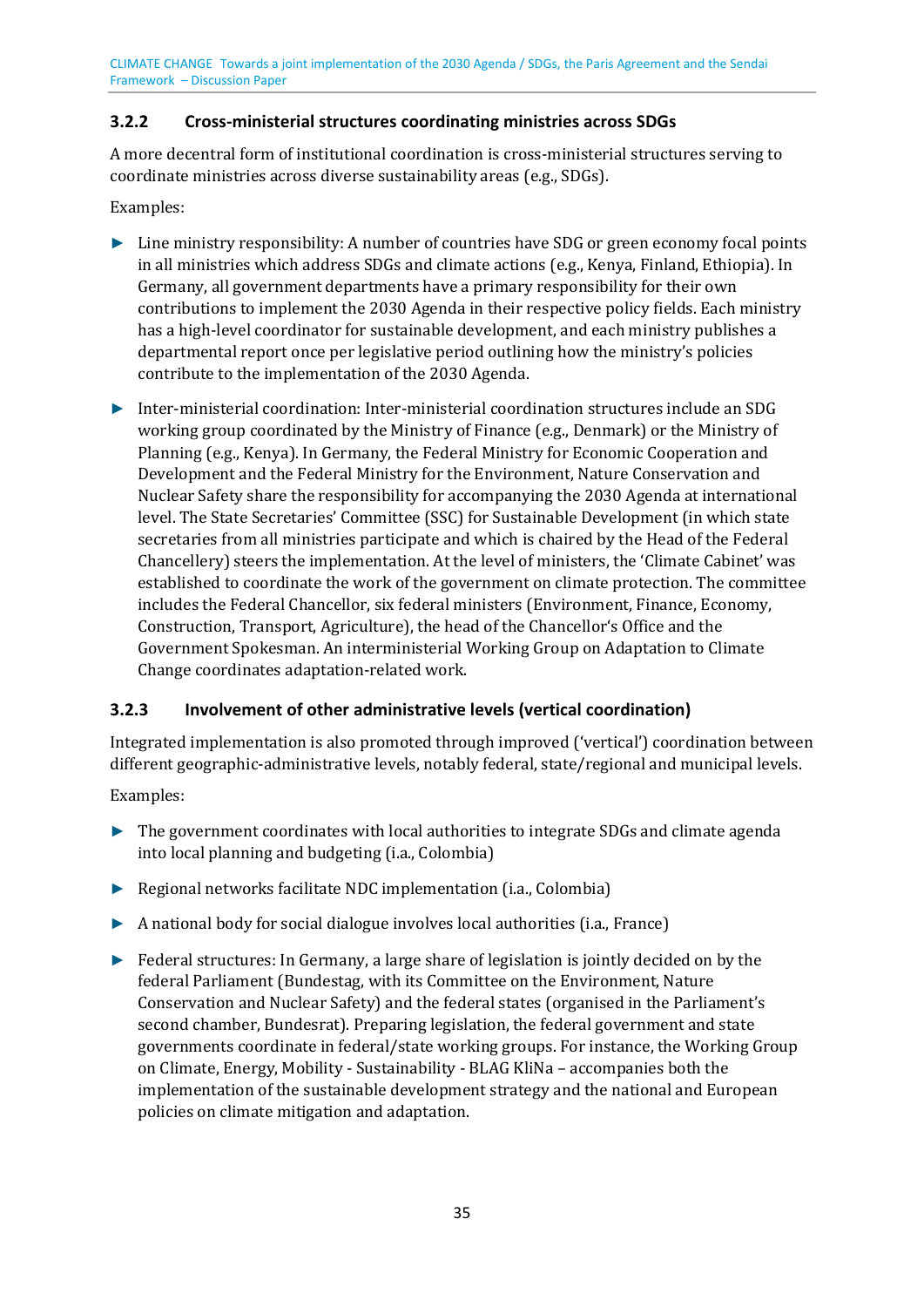### 3.2.2 Cross-ministerial structures coordinating ministries across SDGs

A more decentral form of institutional coordination is cross-ministerial structures serving to coordinate ministries across diverse sustainability areas (e.g., SDGs).

Examples:

- Line ministry responsibility: A number of countries have SDG or green economy focal points in all ministries which address SDGs and climate actions (e.g., Kenya, Finland, Ethiopia). In Germany, all government departments have a primary responsibility for their own contributions to implement the 2030 Agenda in their respective policy fields. Each ministry has a high-level coordinator for sustainable development, and each ministry publishes a departmental report once per legislative period outlining how the ministry's policies contribute to the implementation of the 2030 Agenda.
- Inter-ministerial coordination: Inter-ministerial coordination structures include an SDG working group coordinated by the Ministry of Finance (e.g., Denmark) or the Ministry of Planning (e.g., Kenya). In Germany, the Federal Ministry for Economic Cooperation and Development and the Federal Ministry for the Environment, Nature Conservation and Nuclear Safety share the responsibility for accompanying the 2030 Agenda at international level. The State Secretaries' Committee (SSC) for Sustainable Development (in which state secretaries from all ministries participate and which is chaired by the Head of the Federal Chancellery) steers the implementation. At the level of ministers, the 'Climate Cabinet' was established to coordinate the work of the government on climate protection. The committee includes the Federal Chancellor, six federal ministers (Environment, Finance, Economy, Construction, Transport, Agriculture), the head of the Chancellor's Office and the Government Spokesman. An interministerial Working Group on Adaptation to Climate Change coordinates adaptation-related work.

### 3.2.3 Involvement of other administrative levels (vertical coordination)

Integrated implementation is also promoted through improved ('vertical') coordination between different geographic-administrative levels, notably federal, state/regional and municipal levels.

Examples:

- The government coordinates with local authorities to integrate SDGs and climate agenda into local planning and budgeting (i.a., Colombia)
- Regional networks facilitate NDC implementation (i.a., Colombia)
- A national body for social dialogue involves local authorities (i.a., France)
- Federal structures: In Germany, a large share of legislation is jointly decided on by the federal Parliament (Bundestag, with its Committee on the Environment, Nature Conservation and Nuclear Safety) and the federal states (organised in the Parliament's second chamber, Bundesrat). Preparing legislation, the federal government and state governments coordinate in federal/state working groups. For instance, the Working Group on Climate, Energy, Mobility - Sustainability - BLAG KliNa – accompanies both the implementation of the sustainable development strategy and the national and European policies on climate mitigation and adaptation.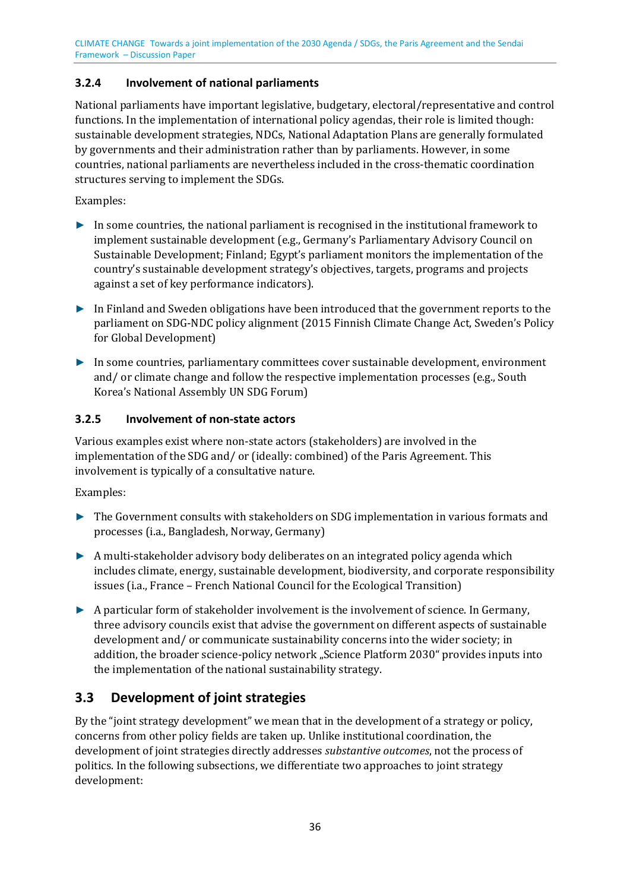### 3.2.4 Involvement of national parliaments

National parliaments have important legislative, budgetary, electoral/representative and control functions. In the implementation of international policy agendas, their role is limited though: sustainable development strategies, NDCs, National Adaptation Plans are generally formulated by governments and their administration rather than by parliaments. However, in some countries, national parliaments are nevertheless included in the cross-thematic coordination structures serving to implement the SDGs.

Examples:

- In some countries, the national parliament is recognised in the institutional framework to implement sustainable development (e.g., Germany's Parliamentary Advisory Council on Sustainable Development; Finland; Egypt's parliament monitors the implementation of the country's sustainable development strategy's objectives, targets, programs and projects against a set of key performance indicators).
- In Finland and Sweden obligations have been introduced that the government reports to the parliament on SDG-NDC policy alignment (2015 Finnish Climate Change Act, Sweden's Policy for Global Development)
- In some countries, parliamentary committees cover sustainable development, environment and/ or climate change and follow the respective implementation processes (e.g., South Korea's National Assembly UN SDG Forum)

### 3.2.5 Involvement of non-state actors

Various examples exist where non-state actors (stakeholders) are involved in the implementation of the SDG and/ or (ideally: combined) of the Paris Agreement. This involvement is typically of a consultative nature.

Examples:

- The Government consults with stakeholders on SDG implementation in various formats and processes (i.a., Bangladesh, Norway, Germany)
- A multi-stakeholder advisory body deliberates on an integrated policy agenda which includes climate, energy, sustainable development, biodiversity, and corporate responsibility issues (i.a., France – French National Council for the Ecological Transition)
- A particular form of stakeholder involvement is the involvement of science. In Germany, three advisory councils exist that advise the government on different aspects of sustainable development and/ or communicate sustainability concerns into the wider society; in addition, the broader science-policy network „Science Platform 2030" provides inputs into the implementation of the national sustainability strategy.

## 3.3 Development of joint strategies

By the "joint strategy development" we mean that in the development of a strategy or policy, concerns from other policy fields are taken up. Unlike institutional coordination, the development of joint strategies directly addresses *substantive outcomes*, not the process of politics. In the following subsections, we differentiate two approaches to joint strategy development: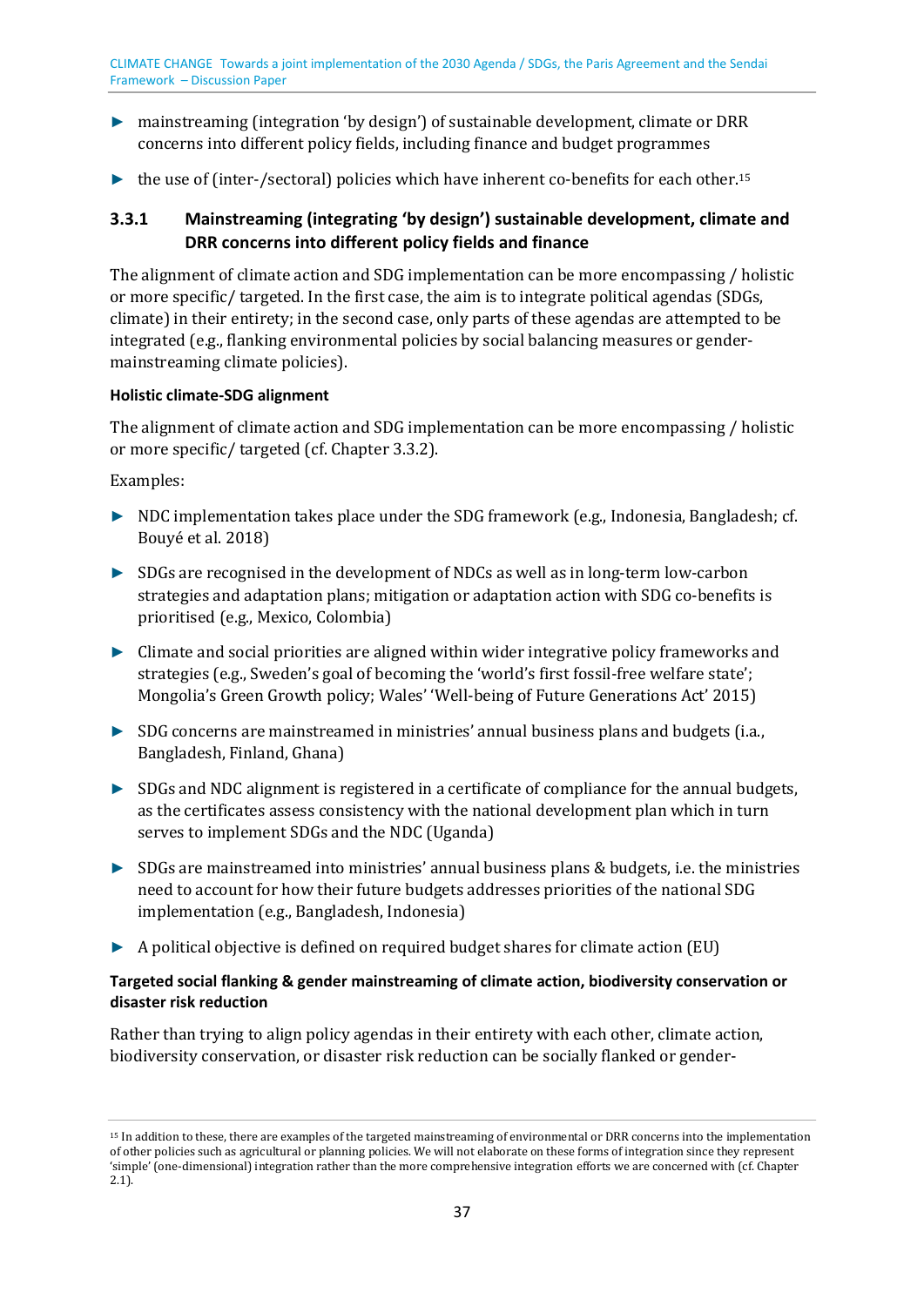- mainstreaming (integration 'by design') of sustainable development, climate or DRR concerns into different policy fields, including finance and budget programmes
- the use of (inter-/sectoral) policies which have inherent co-benefits for each other.[15]

### 3.3.1 Mainstreaming (integrating 'by design') sustainable development, climate and DRR concerns into different policy fields and finance

The alignment of climate action and SDG implementation can be more encompassing / holistic or more specific/ targeted. In the first case, the aim is to integrate political agendas (SDGs, climate) in their entirety; in the second case, only parts of these agendas are attempted to be integrated (e.g., flanking environmental policies by social balancing measures or gender-mainstreaming climate policies).

**Holistic climate-SDG alignment**

The alignment of climate action and SDG implementation can be more encompassing / holistic or more specific/ targeted (cf. Chapter 3.3.2).

Examples:

- NDC implementation takes place under the SDG framework (e.g., Indonesia, Bangladesh; cf. Bouyé et al. 2018)
- SDGs are recognised in the development of NDCs as well as in long-term low-carbon strategies and adaptation plans; mitigation or adaptation action with SDG co-benefits is prioritised (e.g., Mexico, Colombia)
- Climate and social priorities are aligned within wider integrative policy frameworks and strategies (e.g., Sweden's goal of becoming the 'world's first fossil-free welfare state'; Mongolia's Green Growth policy; Wales' 'Well-being of Future Generations Act' 2015)
- SDG concerns are mainstreamed in ministries' annual business plans and budgets (i.a., Bangladesh, Finland, Ghana)
- SDGs and NDC alignment is registered in a certificate of compliance for the annual budgets, as the certificates assess consistency with the national development plan which in turn serves to implement SDGs and the NDC (Uganda)
- SDGs are mainstreamed into ministries' annual business plans & budgets, i.e. the ministries need to account for how their future budgets addresses priorities of the national SDG implementation (e.g., Bangladesh, Indonesia)
- A political objective is defined on required budget shares for climate action (EU)

**Targeted social flanking & gender mainstreaming of climate action, biodiversity conservation or disaster risk reduction**

Rather than trying to align policy agendas in their entirety with each other, climate action, biodiversity conservation, or disaster risk reduction can be socially flanked or gender-

[15] In addition to these, there are examples of the targeted mainstreaming of environmental or DRR concerns into the implementation of other policies such as agricultural or planning policies. We will not elaborate on these forms of integration since they represent 'simple' (one-dimensional) integration rather than the more comprehensive integration efforts we are concerned with (cf. Chapter 2.1).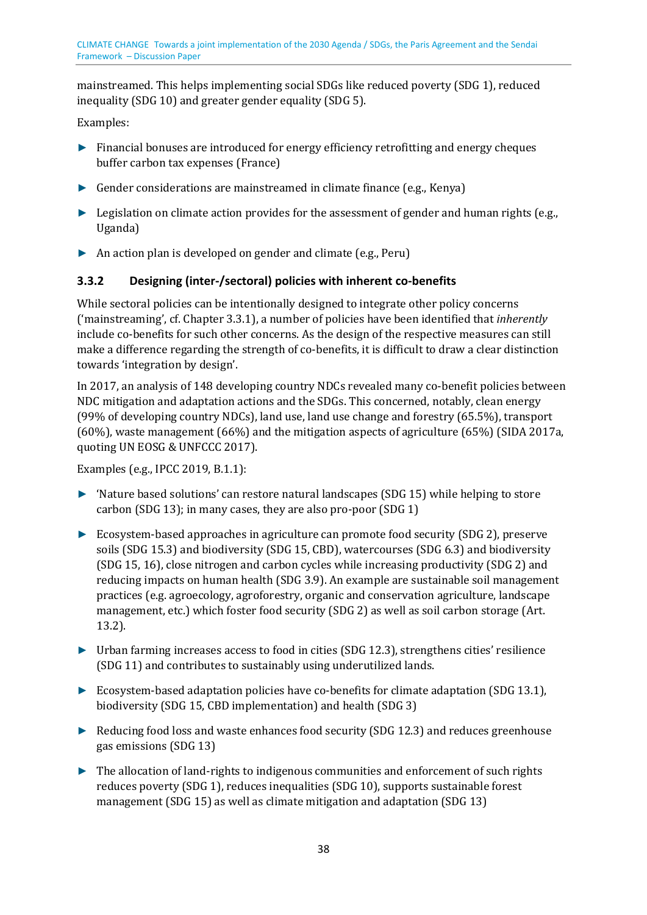mainstreamed. This helps implementing social SDGs like reduced poverty (SDG 1), reduced inequality (SDG 10) and greater gender equality (SDG 5).

Examples:

- Financial bonuses are introduced for energy efficiency retrofitting and energy cheques buffer carbon tax expenses (France)
- Gender considerations are mainstreamed in climate finance (e.g., Kenya)
- Legislation on climate action provides for the assessment of gender and human rights (e.g., Uganda)
- An action plan is developed on gender and climate (e.g., Peru)

### 3.3.2 Designing (inter-/sectoral) policies with inherent co-benefits

While sectoral policies can be intentionally designed to integrate other policy concerns ('mainstreaming', cf. Chapter 3.3.1), a number of policies have been identified that *inherently* include co-benefits for such other concerns. As the design of the respective measures can still make a difference regarding the strength of co-benefits, it is difficult to draw a clear distinction towards 'integration by design'.

In 2017, an analysis of 148 developing country NDCs revealed many co-benefit policies between NDC mitigation and adaptation actions and the SDGs. This concerned, notably, clean energy (99% of developing country NDCs), land use, land use change and forestry (65.5%), transport (60%), waste management (66%) and the mitigation aspects of agriculture (65%) (SIDA 2017a, quoting UN EOSG & UNFCCC 2017).

Examples (e.g., IPCC 2019, B.1.1):

- 'Nature based solutions' can restore natural landscapes (SDG 15) while helping to store carbon (SDG 13); in many cases, they are also pro-poor (SDG 1)
- Ecosystem-based approaches in agriculture can promote food security (SDG 2), preserve soils (SDG 15.3) and biodiversity (SDG 15, CBD), watercourses (SDG 6.3) and biodiversity (SDG 15, 16), close nitrogen and carbon cycles while increasing productivity (SDG 2) and reducing impacts on human health (SDG 3.9). An example are sustainable soil management practices (e.g. agroecology, agroforestry, organic and conservation agriculture, landscape management, etc.) which foster food security (SDG 2) as well as soil carbon storage (Art. 13.2).
- Urban farming increases access to food in cities (SDG 12.3), strengthens cities' resilience (SDG 11) and contributes to sustainably using underutilized lands.
- Ecosystem-based adaptation policies have co-benefits for climate adaptation (SDG 13.1), biodiversity (SDG 15, CBD implementation) and health (SDG 3)
- Reducing food loss and waste enhances food security (SDG 12.3) and reduces greenhouse gas emissions (SDG 13)
- The allocation of land-rights to indigenous communities and enforcement of such rights reduces poverty (SDG 1), reduces inequalities (SDG 10), supports sustainable forest management (SDG 15) as well as climate mitigation and adaptation (SDG 13)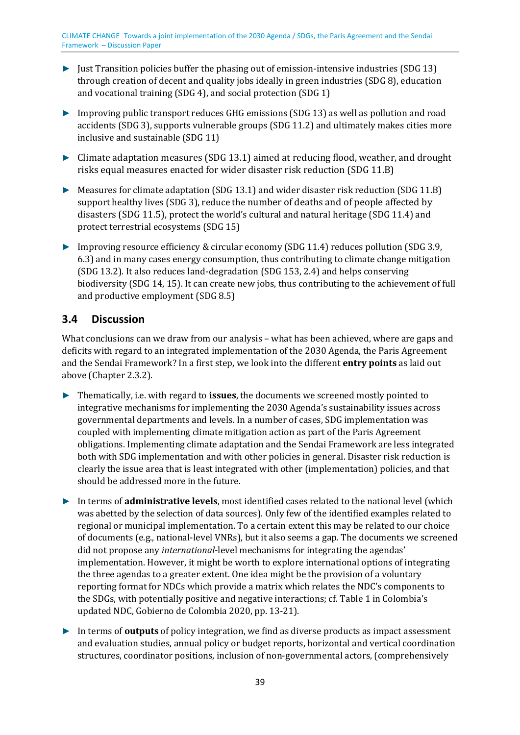- Just Transition policies buffer the phasing out of emission-intensive industries (SDG 13) through creation of decent and quality jobs ideally in green industries (SDG 8), education and vocational training (SDG 4), and social protection (SDG 1)
- Improving public transport reduces GHG emissions (SDG 13) as well as pollution and road accidents (SDG 3), supports vulnerable groups (SDG 11.2) and ultimately makes cities more inclusive and sustainable (SDG 11)
- Climate adaptation measures (SDG 13.1) aimed at reducing flood, weather, and drought risks equal measures enacted for wider disaster risk reduction (SDG 11.B)
- Measures for climate adaptation (SDG 13.1) and wider disaster risk reduction (SDG 11.B) support healthy lives (SDG 3), reduce the number of deaths and of people affected by disasters (SDG 11.5), protect the world's cultural and natural heritage (SDG 11.4) and protect terrestrial ecosystems (SDG 15)
- Improving resource efficiency & circular economy (SDG 11.4) reduces pollution (SDG 3.9, 6.3) and in many cases energy consumption, thus contributing to climate change mitigation (SDG 13.2). It also reduces land-degradation (SDG 153, 2.4) and helps conserving biodiversity (SDG 14, 15). It can create new jobs, thus contributing to the achievement of full and productive employment (SDG 8.5)

## 3.4 Discussion

What conclusions can we draw from our analysis – what has been achieved, where are gaps and deficits with regard to an integrated implementation of the 2030 Agenda, the Paris Agreement and the Sendai Framework? In a first step, we look into the different **entry points** as laid out above (Chapter 2.3.2).

- Thematically, i.e. with regard to **issues**, the documents we screened mostly pointed to integrative mechanisms for implementing the 2030 Agenda's sustainability issues across governmental departments and levels. In a number of cases, SDG implementation was coupled with implementing climate mitigation action as part of the Paris Agreement obligations. Implementing climate adaptation and the Sendai Framework are less integrated both with SDG implementation and with other policies in general. Disaster risk reduction is clearly the issue area that is least integrated with other (implementation) policies, and that should be addressed more in the future.
- In terms of **administrative levels**, most identified cases related to the national level (which was abetted by the selection of data sources). Only few of the identified examples related to regional or municipal implementation. To a certain extent this may be related to our choice of documents (e.g., national-level VNRs), but it also seems a gap. The documents we screened did not propose any *international*-level mechanisms for integrating the agendas' implementation. However, it might be worth to explore international options of integrating the three agendas to a greater extent. One idea might be the provision of a voluntary reporting format for NDCs which provide a matrix which relates the NDC's components to the SDGs, with potentially positive and negative interactions; cf. Table 1 in Colombia's updated NDC, Gobierno de Colombia 2020, pp. 13-21).
- In terms of **outputs** of policy integration, we find as diverse products as impact assessment and evaluation studies, annual policy or budget reports, horizontal and vertical coordination structures, coordinator positions, inclusion of non-governmental actors, (comprehensively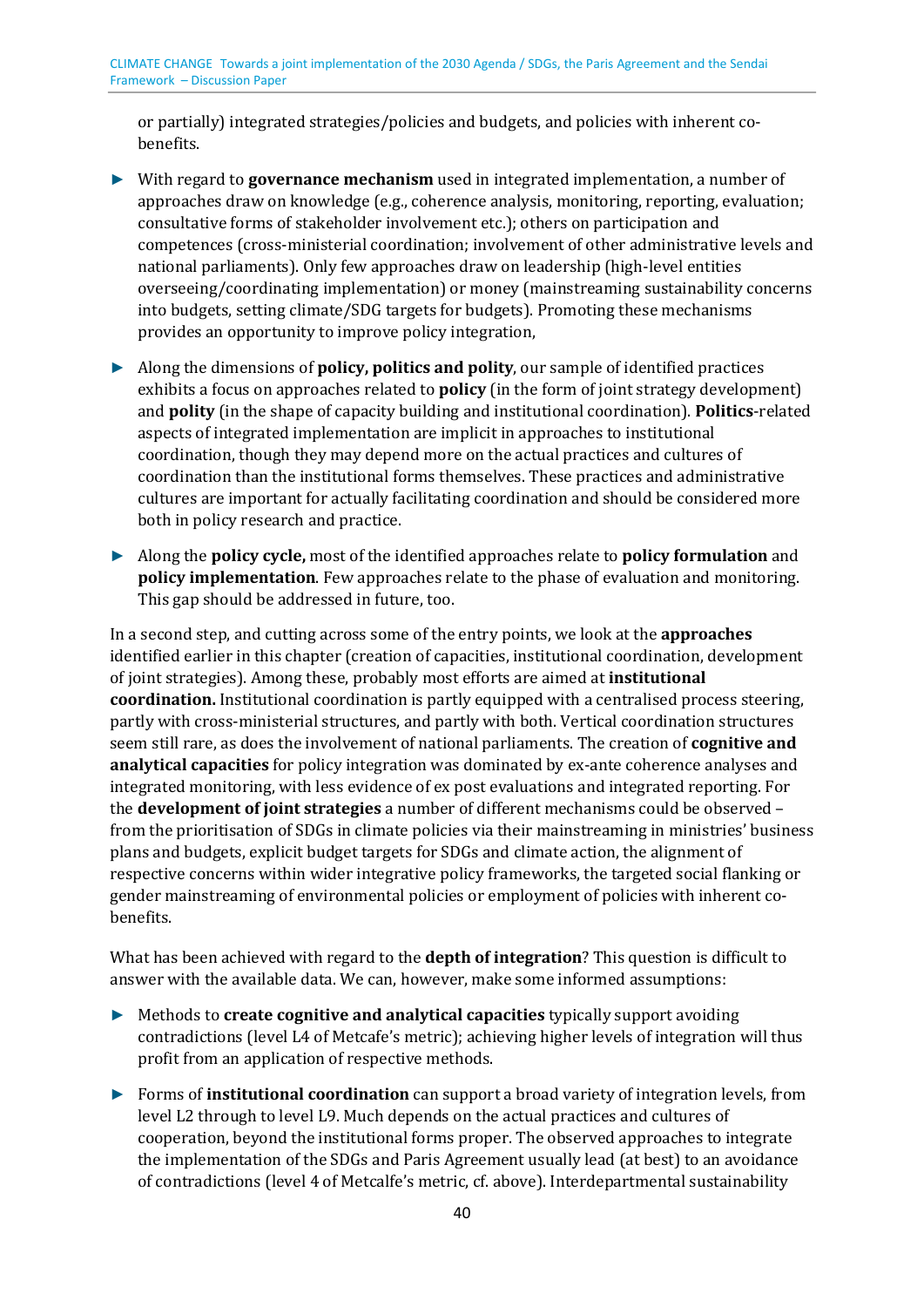or partially) integrated strategies/policies and budgets, and policies with inherent co-benefits.

- With regard to **governance mechanism** used in integrated implementation, a number of approaches draw on knowledge (e.g., coherence analysis, monitoring, reporting, evaluation; consultative forms of stakeholder involvement etc.); others on participation and competences (cross-ministerial coordination; involvement of other administrative levels and national parliaments). Only few approaches draw on leadership (high-level entities overseeing/coordinating implementation) or money (mainstreaming sustainability concerns into budgets, setting climate/SDG targets for budgets). Promoting these mechanisms provides an opportunity to improve policy integration,
- Along the dimensions of **policy, politics and polity**, our sample of identified practices exhibits a focus on approaches related to **policy** (in the form of joint strategy development) and **polity** (in the shape of capacity building and institutional coordination). **Politics**-related aspects of integrated implementation are implicit in approaches to institutional coordination, though they may depend more on the actual practices and cultures of coordination than the institutional forms themselves. These practices and administrative cultures are important for actually facilitating coordination and should be considered more both in policy research and practice.
- Along the **policy cycle,** most of the identified approaches relate to **policy formulation** and **policy implementation**. Few approaches relate to the phase of evaluation and monitoring. This gap should be addressed in future, too.

In a second step, and cutting across some of the entry points, we look at the **approaches** identified earlier in this chapter (creation of capacities, institutional coordination, development of joint strategies). Among these, probably most efforts are aimed at **institutional coordination.** Institutional coordination is partly equipped with a centralised process steering, partly with cross-ministerial structures, and partly with both. Vertical coordination structures seem still rare, as does the involvement of national parliaments. The creation of **cognitive and analytical capacities** for policy integration was dominated by ex-ante coherence analyses and integrated monitoring, with less evidence of ex post evaluations and integrated reporting. For the **development of joint strategies** a number of different mechanisms could be observed – from the prioritisation of SDGs in climate policies via their mainstreaming in ministries' business plans and budgets, explicit budget targets for SDGs and climate action, the alignment of respective concerns within wider integrative policy frameworks, the targeted social flanking or gender mainstreaming of environmental policies or employment of policies with inherent co-benefits.

What has been achieved with regard to the **depth of integration**? This question is difficult to answer with the available data. We can, however, make some informed assumptions:

- Methods to **create cognitive and analytical capacities** typically support avoiding contradictions (level L4 of Metcafe's metric); achieving higher levels of integration will thus profit from an application of respective methods.
- Forms of **institutional coordination** can support a broad variety of integration levels, from level L2 through to level L9. Much depends on the actual practices and cultures of cooperation, beyond the institutional forms proper. The observed approaches to integrate the implementation of the SDGs and Paris Agreement usually lead (at best) to an avoidance of contradictions (level 4 of Metcalfe's metric, cf. above). Interdepartmental sustainability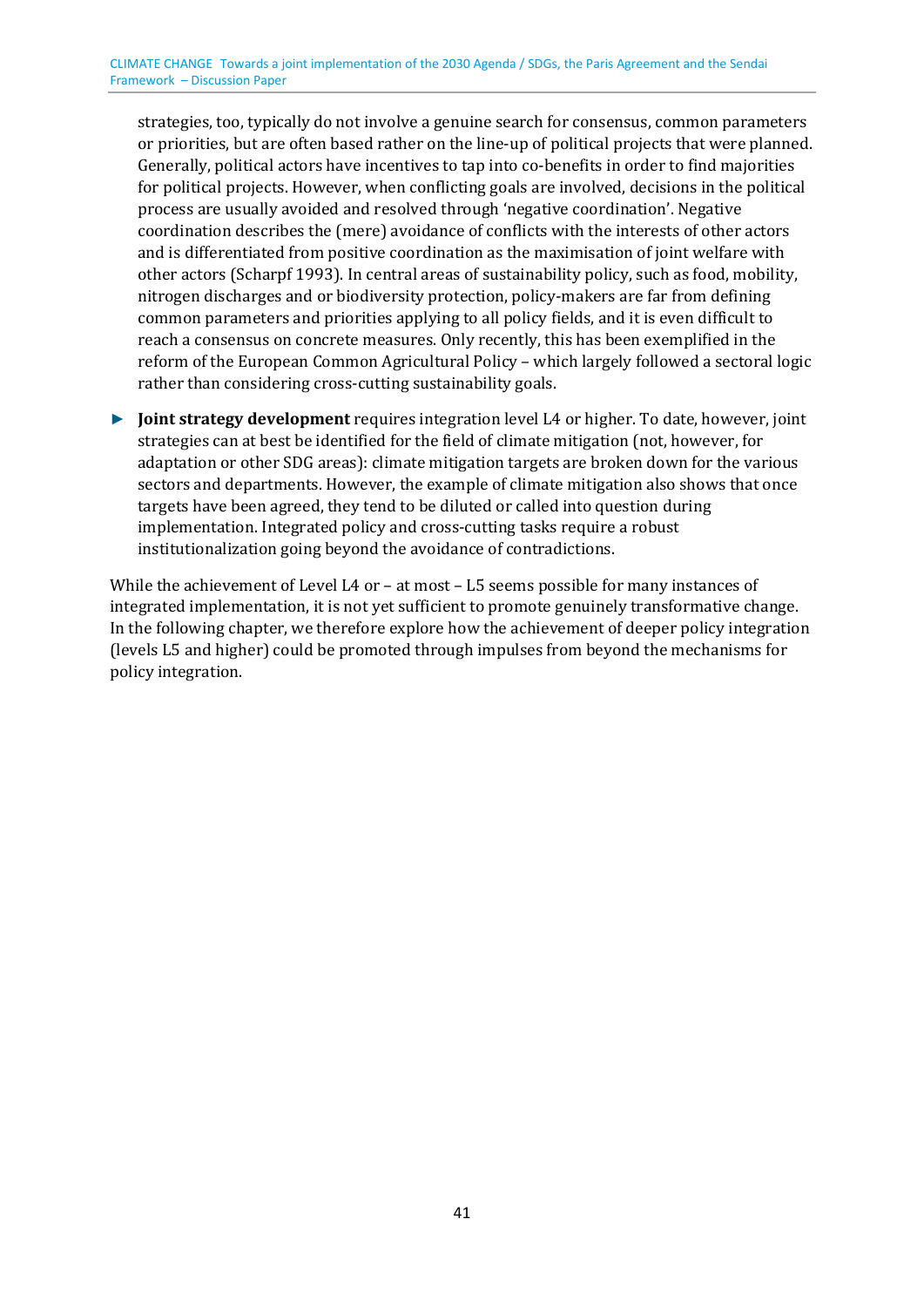strategies, too, typically do not involve a genuine search for consensus, common parameters or priorities, but are often based rather on the line-up of political projects that were planned. Generally, political actors have incentives to tap into co-benefits in order to find majorities for political projects. However, when conflicting goals are involved, decisions in the political process are usually avoided and resolved through 'negative coordination'. Negative coordination describes the (mere) avoidance of conflicts with the interests of other actors and is differentiated from positive coordination as the maximisation of joint welfare with other actors (Scharpf 1993). In central areas of sustainability policy, such as food, mobility, nitrogen discharges and or biodiversity protection, policy-makers are far from defining common parameters and priorities applying to all policy fields, and it is even difficult to reach a consensus on concrete measures. Only recently, this has been exemplified in the reform of the European Common Agricultural Policy – which largely followed a sectoral logic rather than considering cross-cutting sustainability goals.

- **Joint strategy development** requires integration level L4 or higher. To date, however, joint strategies can at best be identified for the field of climate mitigation (not, however, for adaptation or other SDG areas): climate mitigation targets are broken down for the various sectors and departments. However, the example of climate mitigation also shows that once targets have been agreed, they tend to be diluted or called into question during implementation. Integrated policy and cross-cutting tasks require a robust institutionalization going beyond the avoidance of contradictions.

While the achievement of Level L4 or – at most – L5 seems possible for many instances of integrated implementation, it is not yet sufficient to promote genuinely transformative change. In the following chapter, we therefore explore how the achievement of deeper policy integration (levels L5 and higher) could be promoted through impulses from beyond the mechanisms for policy integration.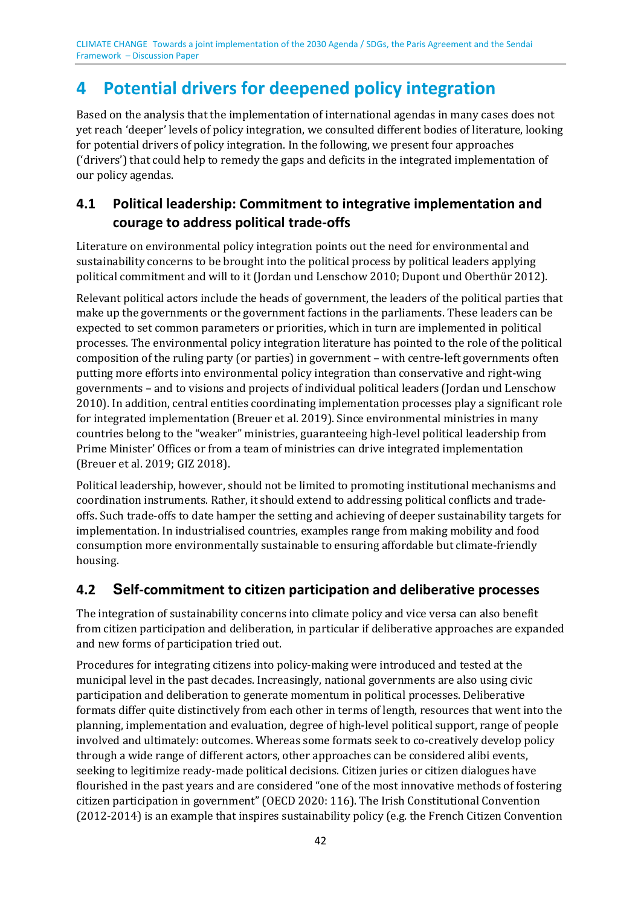# 4 Potential drivers for deepened policy integration

Based on the analysis that the implementation of international agendas in many cases does not yet reach 'deeper' levels of policy integration, we consulted different bodies of literature, looking for potential drivers of policy integration. In the following, we present four approaches ('drivers') that could help to remedy the gaps and deficits in the integrated implementation of our policy agendas.

## 4.1 Political leadership: Commitment to integrative implementation and courage to address political trade-offs

Literature on environmental policy integration points out the need for environmental and sustainability concerns to be brought into the political process by political leaders applying political commitment and will to it (Jordan und Lenschow 2010; Dupont und Oberthür 2012).

Relevant political actors include the heads of government, the leaders of the political parties that make up the governments or the government factions in the parliaments. These leaders can be expected to set common parameters or priorities, which in turn are implemented in political processes. The environmental policy integration literature has pointed to the role of the political composition of the ruling party (or parties) in government – with centre-left governments often putting more efforts into environmental policy integration than conservative and right-wing governments – and to visions and projects of individual political leaders (Jordan und Lenschow 2010). In addition, central entities coordinating implementation processes play a significant role for integrated implementation (Breuer et al. 2019). Since environmental ministries in many countries belong to the "weaker" ministries, guaranteeing high-level political leadership from Prime Minister' Offices or from a team of ministries can drive integrated implementation (Breuer et al. 2019; GIZ 2018).

Political leadership, however, should not be limited to promoting institutional mechanisms and coordination instruments. Rather, it should extend to addressing political conflicts and trade-offs. Such trade-offs to date hamper the setting and achieving of deeper sustainability targets for implementation. In industrialised countries, examples range from making mobility and food consumption more environmentally sustainable to ensuring affordable but climate-friendly housing.

## 4.2 Self-commitment to citizen participation and deliberative processes

The integration of sustainability concerns into climate policy and vice versa can also benefit from citizen participation and deliberation, in particular if deliberative approaches are expanded and new forms of participation tried out.

Procedures for integrating citizens into policy-making were introduced and tested at the municipal level in the past decades. Increasingly, national governments are also using civic participation and deliberation to generate momentum in political processes. Deliberative formats differ quite distinctively from each other in terms of length, resources that went into the planning, implementation and evaluation, degree of high-level political support, range of people involved and ultimately: outcomes. Whereas some formats seek to co-creatively develop policy through a wide range of different actors, other approaches can be considered alibi events, seeking to legitimize ready-made political decisions. Citizen juries or citizen dialogues have flourished in the past years and are considered "one of the most innovative methods of fostering citizen participation in government" (OECD 2020: 116). The Irish Constitutional Convention (2012-2014) is an example that inspires sustainability policy (e.g. the French Citizen Convention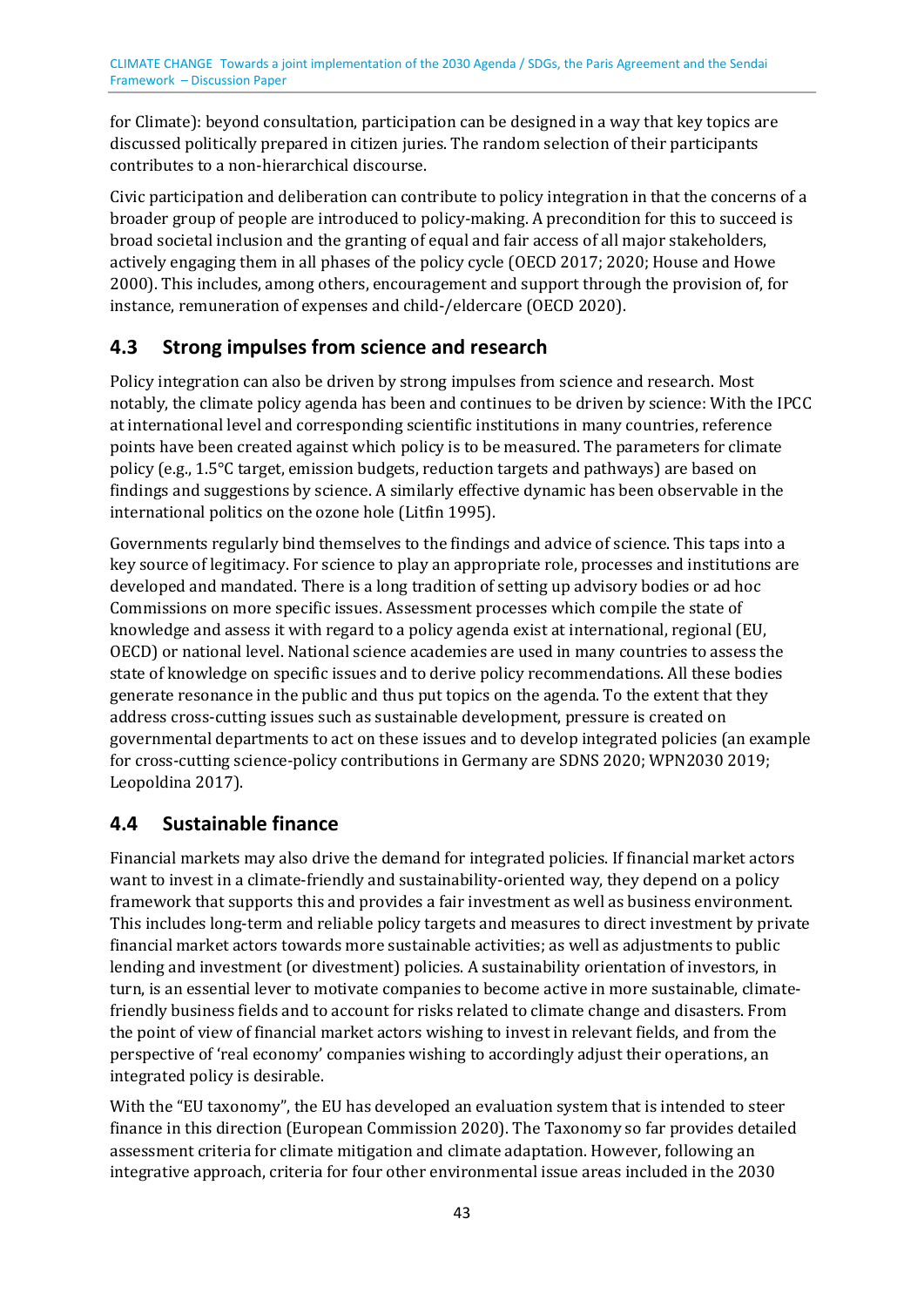for Climate): beyond consultation, participation can be designed in a way that key topics are discussed politically prepared in citizen juries. The random selection of their participants contributes to a non-hierarchical discourse.

Civic participation and deliberation can contribute to policy integration in that the concerns of a broader group of people are introduced to policy-making. A precondition for this to succeed is broad societal inclusion and the granting of equal and fair access of all major stakeholders, actively engaging them in all phases of the policy cycle (OECD 2017; 2020; House and Howe 2000). This includes, among others, encouragement and support through the provision of, for instance, remuneration of expenses and child-/eldercare (OECD 2020).

## 4.3 Strong impulses from science and research

Policy integration can also be driven by strong impulses from science and research. Most notably, the climate policy agenda has been and continues to be driven by science: With the IPCC at international level and corresponding scientific institutions in many countries, reference points have been created against which policy is to be measured. The parameters for climate policy (e.g., 1.5°C target, emission budgets, reduction targets and pathways) are based on findings and suggestions by science. A similarly effective dynamic has been observable in the international politics on the ozone hole (Litfin 1995).

Governments regularly bind themselves to the findings and advice of science. This taps into a key source of legitimacy. For science to play an appropriate role, processes and institutions are developed and mandated. There is a long tradition of setting up advisory bodies or ad hoc Commissions on more specific issues. Assessment processes which compile the state of knowledge and assess it with regard to a policy agenda exist at international, regional (EU, OECD) or national level. National science academies are used in many countries to assess the state of knowledge on specific issues and to derive policy recommendations. All these bodies generate resonance in the public and thus put topics on the agenda. To the extent that they address cross-cutting issues such as sustainable development, pressure is created on governmental departments to act on these issues and to develop integrated policies (an example for cross-cutting science-policy contributions in Germany are SDNS 2020; WPN2030 2019; Leopoldina 2017).

## 4.4 Sustainable finance

Financial markets may also drive the demand for integrated policies. If financial market actors want to invest in a climate-friendly and sustainability-oriented way, they depend on a policy framework that supports this and provides a fair investment as well as business environment. This includes long-term and reliable policy targets and measures to direct investment by private financial market actors towards more sustainable activities; as well as adjustments to public lending and investment (or divestment) policies. A sustainability orientation of investors, in turn, is an essential lever to motivate companies to become active in more sustainable, climate-friendly business fields and to account for risks related to climate change and disasters. From the point of view of financial market actors wishing to invest in relevant fields, and from the perspective of 'real economy' companies wishing to accordingly adjust their operations, an integrated policy is desirable.

With the "EU taxonomy", the EU has developed an evaluation system that is intended to steer finance in this direction (European Commission 2020). The Taxonomy so far provides detailed assessment criteria for climate mitigation and climate adaptation. However, following an integrative approach, criteria for four other environmental issue areas included in the 2030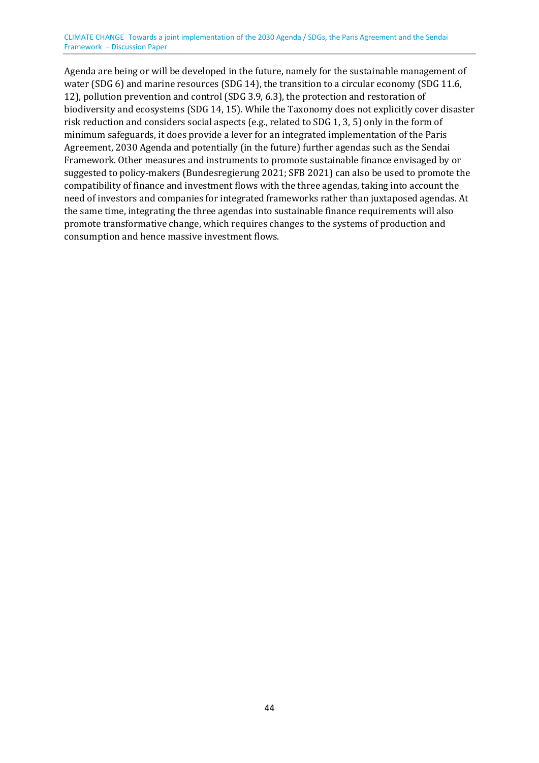Agenda are being or will be developed in the future, namely for the sustainable management of water (SDG 6) and marine resources (SDG 14), the transition to a circular economy (SDG 11.6, 12), pollution prevention and control (SDG 3.9, 6.3), the protection and restoration of biodiversity and ecosystems (SDG 14, 15). While the Taxonomy does not explicitly cover disaster risk reduction and considers social aspects (e.g., related to SDG 1, 3, 5) only in the form of minimum safeguards, it does provide a lever for an integrated implementation of the Paris Agreement, 2030 Agenda and potentially (in the future) further agendas such as the Sendai Framework. Other measures and instruments to promote sustainable finance envisaged by or suggested to policy-makers (Bundesregierung 2021; SFB 2021) can also be used to promote the compatibility of finance and investment flows with the three agendas, taking into account the need of investors and companies for integrated frameworks rather than juxtaposed agendas. At the same time, integrating the three agendas into sustainable finance requirements will also promote transformative change, which requires changes to the systems of production and consumption and hence massive investment flows.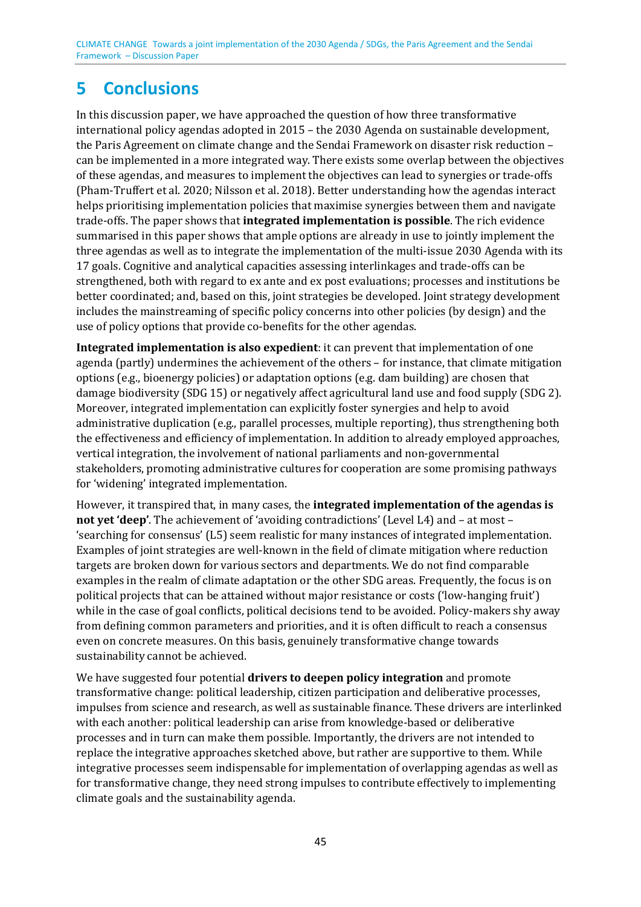# 5 Conclusions

In this discussion paper, we have approached the question of how three transformative international policy agendas adopted in 2015 – the 2030 Agenda on sustainable development, the Paris Agreement on climate change and the Sendai Framework on disaster risk reduction – can be implemented in a more integrated way. There exists some overlap between the objectives of these agendas, and measures to implement the objectives can lead to synergies or trade-offs (Pham-Truffert et al. 2020; Nilsson et al. 2018). Better understanding how the agendas interact helps prioritising implementation policies that maximise synergies between them and navigate trade-offs. The paper shows that **integrated implementation is possible**. The rich evidence summarised in this paper shows that ample options are already in use to jointly implement the three agendas as well as to integrate the implementation of the multi-issue 2030 Agenda with its 17 goals. Cognitive and analytical capacities assessing interlinkages and trade-offs can be strengthened, both with regard to ex ante and ex post evaluations; processes and institutions be better coordinated; and, based on this, joint strategies be developed. Joint strategy development includes the mainstreaming of specific policy concerns into other policies (by design) and the use of policy options that provide co-benefits for the other agendas.

**Integrated implementation is also expedient**: it can prevent that implementation of one agenda (partly) undermines the achievement of the others – for instance, that climate mitigation options (e.g., bioenergy policies) or adaptation options (e.g. dam building) are chosen that damage biodiversity (SDG 15) or negatively affect agricultural land use and food supply (SDG 2). Moreover, integrated implementation can explicitly foster synergies and help to avoid administrative duplication (e.g., parallel processes, multiple reporting), thus strengthening both the effectiveness and efficiency of implementation. In addition to already employed approaches, vertical integration, the involvement of national parliaments and non-governmental stakeholders, promoting administrative cultures for cooperation are some promising pathways for 'widening' integrated implementation.

However, it transpired that, in many cases, the **integrated implementation of the agendas is not yet 'deep'**. The achievement of 'avoiding contradictions' (Level L4) and – at most – 'searching for consensus' (L5) seem realistic for many instances of integrated implementation. Examples of joint strategies are well-known in the field of climate mitigation where reduction targets are broken down for various sectors and departments. We do not find comparable examples in the realm of climate adaptation or the other SDG areas. Frequently, the focus is on political projects that can be attained without major resistance or costs ('low-hanging fruit') while in the case of goal conflicts, political decisions tend to be avoided. Policy-makers shy away from defining common parameters and priorities, and it is often difficult to reach a consensus even on concrete measures. On this basis, genuinely transformative change towards sustainability cannot be achieved.

We have suggested four potential **drivers to deepen policy integration** and promote transformative change: political leadership, citizen participation and deliberative processes, impulses from science and research, as well as sustainable finance. These drivers are interlinked with each another: political leadership can arise from knowledge-based or deliberative processes and in turn can make them possible. Importantly, the drivers are not intended to replace the integrative approaches sketched above, but rather are supportive to them. While integrative processes seem indispensable for implementation of overlapping agendas as well as for transformative change, they need strong impulses to contribute effectively to implementing climate goals and the sustainability agenda.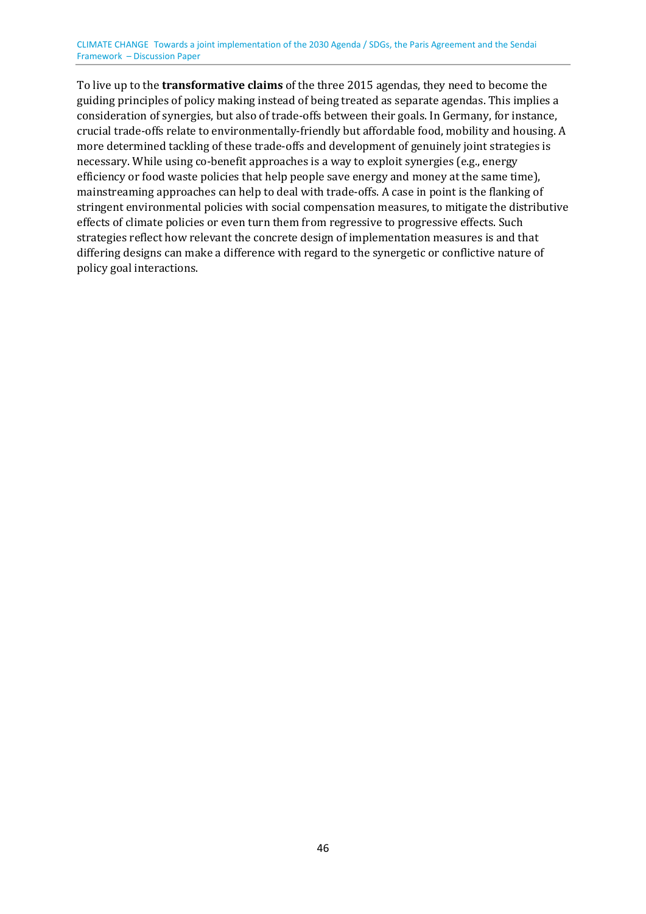To live up to the **transformative claims** of the three 2015 agendas, they need to become the guiding principles of policy making instead of being treated as separate agendas. This implies a consideration of synergies, but also of trade-offs between their goals. In Germany, for instance, crucial trade-offs relate to environmentally-friendly but affordable food, mobility and housing. A more determined tackling of these trade-offs and development of genuinely joint strategies is necessary. While using co-benefit approaches is a way to exploit synergies (e.g., energy efficiency or food waste policies that help people save energy and money at the same time), mainstreaming approaches can help to deal with trade-offs. A case in point is the flanking of stringent environmental policies with social compensation measures, to mitigate the distributive effects of climate policies or even turn them from regressive to progressive effects. Such strategies reflect how relevant the concrete design of implementation measures is and that differing designs can make a difference with regard to the synergetic or conflictive nature of policy goal interactions.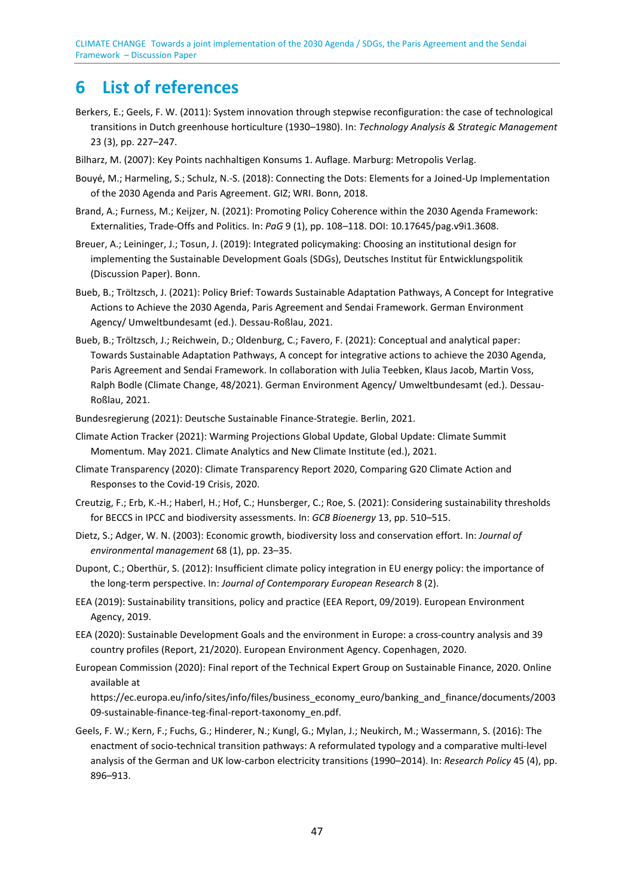# 6 List of references

Berkers, E.; Geels, F. W. (2011): System innovation through stepwise reconfiguration: the case of technological transitions in Dutch greenhouse horticulture (1930–1980). In: *Technology Analysis & Strategic Management* 23 (3), pp. 227–247.

Bilharz, M. (2007): Key Points nachhaltigen Konsums 1. Auflage. Marburg: Metropolis Verlag.

Bouyé, M.; Harmeling, S.; Schulz, N.-S. (2018): Connecting the Dots: Elements for a Joined-Up Implementation of the 2030 Agenda and Paris Agreement. GIZ; WRI. Bonn, 2018.

Brand, A.; Furness, M.; Keijzer, N. (2021): Promoting Policy Coherence within the 2030 Agenda Framework: Externalities, Trade-Offs and Politics. In: *PaG* 9 (1), pp. 108–118. DOI: 10.17645/pag.v9i1.3608.

Breuer, A.; Leininger, J.; Tosun, J. (2019): Integrated policymaking: Choosing an institutional design for implementing the Sustainable Development Goals (SDGs), Deutsches Institut für Entwicklungspolitik (Discussion Paper). Bonn.

Bueb, B.; Tröltzsch, J. (2021): Policy Brief: Towards Sustainable Adaptation Pathways, A Concept for Integrative Actions to Achieve the 2030 Agenda, Paris Agreement and Sendai Framework. German Environment Agency/ Umweltbundesamt (ed.). Dessau-Roßlau, 2021.

Bueb, B.; Tröltzsch, J.; Reichwein, D.; Oldenburg, C.; Favero, F. (2021): Conceptual and analytical paper: Towards Sustainable Adaptation Pathways, A concept for integrative actions to achieve the 2030 Agenda, Paris Agreement and Sendai Framework. In collaboration with Julia Teebken, Klaus Jacob, Martin Voss, Ralph Bodle (Climate Change, 48/2021). German Environment Agency/ Umweltbundesamt (ed.). Dessau-Roßlau, 2021.

Bundesregierung (2021): Deutsche Sustainable Finance-Strategie. Berlin, 2021.

Climate Action Tracker (2021): Warming Projections Global Update, Global Update: Climate Summit Momentum. May 2021. Climate Analytics and New Climate Institute (ed.), 2021.

Climate Transparency (2020): Climate Transparency Report 2020, Comparing G20 Climate Action and Responses to the Covid-19 Crisis, 2020.

Creutzig, F.; Erb, K.-H.; Haberl, H.; Hof, C.; Hunsberger, C.; Roe, S. (2021): Considering sustainability thresholds for BECCS in IPCC and biodiversity assessments. In: *GCB Bioenergy* 13, pp. 510–515.

Dietz, S.; Adger, W. N. (2003): Economic growth, biodiversity loss and conservation effort. In: *Journal of environmental management* 68 (1), pp. 23–35.

Dupont, C.; Oberthür, S. (2012): Insufficient climate policy integration in EU energy policy: the importance of the long-term perspective. In: *Journal of Contemporary European Research* 8 (2).

EEA (2019): Sustainability transitions, policy and practice (EEA Report, 09/2019). European Environment Agency, 2019.

EEA (2020): Sustainable Development Goals and the environment in Europe: a cross-country analysis and 39 country profiles (Report, 21/2020). European Environment Agency. Copenhagen, 2020.

European Commission (2020): Final report of the Technical Expert Group on Sustainable Finance, 2020. Online available at https://ec.europa.eu/info/sites/info/files/business_economy_euro/banking_and_finance/documents/200309-sustainable-finance-teg-final-report-taxonomy_en.pdf.

Geels, F. W.; Kern, F.; Fuchs, G.; Hinderer, N.; Kungl, G.; Mylan, J.; Neukirch, M.; Wassermann, S. (2016): The enactment of socio-technical transition pathways: A reformulated typology and a comparative multi-level analysis of the German and UK low-carbon electricity transitions (1990–2014). In: *Research Policy* 45 (4), pp. 896–913.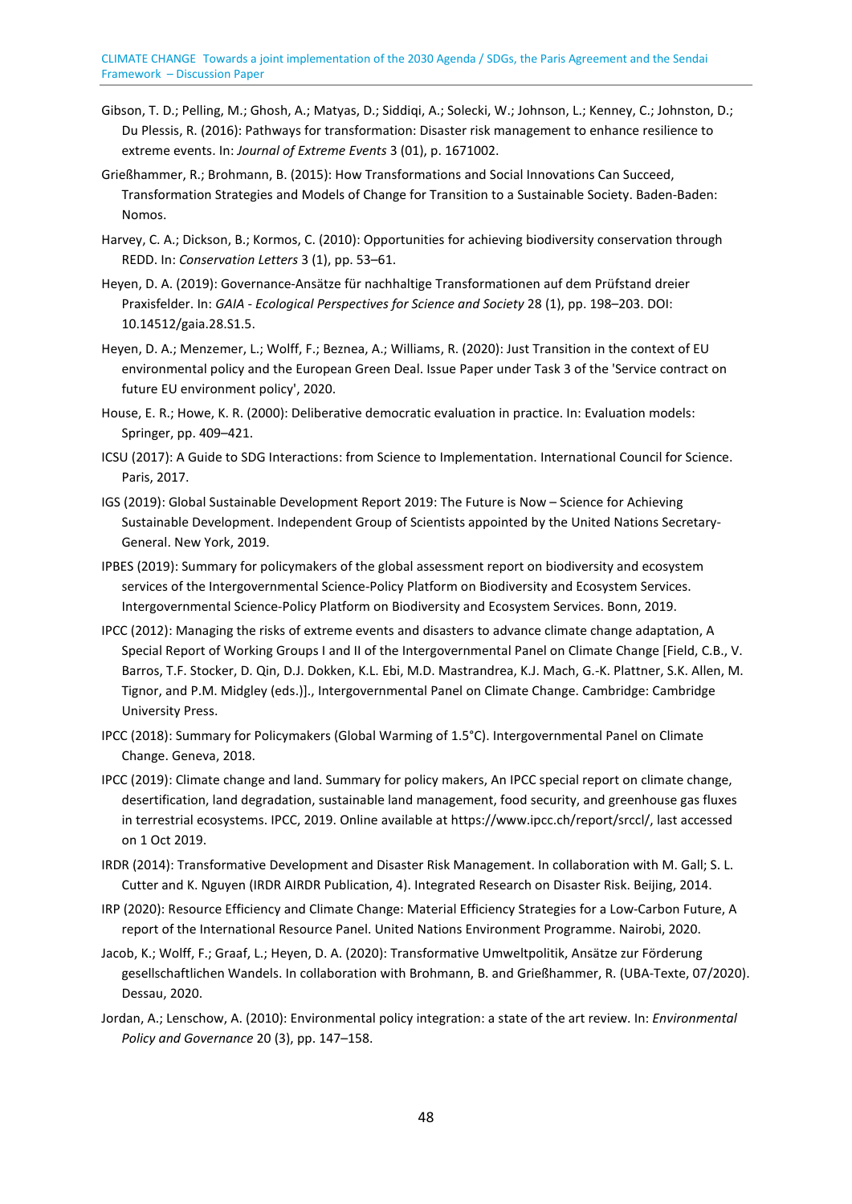Gibson, T. D.; Pelling, M.; Ghosh, A.; Matyas, D.; Siddiqi, A.; Solecki, W.; Johnson, L.; Kenney, C.; Johnston, D.; Du Plessis, R. (2016): Pathways for transformation: Disaster risk management to enhance resilience to extreme events. In: *Journal of Extreme Events* 3 (01), p. 1671002.

Grießhammer, R.; Brohmann, B. (2015): How Transformations and Social Innovations Can Succeed, Transformation Strategies and Models of Change for Transition to a Sustainable Society. Baden-Baden: Nomos.

Harvey, C. A.; Dickson, B.; Kormos, C. (2010): Opportunities for achieving biodiversity conservation through REDD. In: *Conservation Letters* 3 (1), pp. 53–61.

Heyen, D. A. (2019): Governance-Ansätze für nachhaltige Transformationen auf dem Prüfstand dreier Praxisfelder. In: *GAIA - Ecological Perspectives for Science and Society* 28 (1), pp. 198–203. DOI: 10.14512/gaia.28.S1.5.

Heyen, D. A.; Menzemer, L.; Wolff, F.; Beznea, A.; Williams, R. (2020): Just Transition in the context of EU environmental policy and the European Green Deal. Issue Paper under Task 3 of the 'Service contract on future EU environment policy', 2020.

House, E. R.; Howe, K. R. (2000): Deliberative democratic evaluation in practice. In: Evaluation models: Springer, pp. 409–421.

ICSU (2017): A Guide to SDG Interactions: from Science to Implementation. International Council for Science. Paris, 2017.

IGS (2019): Global Sustainable Development Report 2019: The Future is Now – Science for Achieving Sustainable Development. Independent Group of Scientists appointed by the United Nations Secretary-General. New York, 2019.

IPBES (2019): Summary for policymakers of the global assessment report on biodiversity and ecosystem services of the Intergovernmental Science-Policy Platform on Biodiversity and Ecosystem Services. Intergovernmental Science-Policy Platform on Biodiversity and Ecosystem Services. Bonn, 2019.

IPCC (2012): Managing the risks of extreme events and disasters to advance climate change adaptation, A Special Report of Working Groups I and II of the Intergovernmental Panel on Climate Change [Field, C.B., V. Barros, T.F. Stocker, D. Qin, D.J. Dokken, K.L. Ebi, M.D. Mastrandrea, K.J. Mach, G.-K. Plattner, S.K. Allen, M. Tignor, and P.M. Midgley (eds.)]., Intergovernmental Panel on Climate Change. Cambridge: Cambridge University Press.

IPCC (2018): Summary for Policymakers (Global Warming of 1.5°C). Intergovernmental Panel on Climate Change. Geneva, 2018.

IPCC (2019): Climate change and land. Summary for policy makers, An IPCC special report on climate change, desertification, land degradation, sustainable land management, food security, and greenhouse gas fluxes in terrestrial ecosystems. IPCC, 2019. Online available at https://www.ipcc.ch/report/srccl/, last accessed on 1 Oct 2019.

IRDR (2014): Transformative Development and Disaster Risk Management. In collaboration with M. Gall; S. L. Cutter and K. Nguyen (IRDR AIRDR Publication, 4). Integrated Research on Disaster Risk. Beijing, 2014.

IRP (2020): Resource Efficiency and Climate Change: Material Efficiency Strategies for a Low-Carbon Future, A report of the International Resource Panel. United Nations Environment Programme. Nairobi, 2020.

Jacob, K.; Wolff, F.; Graaf, L.; Heyen, D. A. (2020): Transformative Umweltpolitik, Ansätze zur Förderung gesellschaftlichen Wandels. In collaboration with Brohmann, B. and Grießhammer, R. (UBA-Texte, 07/2020). Dessau, 2020.

Jordan, A.; Lenschow, A. (2010): Environmental policy integration: a state of the art review. In: *Environmental Policy and Governance* 20 (3), pp. 147–158.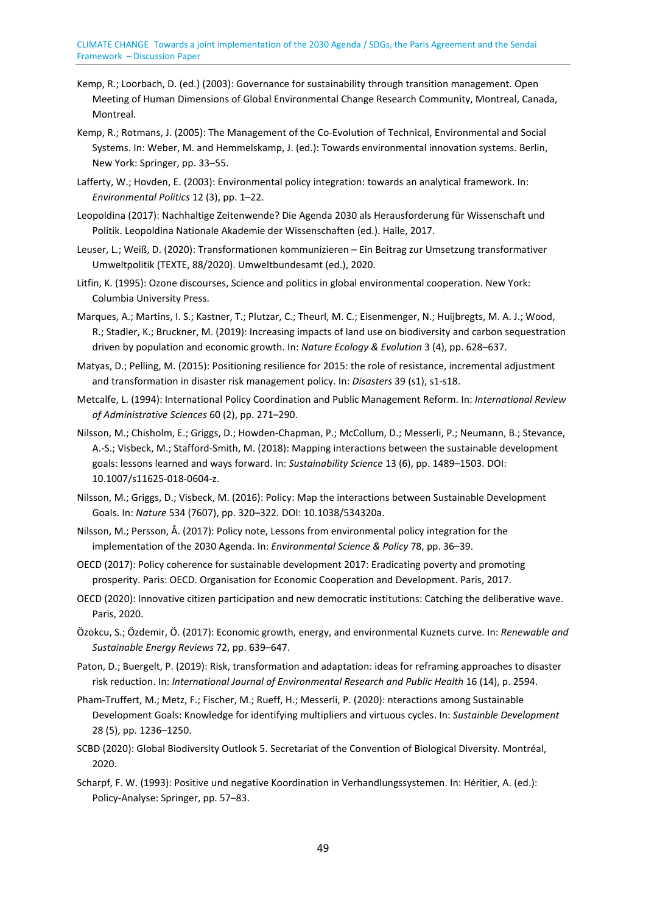Kemp, R.; Loorbach, D. (ed.) (2003): Governance for sustainability through transition management. Open Meeting of Human Dimensions of Global Environmental Change Research Community, Montreal, Canada, Montreal.

Kemp, R.; Rotmans, J. (2005): The Management of the Co-Evolution of Technical, Environmental and Social Systems. In: Weber, M. and Hemmelskamp, J. (ed.): Towards environmental innovation systems. Berlin, New York: Springer, pp. 33–55.

Lafferty, W.; Hovden, E. (2003): Environmental policy integration: towards an analytical framework. In: *Environmental Politics* 12 (3), pp. 1–22.

Leopoldina (2017): Nachhaltige Zeitenwende? Die Agenda 2030 als Herausforderung für Wissenschaft und Politik. Leopoldina Nationale Akademie der Wissenschaften (ed.). Halle, 2017.

Leuser, L.; Weiß, D. (2020): Transformationen kommunizieren – Ein Beitrag zur Umsetzung transformativer Umweltpolitik (TEXTE, 88/2020). Umweltbundesamt (ed.), 2020.

Litfin, K. (1995): Ozone discourses, Science and politics in global environmental cooperation. New York: Columbia University Press.

Marques, A.; Martins, I. S.; Kastner, T.; Plutzar, C.; Theurl, M. C.; Eisenmenger, N.; Huijbregts, M. A. J.; Wood, R.; Stadler, K.; Bruckner, M. (2019): Increasing impacts of land use on biodiversity and carbon sequestration driven by population and economic growth. In: *Nature Ecology & Evolution* 3 (4), pp. 628–637.

Matyas, D.; Pelling, M. (2015): Positioning resilience for 2015: the role of resistance, incremental adjustment and transformation in disaster risk management policy. In: *Disasters* 39 (s1), s1-s18.

Metcalfe, L. (1994): International Policy Coordination and Public Management Reform. In: *International Review of Administrative Sciences* 60 (2), pp. 271–290.

Nilsson, M.; Chisholm, E.; Griggs, D.; Howden-Chapman, P.; McCollum, D.; Messerli, P.; Neumann, B.; Stevance, A.-S.; Visbeck, M.; Stafford-Smith, M. (2018): Mapping interactions between the sustainable development goals: lessons learned and ways forward. In: *Sustainability Science* 13 (6), pp. 1489–1503. DOI: 10.1007/s11625-018-0604-z.

Nilsson, M.; Griggs, D.; Visbeck, M. (2016): Policy: Map the interactions between Sustainable Development Goals. In: *Nature* 534 (7607), pp. 320–322. DOI: 10.1038/534320a.

Nilsson, M.; Persson, Å. (2017): Policy note, Lessons from environmental policy integration for the implementation of the 2030 Agenda. In: *Environmental Science & Policy* 78, pp. 36–39.

OECD (2017): Policy coherence for sustainable development 2017: Eradicating poverty and promoting prosperity. Paris: OECD. Organisation for Economic Cooperation and Development. Paris, 2017.

OECD (2020): Innovative citizen participation and new democratic institutions: Catching the deliberative wave. Paris, 2020.

Özokcu, S.; Özdemir, Ö. (2017): Economic growth, energy, and environmental Kuznets curve. In: *Renewable and Sustainable Energy Reviews* 72, pp. 639–647.

Paton, D.; Buergelt, P. (2019): Risk, transformation and adaptation: ideas for reframing approaches to disaster risk reduction. In: *International Journal of Environmental Research and Public Health* 16 (14), p. 2594.

Pham-Truffert, M.; Metz, F.; Fischer, M.; Rueff, H.; Messerli, P. (2020): nteractions among Sustainable Development Goals: Knowledge for identifying multipliers and virtuous cycles. In: *Sustainble Development* 28 (5), pp. 1236–1250.

SCBD (2020): Global Biodiversity Outlook 5. Secretariat of the Convention of Biological Diversity. Montréal, 2020.

Scharpf, F. W. (1993): Positive und negative Koordination in Verhandlungssystemen. In: Héritier, A. (ed.): Policy-Analyse: Springer, pp. 57–83.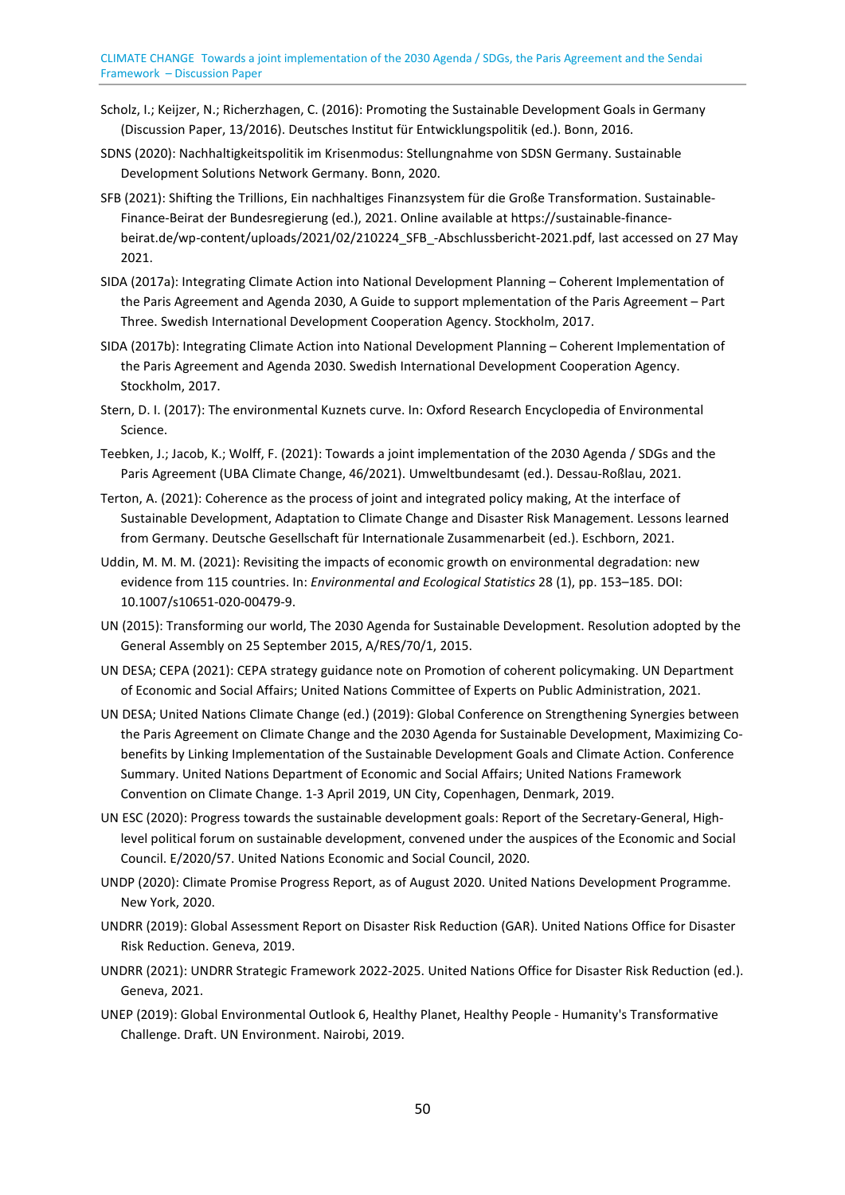Scholz, I.; Keijzer, N.; Richerzhagen, C. (2016): Promoting the Sustainable Development Goals in Germany (Discussion Paper, 13/2016). Deutsches Institut für Entwicklungspolitik (ed.). Bonn, 2016.

SDNS (2020): Nachhaltigkeitspolitik im Krisenmodus: Stellungnahme von SDSN Germany. Sustainable Development Solutions Network Germany. Bonn, 2020.

SFB (2021): Shifting the Trillions, Ein nachhaltiges Finanzsystem für die Große Transformation. Sustainable-Finance-Beirat der Bundesregierung (ed.), 2021. Online available at https://sustainable-finance-beirat.de/wp-content/uploads/2021/02/210224_SFB_-Abschlussbericht-2021.pdf, last accessed on 27 May 2021.

SIDA (2017a): Integrating Climate Action into National Development Planning – Coherent Implementation of the Paris Agreement and Agenda 2030, A Guide to support mplementation of the Paris Agreement – Part Three. Swedish International Development Cooperation Agency. Stockholm, 2017.

SIDA (2017b): Integrating Climate Action into National Development Planning – Coherent Implementation of the Paris Agreement and Agenda 2030. Swedish International Development Cooperation Agency. Stockholm, 2017.

Stern, D. I. (2017): The environmental Kuznets curve. In: Oxford Research Encyclopedia of Environmental Science.

Teebken, J.; Jacob, K.; Wolff, F. (2021): Towards a joint implementation of the 2030 Agenda / SDGs and the Paris Agreement (UBA Climate Change, 46/2021). Umweltbundesamt (ed.). Dessau-Roßlau, 2021.

Terton, A. (2021): Coherence as the process of joint and integrated policy making, At the interface of Sustainable Development, Adaptation to Climate Change and Disaster Risk Management. Lessons learned from Germany. Deutsche Gesellschaft für Internationale Zusammenarbeit (ed.). Eschborn, 2021.

Uddin, M. M. M. (2021): Revisiting the impacts of economic growth on environmental degradation: new evidence from 115 countries. In: *Environmental and Ecological Statistics* 28 (1), pp. 153–185. DOI: 10.1007/s10651-020-00479-9.

UN (2015): Transforming our world, The 2030 Agenda for Sustainable Development. Resolution adopted by the General Assembly on 25 September 2015, A/RES/70/1, 2015.

UN DESA; CEPA (2021): CEPA strategy guidance note on Promotion of coherent policymaking. UN Department of Economic and Social Affairs; United Nations Committee of Experts on Public Administration, 2021.

UN DESA; United Nations Climate Change (ed.) (2019): Global Conference on Strengthening Synergies between the Paris Agreement on Climate Change and the 2030 Agenda for Sustainable Development, Maximizing Co-benefits by Linking Implementation of the Sustainable Development Goals and Climate Action. Conference Summary. United Nations Department of Economic and Social Affairs; United Nations Framework Convention on Climate Change. 1-3 April 2019, UN City, Copenhagen, Denmark, 2019.

UN ESC (2020): Progress towards the sustainable development goals: Report of the Secretary-General, High-level political forum on sustainable development, convened under the auspices of the Economic and Social Council. E/2020/57. United Nations Economic and Social Council, 2020.

UNDP (2020): Climate Promise Progress Report, as of August 2020. United Nations Development Programme. New York, 2020.

UNDRR (2019): Global Assessment Report on Disaster Risk Reduction (GAR). United Nations Office for Disaster Risk Reduction. Geneva, 2019.

UNDRR (2021): UNDRR Strategic Framework 2022-2025. United Nations Office for Disaster Risk Reduction (ed.). Geneva, 2021.

UNEP (2019): Global Environmental Outlook 6, Healthy Planet, Healthy People - Humanity's Transformative Challenge. Draft. UN Environment. Nairobi, 2019.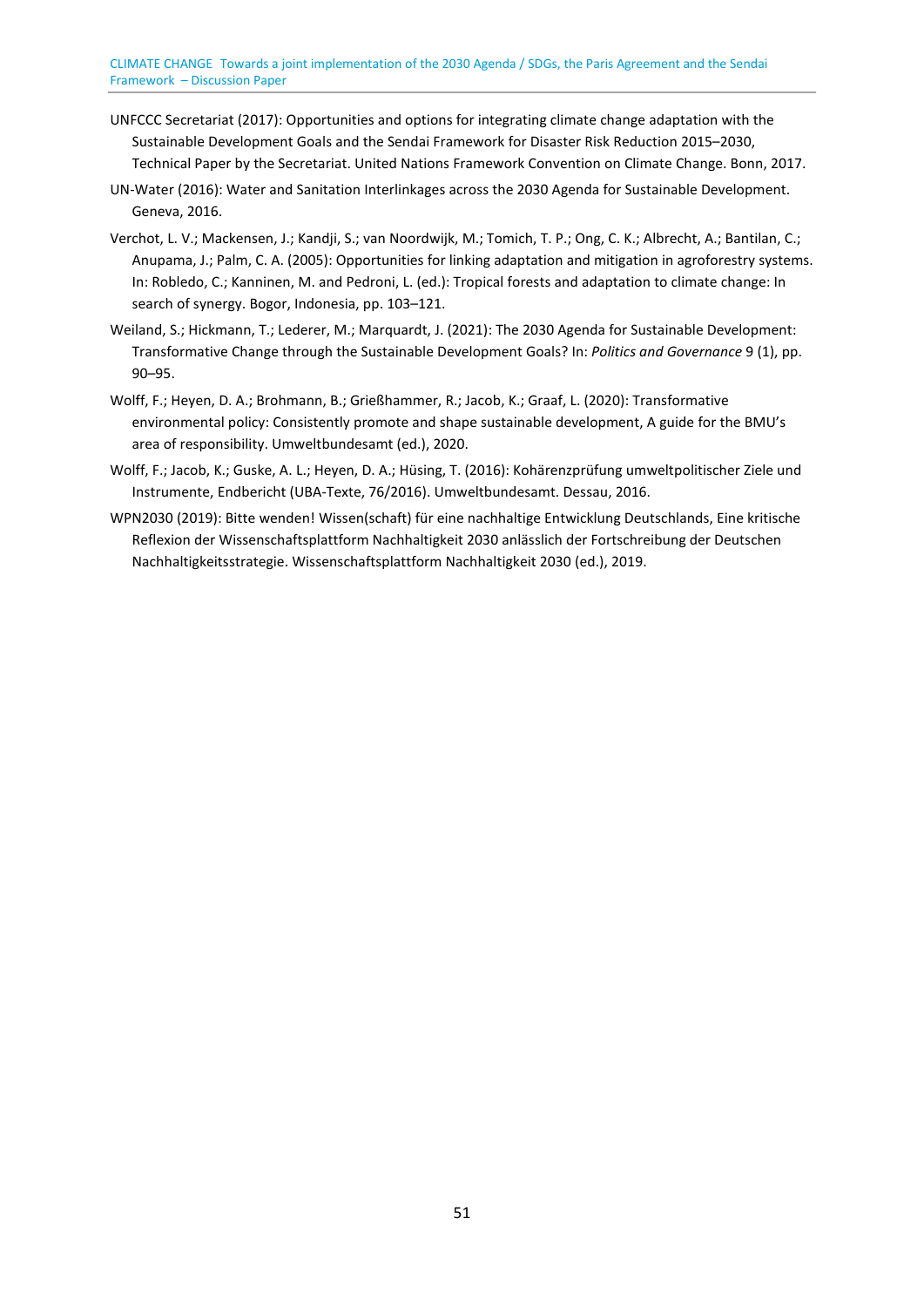UNFCCC Secretariat (2017): Opportunities and options for integrating climate change adaptation with the Sustainable Development Goals and the Sendai Framework for Disaster Risk Reduction 2015–2030, Technical Paper by the Secretariat. United Nations Framework Convention on Climate Change. Bonn, 2017.

UN-Water (2016): Water and Sanitation Interlinkages across the 2030 Agenda for Sustainable Development. Geneva, 2016.

Verchot, L. V.; Mackensen, J.; Kandji, S.; van Noordwijk, M.; Tomich, T. P.; Ong, C. K.; Albrecht, A.; Bantilan, C.; Anupama, J.; Palm, C. A. (2005): Opportunities for linking adaptation and mitigation in agroforestry systems. In: Robledo, C.; Kanninen, M. and Pedroni, L. (ed.): Tropical forests and adaptation to climate change: In search of synergy. Bogor, Indonesia, pp. 103–121.

Weiland, S.; Hickmann, T.; Lederer, M.; Marquardt, J. (2021): The 2030 Agenda for Sustainable Development: Transformative Change through the Sustainable Development Goals? In: *Politics and Governance* 9 (1), pp. 90–95.

Wolff, F.; Heyen, D. A.; Brohmann, B.; Grießhammer, R.; Jacob, K.; Graaf, L. (2020): Transformative environmental policy: Consistently promote and shape sustainable development, A guide for the BMU's area of responsibility. Umweltbundesamt (ed.), 2020.

Wolff, F.; Jacob, K.; Guske, A. L.; Heyen, D. A.; Hüsing, T. (2016): Kohärenzprüfung umweltpolitischer Ziele und Instrumente, Endbericht (UBA-Texte, 76/2016). Umweltbundesamt. Dessau, 2016.

WPN2030 (2019): Bitte wenden! Wissen(schaft) für eine nachhaltige Entwicklung Deutschlands, Eine kritische Reflexion der Wissenschaftsplattform Nachhaltigkeit 2030 anlässlich der Fortschreibung der Deutschen Nachhaltigkeitsstrategie. Wissenschaftsplattform Nachhaltigkeit 2030 (ed.), 2019.